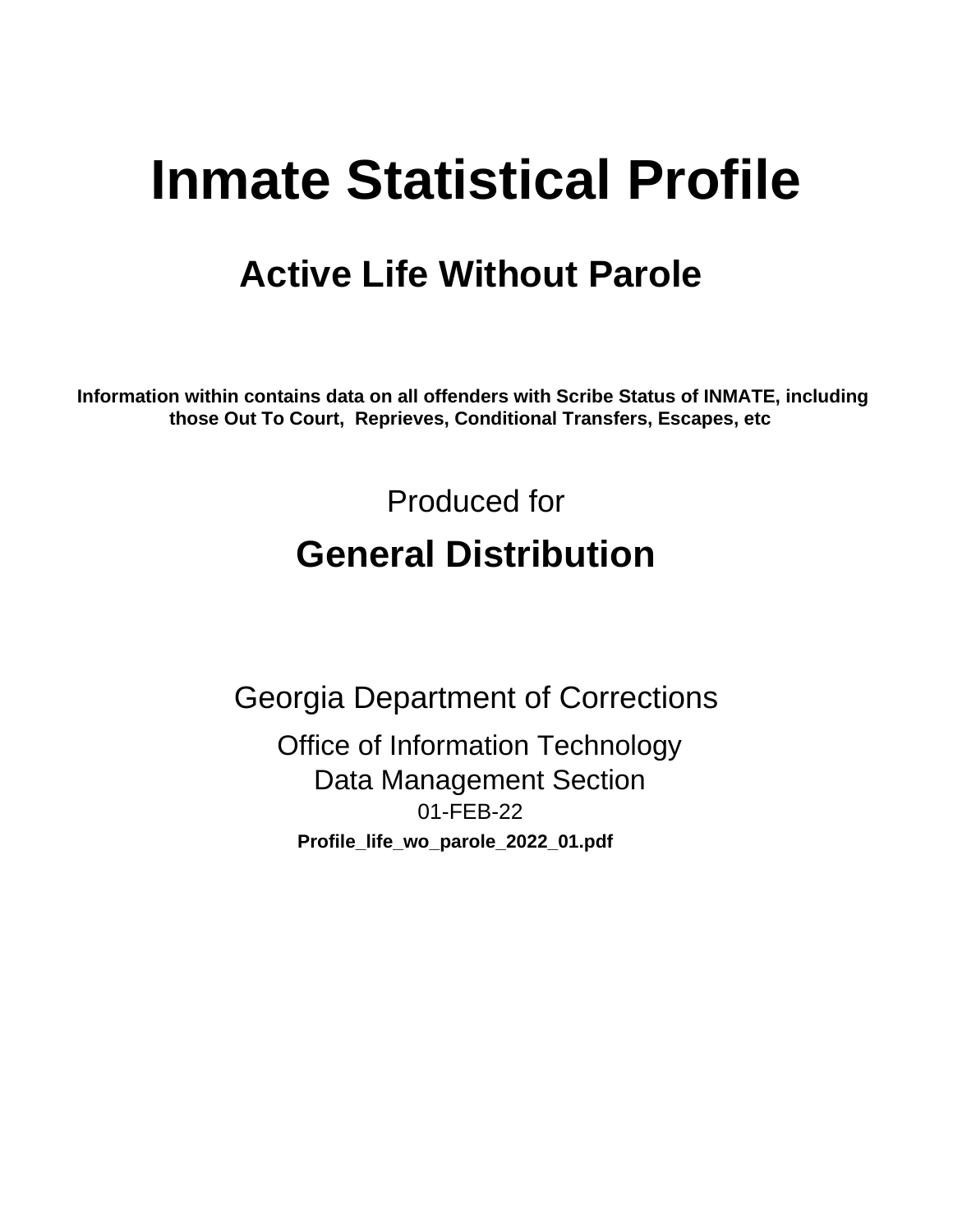# Inmate Statistical Profile

## Active Life Without Parole

**Information within contains data on all offenders with Scribe Status of INMATE, including those Out To Court, Reprieves, Conditional Transfers, Escapes, etc**

Produced for

## General Distribution

Georgia Department of Corrections

Office of Information Technology
Data Management Section
01-FEB-22

**Profile_life_wo_parole_2022_01.pdf**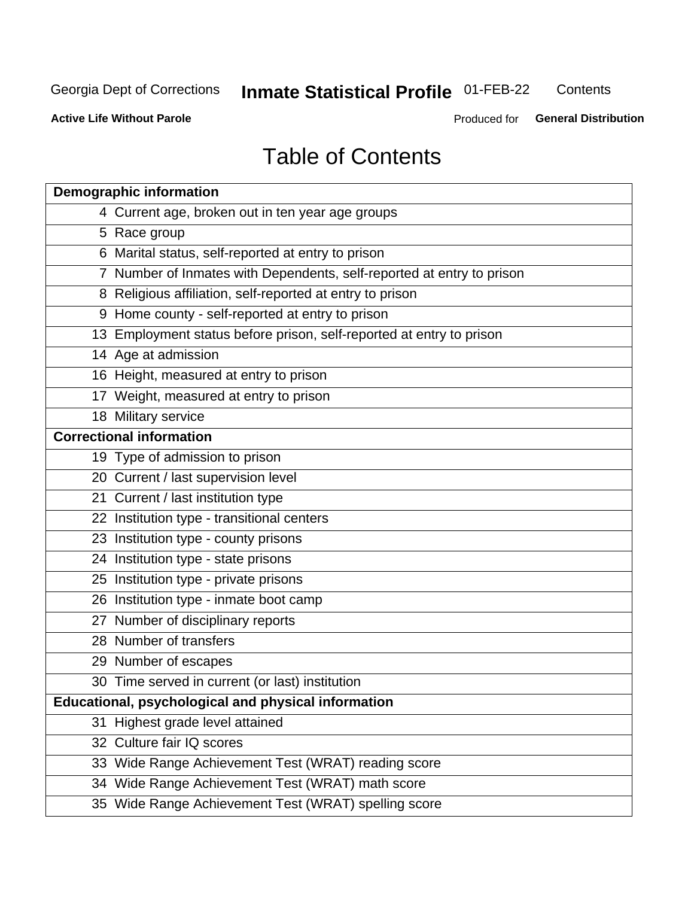# Table of Contents

| Demographic information | |
|---|---|
| 4 | Current age, broken out in ten year age groups |
| 5 | Race group |
| 6 | Marital status, self-reported at entry to prison |
| 7 | Number of Inmates with Dependents, self-reported at entry to prison |
| 8 | Religious affiliation, self-reported at entry to prison |
| 9 | Home county - self-reported at entry to prison |
| 13 | Employment status before prison, self-reported at entry to prison |
| 14 | Age at admission |
| 16 | Height, measured at entry to prison |
| 17 | Weight, measured at entry to prison |
| 18 | Military service |
| **Correctional information** | |
| 19 | Type of admission to prison |
| 20 | Current / last supervision level |
| 21 | Current / last institution type |
| 22 | Institution type - transitional centers |
| 23 | Institution type - county prisons |
| 24 | Institution type - state prisons |
| 25 | Institution type - private prisons |
| 26 | Institution type - inmate boot camp |
| 27 | Number of disciplinary reports |
| 28 | Number of transfers |
| 29 | Number of escapes |
| 30 | Time served in current (or last) institution |
| **Educational, psychological and physical information** | |
| 31 | Highest grade level attained |
| 32 | Culture fair IQ scores |
| 33 | Wide Range Achievement Test (WRAT) reading score |
| 34 | Wide Range Achievement Test (WRAT) math score |
| 35 | Wide Range Achievement Test (WRAT) spelling score |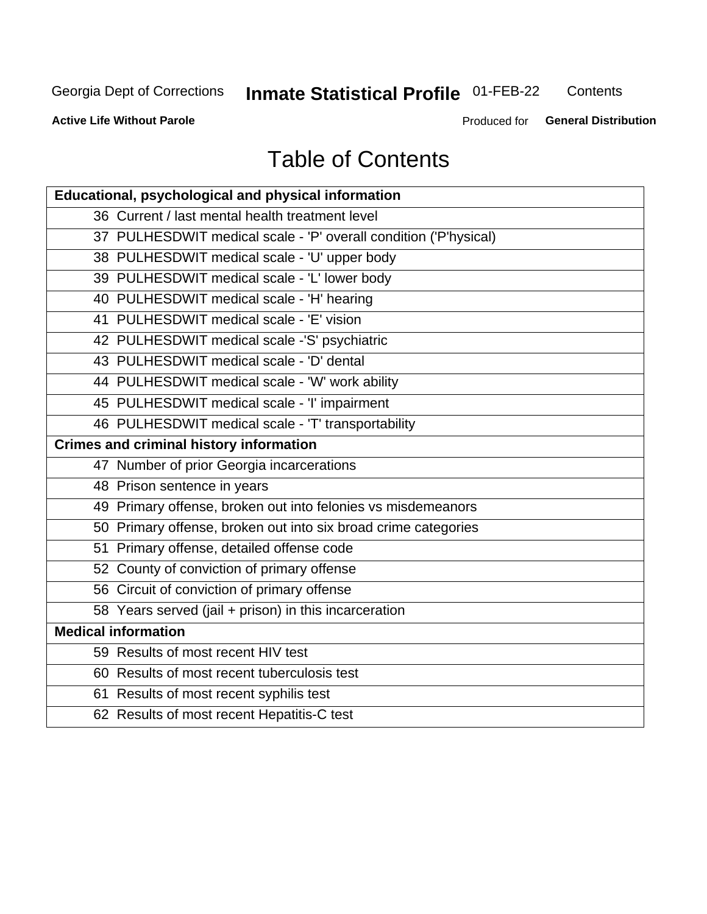# Table of Contents

| Educational, psychological and physical information |
|---|
| 36 Current / last mental health treatment level |
| 37 PULHESDWIT medical scale - 'P' overall condition ('P'hysical) |
| 38 PULHESDWIT medical scale - 'U' upper body |
| 39 PULHESDWIT medical scale - 'L' lower body |
| 40 PULHESDWIT medical scale - 'H' hearing |
| 41 PULHESDWIT medical scale - 'E' vision |
| 42 PULHESDWIT medical scale -'S' psychiatric |
| 43 PULHESDWIT medical scale - 'D' dental |
| 44 PULHESDWIT medical scale - 'W' work ability |
| 45 PULHESDWIT medical scale - 'I' impairment |
| 46 PULHESDWIT medical scale - 'T' transportability |
| **Crimes and criminal history information** |
| 47 Number of prior Georgia incarcerations |
| 48 Prison sentence in years |
| 49 Primary offense, broken out into felonies vs misdemeanors |
| 50 Primary offense, broken out into six broad crime categories |
| 51 Primary offense, detailed offense code |
| 52 County of conviction of primary offense |
| 56 Circuit of conviction of primary offense |
| 58 Years served (jail + prison) in this incarceration |
| **Medical information** |
| 59 Results of most recent HIV test |
| 60 Results of most recent tuberculosis test |
| 61 Results of most recent syphilis test |
| 62 Results of most recent Hepatitis-C test |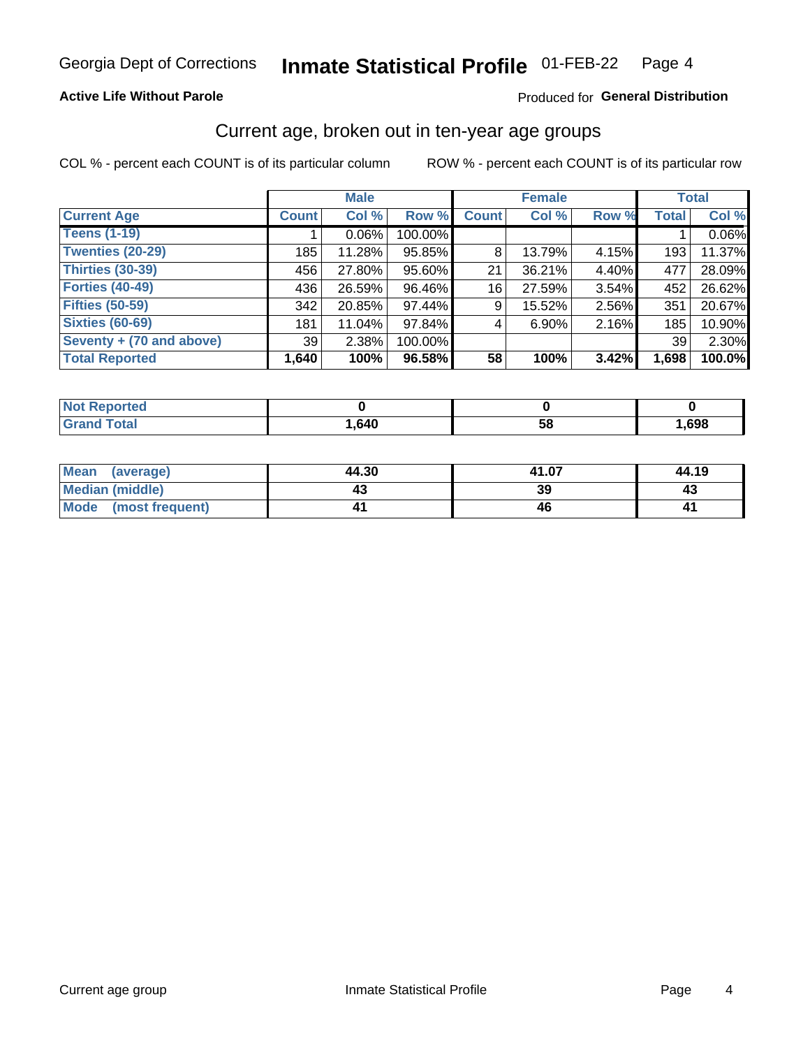Georgia Dept of Corrections **Inmate Statistical Profile** 01-FEB-22

**Active Life Without Parole**

Produced for **General Distribution**

## Current age, broken out in ten-year age groups

COL % - percent each COUNT is of its particular column

ROW % - percent each COUNT is of its particular row

| | Male | | | Female | | | Total | |
|---|---|---|---|---|---|---|---|---|
| **Current Age** | **Count** | **Col %** | **Row %** | **Count** | **Col %** | **Row %** | **Total** | **Col %** |
| **Teens (1-19)** | 1 | 0.06% | 100.00% | | | | 1 | 0.06% |
| **Twenties (20-29)** | 185 | 11.28% | 95.85% | 8 | 13.79% | 4.15% | 193 | 11.37% |
| **Thirties (30-39)** | 456 | 27.80% | 95.60% | 21 | 36.21% | 4.40% | 477 | 28.09% |
| **Forties (40-49)** | 436 | 26.59% | 96.46% | 16 | 27.59% | 3.54% | 452 | 26.62% |
| **Fifties (50-59)** | 342 | 20.85% | 97.44% | 9 | 15.52% | 2.56% | 351 | 20.67% |
| **Sixties (60-69)** | 181 | 11.04% | 97.84% | 4 | 6.90% | 2.16% | 185 | 10.90% |
| **Seventy + (70 and above)** | 39 | 2.38% | 100.00% | | | | 39 | 2.30% |
| **Total Reported** | **1,640** | **100%** | **96.58%** | **58** | **100%** | **3.42%** | **1,698** | **100.0%** |

| | Male | Female | Total |
|---|---|---|---|
| **Not Reported** | **0** | **0** | **0** |
| **Grand Total** | **1,640** | **58** | **1,698** |

| | Male | Female | Total |
|---|---|---|---|
| **Mean (average)** | **44.30** | **41.07** | **44.19** |
| **Median (middle)** | **43** | **39** | **43** |
| **Mode (most frequent)** | **41** | **46** | **41** |

Current age group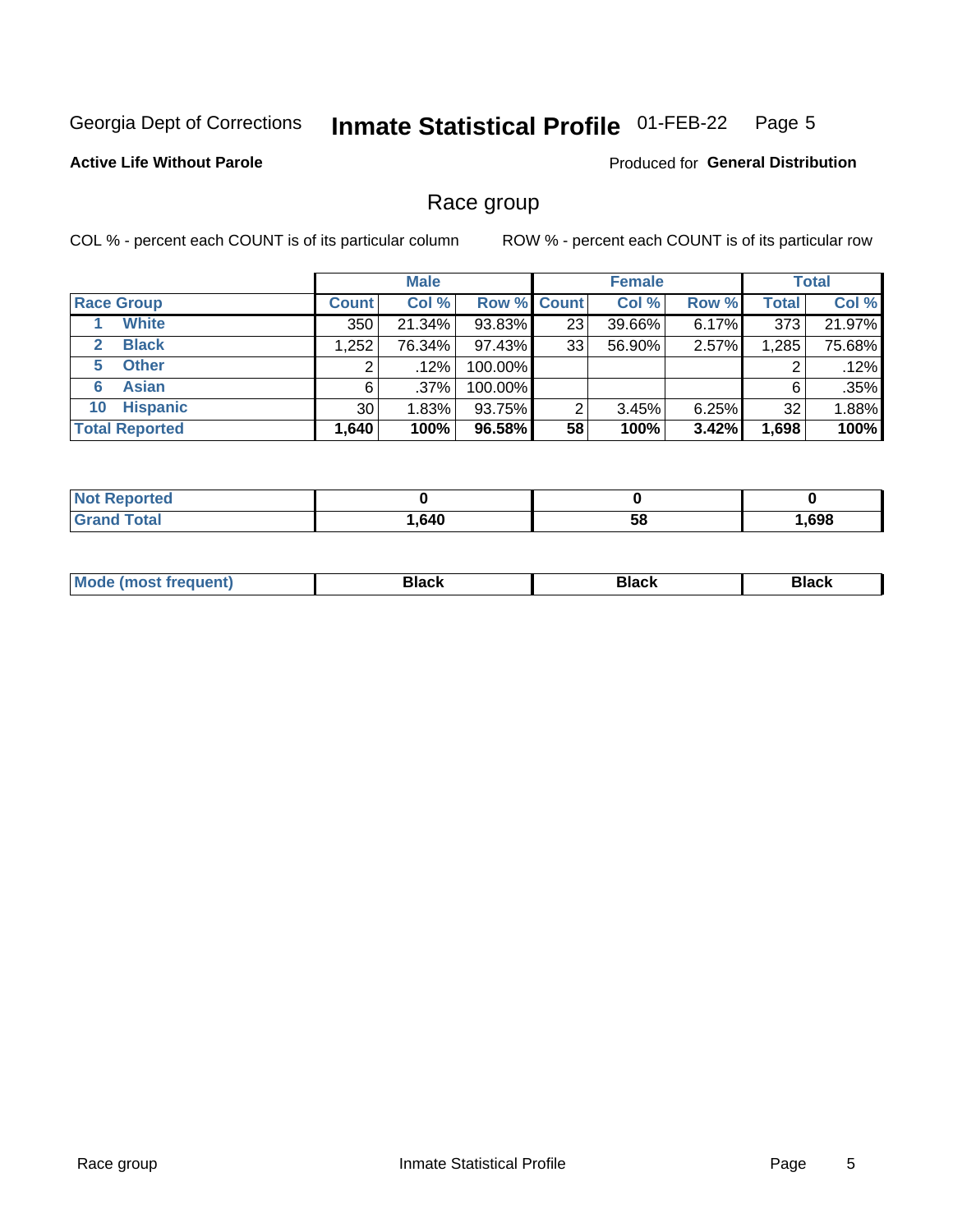Georgia Dept of Corrections **Inmate Statistical Profile** 01-FEB-22 Page 5

**Active Life Without Parole**

Produced for **General Distribution**

## Race group

COL % - percent each COUNT is of its particular column ROW % - percent each COUNT is of its particular row

| | Male | | | Female | | | Total | |
|---|---|---|---|---|---|---|---|---|
| **Race Group** | **Count** | **Col %** | **Row %** | **Count** | **Col %** | **Row %** | **Total** | **Col %** |
| 1 **White** | 350 | 21.34% | 93.83% | 23 | 39.66% | 6.17% | 373 | 21.97% |
| 2 **Black** | 1,252 | 76.34% | 97.43% | 33 | 56.90% | 2.57% | 1,285 | 75.68% |
| 5 **Other** | 2 | .12% | 100.00% | | | | 2 | .12% |
| 6 **Asian** | 6 | .37% | 100.00% | | | | 6 | .35% |
| 10 **Hispanic** | 30 | 1.83% | 93.75% | 2 | 3.45% | 6.25% | 32 | 1.88% |
| **Total Reported** | **1,640** | **100%** | **96.58%** | **58** | **100%** | **3.42%** | **1,698** | **100%** |

| | Male | Female | Total |
|---|---|---|---|
| **Not Reported** | **0** | **0** | **0** |
| **Grand Total** | **1,640** | **58** | **1,698** |

| | Male | Female | Total |
|---|---|---|---|
| **Mode (most frequent)** | **Black** | **Black** | **Black** |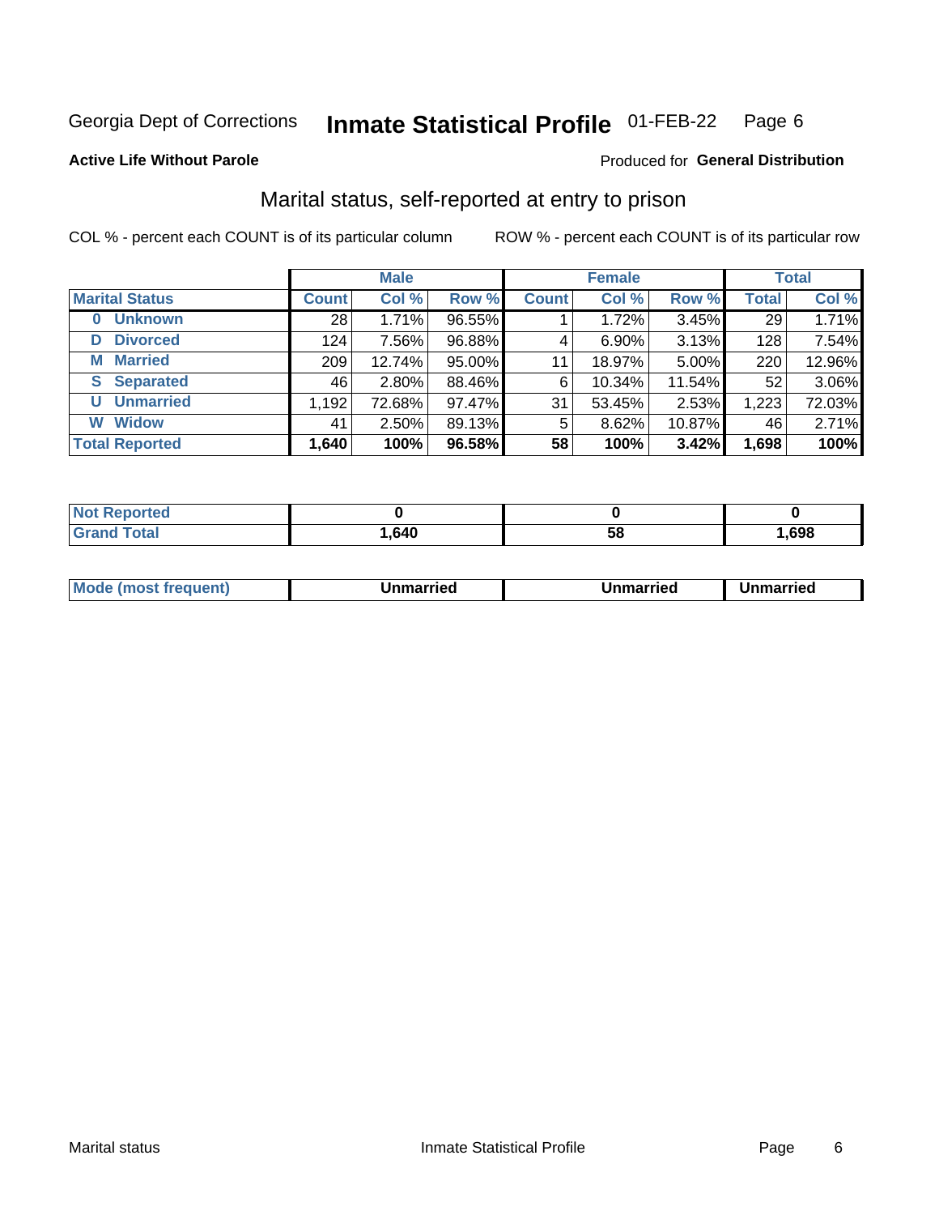Georgia Dept of Corrections **Inmate Statistical Profile** 01-FEB-22

**Active Life Without Parole**

Produced for **General Distribution**

## Marital status, self-reported at entry to prison

COL % - percent each COUNT is of its particular column ROW % - percent each COUNT is of its particular row

| | Male | | | Female | | | Total | |
|---|---|---|---|---|---|---|---|---|
| **Marital Status** | **Count** | **Col %** | **Row %** | **Count** | **Col %** | **Row %** | **Total** | **Col %** |
| **0 Unknown** | 28 | 1.71% | 96.55% | 1 | 1.72% | 3.45% | 29 | 1.71% |
| **D Divorced** | 124 | 7.56% | 96.88% | 4 | 6.90% | 3.13% | 128 | 7.54% |
| **M Married** | 209 | 12.74% | 95.00% | 11 | 18.97% | 5.00% | 220 | 12.96% |
| **S Separated** | 46 | 2.80% | 88.46% | 6 | 10.34% | 11.54% | 52 | 3.06% |
| **U Unmarried** | 1,192 | 72.68% | 97.47% | 31 | 53.45% | 2.53% | 1,223 | 72.03% |
| **W Widow** | 41 | 2.50% | 89.13% | 5 | 8.62% | 10.87% | 46 | 2.71% |
| **Total Reported** | **1,640** | **100%** | **96.58%** | **58** | **100%** | **3.42%** | **1,698** | **100%** |

| | Male | Female | Total |
|---|---|---|---|
| **Not Reported** | **0** | **0** | **0** |
| **Grand Total** | **1,640** | **58** | **1,698** |

| | Male | Female | Total |
|---|---|---|---|
| **Mode (most frequent)** | **Unmarried** | **Unmarried** | **Unmarried** |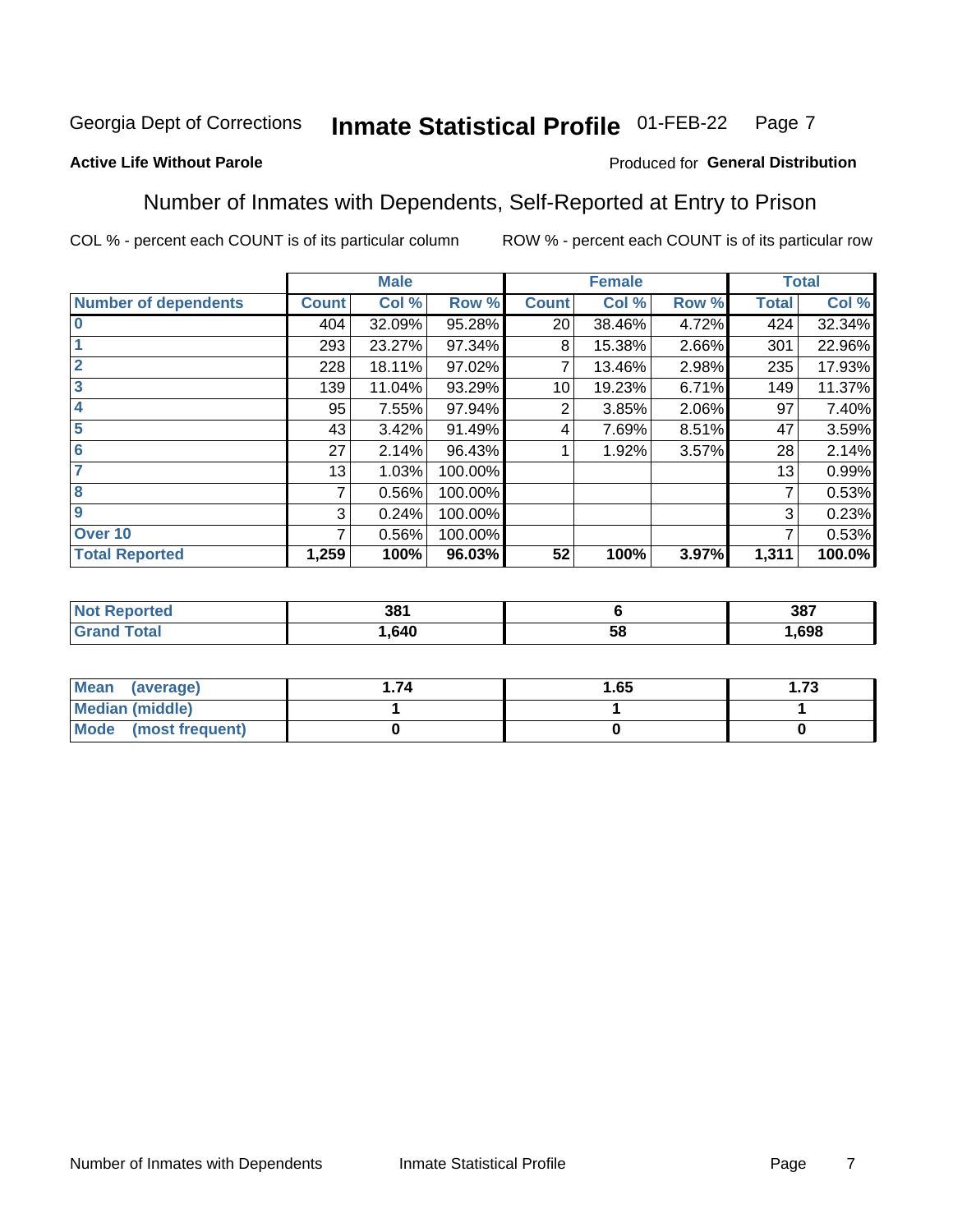Georgia Dept of Corrections **Inmate Statistical Profile** 01-FEB-22

**Active Life Without Parole**

Produced for **General Distribution**

## Number of Inmates with Dependents, Self-Reported at Entry to Prison

COL % - percent each COUNT is of its particular column

ROW % - percent each COUNT is of its particular row

| | Male | | | Female | | | Total | |
|---|---|---|---|---|---|---|---|---|
| **Number of dependents** | **Count** | **Col %** | **Row %** | **Count** | **Col %** | **Row %** | **Total** | **Col %** |
| 0 | 404 | 32.09% | 95.28% | 20 | 38.46% | 4.72% | 424 | 32.34% |
| 1 | 293 | 23.27% | 97.34% | 8 | 15.38% | 2.66% | 301 | 22.96% |
| 2 | 228 | 18.11% | 97.02% | 7 | 13.46% | 2.98% | 235 | 17.93% |
| 3 | 139 | 11.04% | 93.29% | 10 | 19.23% | 6.71% | 149 | 11.37% |
| 4 | 95 | 7.55% | 97.94% | 2 | 3.85% | 2.06% | 97 | 7.40% |
| 5 | 43 | 3.42% | 91.49% | 4 | 7.69% | 8.51% | 47 | 3.59% |
| 6 | 27 | 2.14% | 96.43% | 1 | 1.92% | 3.57% | 28 | 2.14% |
| 7 | 13 | 1.03% | 100.00% | | | | 13 | 0.99% |
| 8 | 7 | 0.56% | 100.00% | | | | 7 | 0.53% |
| 9 | 3 | 0.24% | 100.00% | | | | 3 | 0.23% |
| Over 10 | 7 | 0.56% | 100.00% | | | | 7 | 0.53% |
| **Total Reported** | **1,259** | **100%** | **96.03%** | **52** | **100%** | **3.97%** | **1,311** | **100.0%** |

| | Male | Female | Total |
|---|---|---|---|
| **Not Reported** | **381** | **6** | **387** |
| **Grand Total** | **1,640** | **58** | **1,698** |

| | Male | Female | Total |
|---|---|---|---|
| **Mean (average)** | **1.74** | **1.65** | **1.73** |
| **Median (middle)** | **1** | **1** | **1** |
| **Mode (most frequent)** | **0** | **0** | **0** |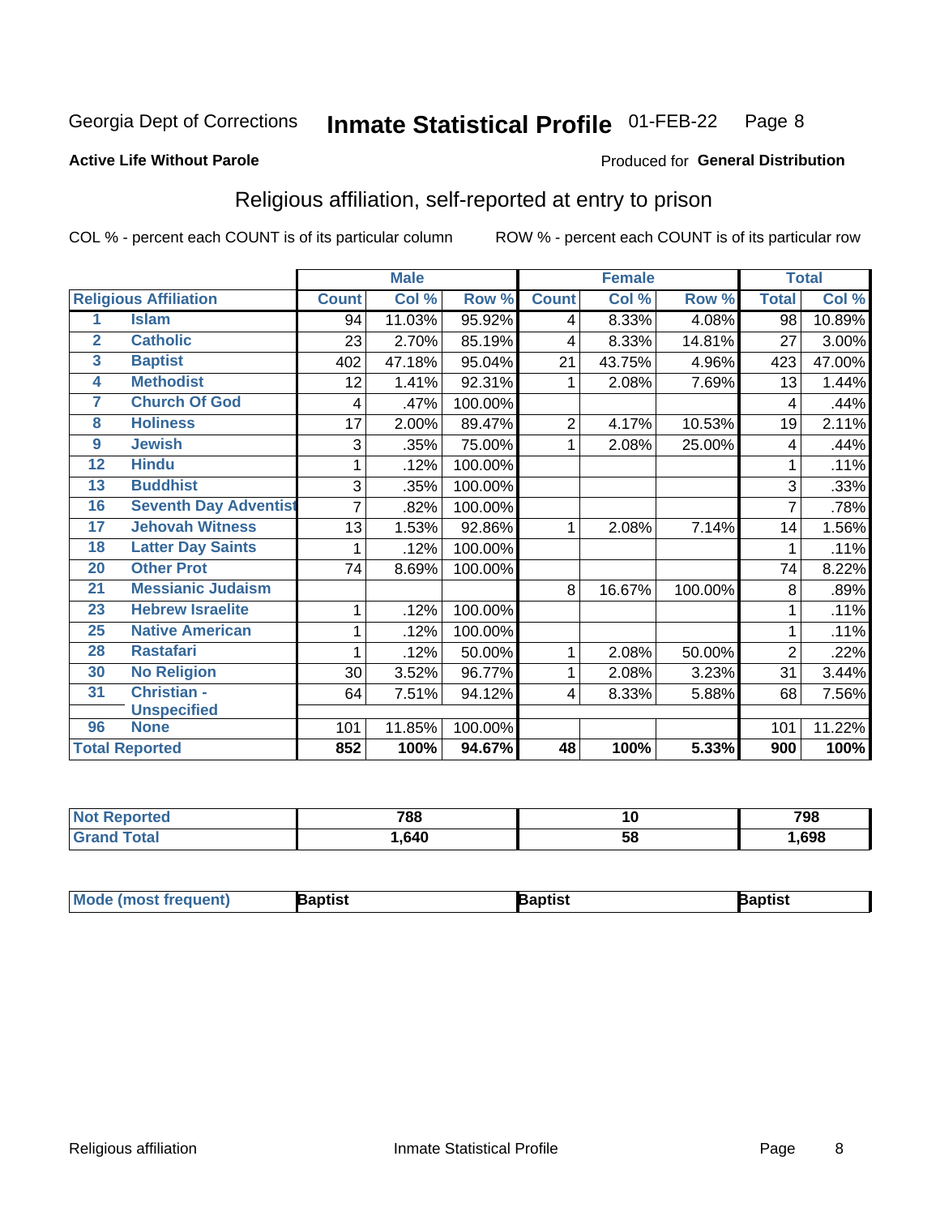Georgia Dept of Corrections **Inmate Statistical Profile** 01-FEB-22

**Active Life Without Parole**

Produced for **General Distribution**

## Religious affiliation, self-reported at entry to prison

COL % - percent each COUNT is of its particular column ROW % - percent each COUNT is of its particular row

| | | Male | | | Female | | | Total | |
|---|---|---|---|---|---|---|---|---|---|
| **Religious Affiliation** | | **Count** | **Col %** | **Row %** | **Count** | **Col %** | **Row %** | **Total** | **Col %** |
| 1 | Islam | 94 | 11.03% | 95.92% | 4 | 8.33% | 4.08% | 98 | 10.89% |
| 2 | Catholic | 23 | 2.70% | 85.19% | 4 | 8.33% | 14.81% | 27 | 3.00% |
| 3 | Baptist | 402 | 47.18% | 95.04% | 21 | 43.75% | 4.96% | 423 | 47.00% |
| 4 | Methodist | 12 | 1.41% | 92.31% | 1 | 2.08% | 7.69% | 13 | 1.44% |
| 7 | Church Of God | 4 | .47% | 100.00% | | | | 4 | .44% |
| 8 | Holiness | 17 | 2.00% | 89.47% | 2 | 4.17% | 10.53% | 19 | 2.11% |
| 9 | Jewish | 3 | .35% | 75.00% | 1 | 2.08% | 25.00% | 4 | .44% |
| 12 | Hindu | 1 | .12% | 100.00% | | | | 1 | .11% |
| 13 | Buddhist | 3 | .35% | 100.00% | | | | 3 | .33% |
| 16 | Seventh Day Adventist | 7 | .82% | 100.00% | | | | 7 | .78% |
| 17 | Jehovah Witness | 13 | 1.53% | 92.86% | 1 | 2.08% | 7.14% | 14 | 1.56% |
| 18 | Latter Day Saints | 1 | .12% | 100.00% | | | | 1 | .11% |
| 20 | Other Prot | 74 | 8.69% | 100.00% | | | | 74 | 8.22% |
| 21 | Messianic Judaism | | | | 8 | 16.67% | 100.00% | 8 | .89% |
| 23 | Hebrew Israelite | 1 | .12% | 100.00% | | | | 1 | .11% |
| 25 | Native American | 1 | .12% | 100.00% | | | | 1 | .11% |
| 28 | Rastafari | 1 | .12% | 50.00% | 1 | 2.08% | 50.00% | 2 | .22% |
| 30 | No Religion | 30 | 3.52% | 96.77% | 1 | 2.08% | 3.23% | 31 | 3.44% |
| 31 | Christian - Unspecified | 64 | 7.51% | 94.12% | 4 | 8.33% | 5.88% | 68 | 7.56% |
| 96 | None | 101 | 11.85% | 100.00% | | | | 101 | 11.22% |
| **Total Reported** | | **852** | **100%** | **94.67%** | **48** | **100%** | **5.33%** | **900** | **100%** |

| | Male | Female | Total |
|---|---|---|---|
| **Not Reported** | **788** | **10** | **798** |
| **Grand Total** | **1,640** | **58** | **1,698** |

| | Male | Female | Total |
|---|---|---|---|
| **Mode (most frequent)** | **Baptist** | **Baptist** | **Baptist** |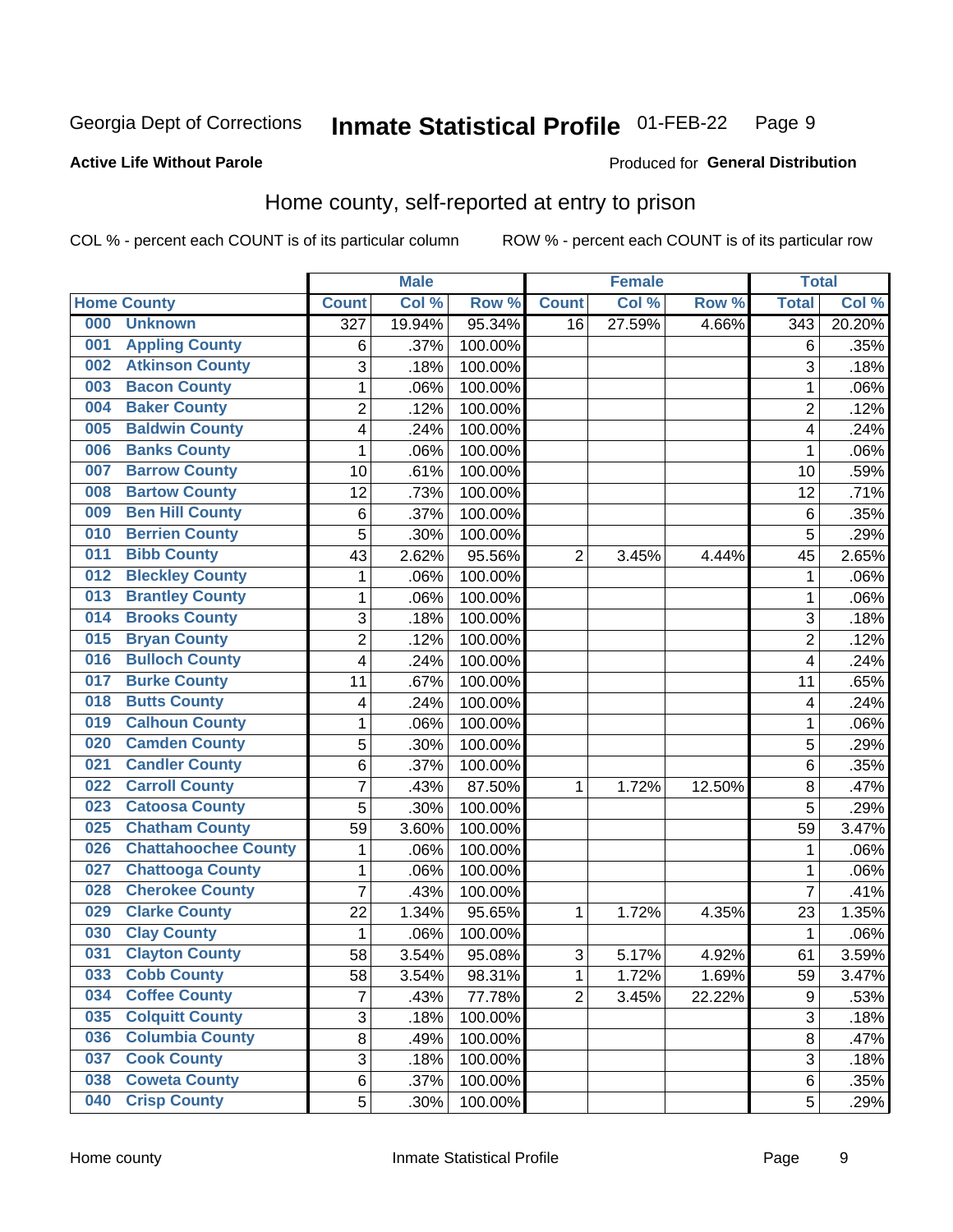Georgia Dept of Corrections **Inmate Statistical Profile** 01-FEB-22

**Active Life Without Parole**

Produced for **General Distribution**

## Home county, self-reported at entry to prison

COL % - percent each COUNT is of its particular column ROW % - percent each COUNT is of its particular row

| Home County | | Male | | | Female | | | Total | |
|---|---|---|---|---|---|---|---|---|---|
| | | Count | Col % | Row % | Count | Col % | Row % | Total | Col % |
| 000 | Unknown | 327 | 19.94% | 95.34% | 16 | 27.59% | 4.66% | 343 | 20.20% |
| 001 | Appling County | 6 | .37% | 100.00% | | | | 6 | .35% |
| 002 | Atkinson County | 3 | .18% | 100.00% | | | | 3 | .18% |
| 003 | Bacon County | 1 | .06% | 100.00% | | | | 1 | .06% |
| 004 | Baker County | 2 | .12% | 100.00% | | | | 2 | .12% |
| 005 | Baldwin County | 4 | .24% | 100.00% | | | | 4 | .24% |
| 006 | Banks County | 1 | .06% | 100.00% | | | | 1 | .06% |
| 007 | Barrow County | 10 | .61% | 100.00% | | | | 10 | .59% |
| 008 | Bartow County | 12 | .73% | 100.00% | | | | 12 | .71% |
| 009 | Ben Hill County | 6 | .37% | 100.00% | | | | 6 | .35% |
| 010 | Berrien County | 5 | .30% | 100.00% | | | | 5 | .29% |
| 011 | Bibb County | 43 | 2.62% | 95.56% | 2 | 3.45% | 4.44% | 45 | 2.65% |
| 012 | Bleckley County | 1 | .06% | 100.00% | | | | 1 | .06% |
| 013 | Brantley County | 1 | .06% | 100.00% | | | | 1 | .06% |
| 014 | Brooks County | 3 | .18% | 100.00% | | | | 3 | .18% |
| 015 | Bryan County | 2 | .12% | 100.00% | | | | 2 | .12% |
| 016 | Bulloch County | 4 | .24% | 100.00% | | | | 4 | .24% |
| 017 | Burke County | 11 | .67% | 100.00% | | | | 11 | .65% |
| 018 | Butts County | 4 | .24% | 100.00% | | | | 4 | .24% |
| 019 | Calhoun County | 1 | .06% | 100.00% | | | | 1 | .06% |
| 020 | Camden County | 5 | .30% | 100.00% | | | | 5 | .29% |
| 021 | Candler County | 6 | .37% | 100.00% | | | | 6 | .35% |
| 022 | Carroll County | 7 | .43% | 87.50% | 1 | 1.72% | 12.50% | 8 | .47% |
| 023 | Catoosa County | 5 | .30% | 100.00% | | | | 5 | .29% |
| 025 | Chatham County | 59 | 3.60% | 100.00% | | | | 59 | 3.47% |
| 026 | Chattahoochee County | 1 | .06% | 100.00% | | | | 1 | .06% |
| 027 | Chattooga County | 1 | .06% | 100.00% | | | | 1 | .06% |
| 028 | Cherokee County | 7 | .43% | 100.00% | | | | 7 | .41% |
| 029 | Clarke County | 22 | 1.34% | 95.65% | 1 | 1.72% | 4.35% | 23 | 1.35% |
| 030 | Clay County | 1 | .06% | 100.00% | | | | 1 | .06% |
| 031 | Clayton County | 58 | 3.54% | 95.08% | 3 | 5.17% | 4.92% | 61 | 3.59% |
| 033 | Cobb County | 58 | 3.54% | 98.31% | 1 | 1.72% | 1.69% | 59 | 3.47% |
| 034 | Coffee County | 7 | .43% | 77.78% | 2 | 3.45% | 22.22% | 9 | .53% |
| 035 | Colquitt County | 3 | .18% | 100.00% | | | | 3 | .18% |
| 036 | Columbia County | 8 | .49% | 100.00% | | | | 8 | .47% |
| 037 | Cook County | 3 | .18% | 100.00% | | | | 3 | .18% |
| 038 | Coweta County | 6 | .37% | 100.00% | | | | 6 | .35% |
| 040 | Crisp County | 5 | .30% | 100.00% | | | | 5 | .29% |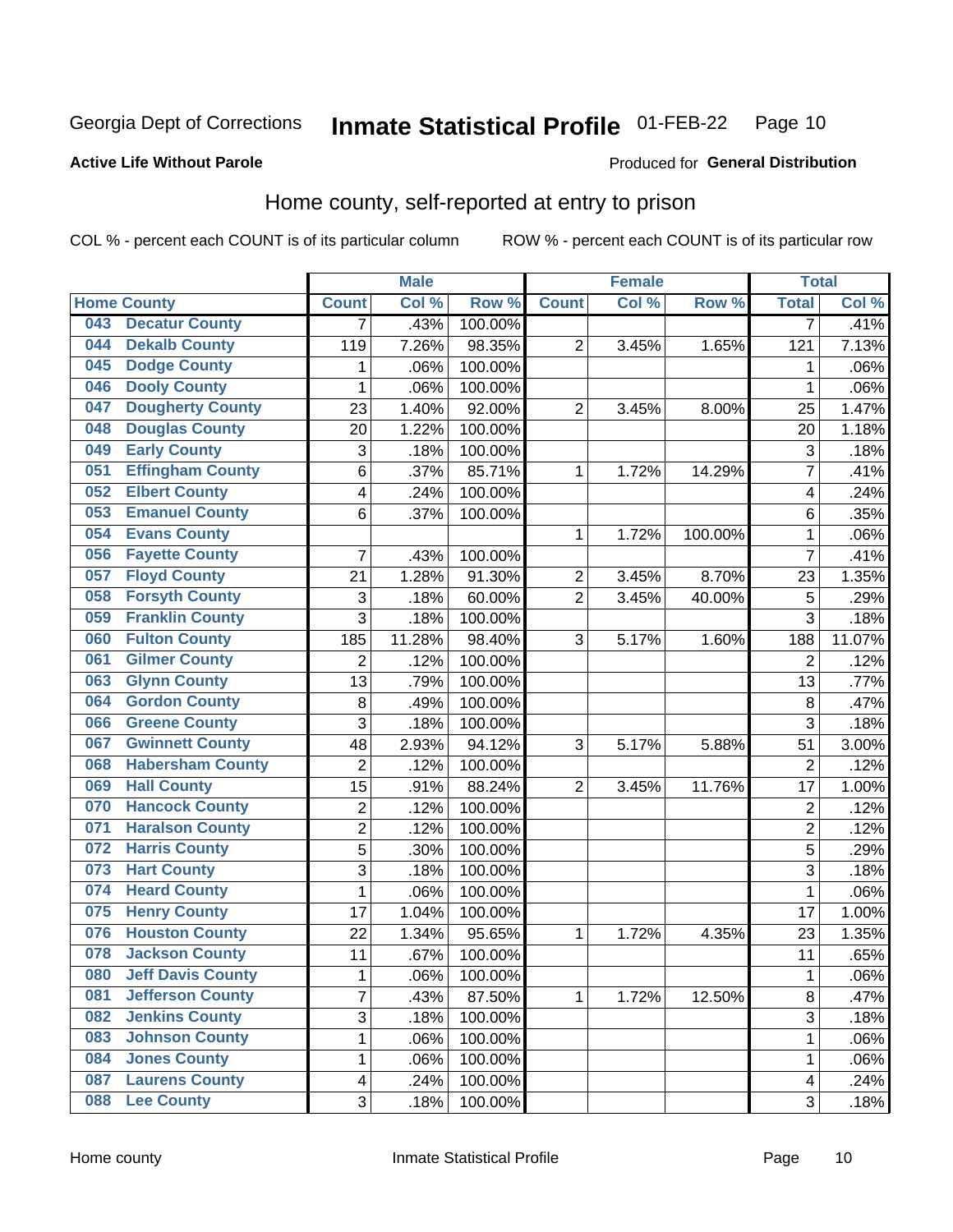Georgia Dept of Corrections **Inmate Statistical Profile** 01-FEB-22

**Active Life Without Parole**

Produced for **General Distribution**

## Home county, self-reported at entry to prison

COL % - percent each COUNT is of its particular column ROW % - percent each COUNT is of its particular row

| Home County | | Male | | | Female | | | Total | |
|---|---|---|---|---|---|---|---|---|---|
| | | Count | Col % | Row % | Count | Col % | Row % | Total | Col % |
| 043 | Decatur County | 7 | .43% | 100.00% | | | | 7 | .41% |
| 044 | Dekalb County | 119 | 7.26% | 98.35% | 2 | 3.45% | 1.65% | 121 | 7.13% |
| 045 | Dodge County | 1 | .06% | 100.00% | | | | 1 | .06% |
| 046 | Dooly County | 1 | .06% | 100.00% | | | | 1 | .06% |
| 047 | Dougherty County | 23 | 1.40% | 92.00% | 2 | 3.45% | 8.00% | 25 | 1.47% |
| 048 | Douglas County | 20 | 1.22% | 100.00% | | | | 20 | 1.18% |
| 049 | Early County | 3 | .18% | 100.00% | | | | 3 | .18% |
| 051 | Effingham County | 6 | .37% | 85.71% | 1 | 1.72% | 14.29% | 7 | .41% |
| 052 | Elbert County | 4 | .24% | 100.00% | | | | 4 | .24% |
| 053 | Emanuel County | 6 | .37% | 100.00% | | | | 6 | .35% |
| 054 | Evans County | | | | 1 | 1.72% | 100.00% | 1 | .06% |
| 056 | Fayette County | 7 | .43% | 100.00% | | | | 7 | .41% |
| 057 | Floyd County | 21 | 1.28% | 91.30% | 2 | 3.45% | 8.70% | 23 | 1.35% |
| 058 | Forsyth County | 3 | .18% | 60.00% | 2 | 3.45% | 40.00% | 5 | .29% |
| 059 | Franklin County | 3 | .18% | 100.00% | | | | 3 | .18% |
| 060 | Fulton County | 185 | 11.28% | 98.40% | 3 | 5.17% | 1.60% | 188 | 11.07% |
| 061 | Gilmer County | 2 | .12% | 100.00% | | | | 2 | .12% |
| 063 | Glynn County | 13 | .79% | 100.00% | | | | 13 | .77% |
| 064 | Gordon County | 8 | .49% | 100.00% | | | | 8 | .47% |
| 066 | Greene County | 3 | .18% | 100.00% | | | | 3 | .18% |
| 067 | Gwinnett County | 48 | 2.93% | 94.12% | 3 | 5.17% | 5.88% | 51 | 3.00% |
| 068 | Habersham County | 2 | .12% | 100.00% | | | | 2 | .12% |
| 069 | Hall County | 15 | .91% | 88.24% | 2 | 3.45% | 11.76% | 17 | 1.00% |
| 070 | Hancock County | 2 | .12% | 100.00% | | | | 2 | .12% |
| 071 | Haralson County | 2 | .12% | 100.00% | | | | 2 | .12% |
| 072 | Harris County | 5 | .30% | 100.00% | | | | 5 | .29% |
| 073 | Hart County | 3 | .18% | 100.00% | | | | 3 | .18% |
| 074 | Heard County | 1 | .06% | 100.00% | | | | 1 | .06% |
| 075 | Henry County | 17 | 1.04% | 100.00% | | | | 17 | 1.00% |
| 076 | Houston County | 22 | 1.34% | 95.65% | 1 | 1.72% | 4.35% | 23 | 1.35% |
| 078 | Jackson County | 11 | .67% | 100.00% | | | | 11 | .65% |
| 080 | Jeff Davis County | 1 | .06% | 100.00% | | | | 1 | .06% |
| 081 | Jefferson County | 7 | .43% | 87.50% | 1 | 1.72% | 12.50% | 8 | .47% |
| 082 | Jenkins County | 3 | .18% | 100.00% | | | | 3 | .18% |
| 083 | Johnson County | 1 | .06% | 100.00% | | | | 1 | .06% |
| 084 | Jones County | 1 | .06% | 100.00% | | | | 1 | .06% |
| 087 | Laurens County | 4 | .24% | 100.00% | | | | 4 | .24% |
| 088 | Lee County | 3 | .18% | 100.00% | | | | 3 | .18% |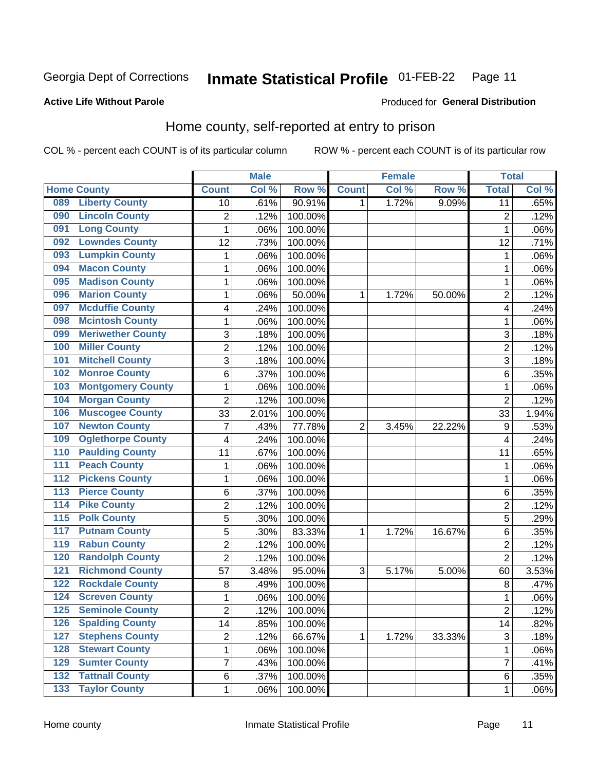Georgia Dept of Corrections **Inmate Statistical Profile** 01-FEB-22

**Active Life Without Parole**

Produced for **General Distribution**

## Home county, self-reported at entry to prison

COL % - percent each COUNT is of its particular column ROW % - percent each COUNT is of its particular row

| Home County | | Male | | | Female | | | Total | |
|---|---|---|---|---|---|---|---|---|---|
| | | Count | Col % | Row % | Count | Col % | Row % | Total | Col % |
| 089 | Liberty County | 10 | .61% | 90.91% | 1 | 1.72% | 9.09% | 11 | .65% |
| 090 | Lincoln County | 2 | .12% | 100.00% | | | | 2 | .12% |
| 091 | Long County | 1 | .06% | 100.00% | | | | 1 | .06% |
| 092 | Lowndes County | 12 | .73% | 100.00% | | | | 12 | .71% |
| 093 | Lumpkin County | 1 | .06% | 100.00% | | | | 1 | .06% |
| 094 | Macon County | 1 | .06% | 100.00% | | | | 1 | .06% |
| 095 | Madison County | 1 | .06% | 100.00% | | | | 1 | .06% |
| 096 | Marion County | 1 | .06% | 50.00% | 1 | 1.72% | 50.00% | 2 | .12% |
| 097 | Mcduffie County | 4 | .24% | 100.00% | | | | 4 | .24% |
| 098 | Mcintosh County | 1 | .06% | 100.00% | | | | 1 | .06% |
| 099 | Meriwether County | 3 | .18% | 100.00% | | | | 3 | .18% |
| 100 | Miller County | 2 | .12% | 100.00% | | | | 2 | .12% |
| 101 | Mitchell County | 3 | .18% | 100.00% | | | | 3 | .18% |
| 102 | Monroe County | 6 | .37% | 100.00% | | | | 6 | .35% |
| 103 | Montgomery County | 1 | .06% | 100.00% | | | | 1 | .06% |
| 104 | Morgan County | 2 | .12% | 100.00% | | | | 2 | .12% |
| 106 | Muscogee County | 33 | 2.01% | 100.00% | | | | 33 | 1.94% |
| 107 | Newton County | 7 | .43% | 77.78% | 2 | 3.45% | 22.22% | 9 | .53% |
| 109 | Oglethorpe County | 4 | .24% | 100.00% | | | | 4 | .24% |
| 110 | Paulding County | 11 | .67% | 100.00% | | | | 11 | .65% |
| 111 | Peach County | 1 | .06% | 100.00% | | | | 1 | .06% |
| 112 | Pickens County | 1 | .06% | 100.00% | | | | 1 | .06% |
| 113 | Pierce County | 6 | .37% | 100.00% | | | | 6 | .35% |
| 114 | Pike County | 2 | .12% | 100.00% | | | | 2 | .12% |
| 115 | Polk County | 5 | .30% | 100.00% | | | | 5 | .29% |
| 117 | Putnam County | 5 | .30% | 83.33% | 1 | 1.72% | 16.67% | 6 | .35% |
| 119 | Rabun County | 2 | .12% | 100.00% | | | | 2 | .12% |
| 120 | Randolph County | 2 | .12% | 100.00% | | | | 2 | .12% |
| 121 | Richmond County | 57 | 3.48% | 95.00% | 3 | 5.17% | 5.00% | 60 | 3.53% |
| 122 | Rockdale County | 8 | .49% | 100.00% | | | | 8 | .47% |
| 124 | Screven County | 1 | .06% | 100.00% | | | | 1 | .06% |
| 125 | Seminole County | 2 | .12% | 100.00% | | | | 2 | .12% |
| 126 | Spalding County | 14 | .85% | 100.00% | | | | 14 | .82% |
| 127 | Stephens County | 2 | .12% | 66.67% | 1 | 1.72% | 33.33% | 3 | .18% |
| 128 | Stewart County | 1 | .06% | 100.00% | | | | 1 | .06% |
| 129 | Sumter County | 7 | .43% | 100.00% | | | | 7 | .41% |
| 132 | Tattnall County | 6 | .37% | 100.00% | | | | 6 | .35% |
| 133 | Taylor County | 1 | .06% | 100.00% | | | | 1 | .06% |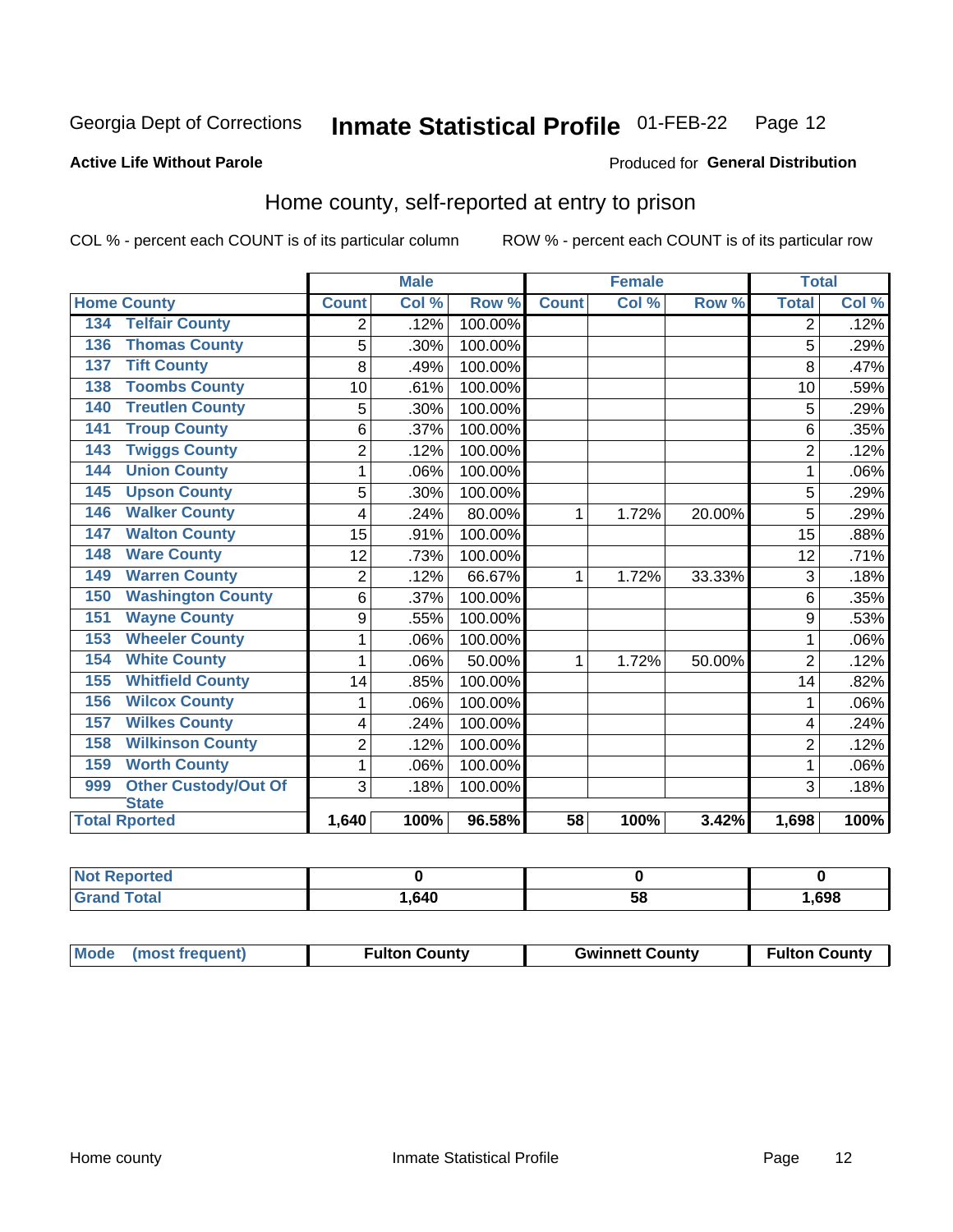Georgia Dept of Corrections **Inmate Statistical Profile** 01-FEB-22 Page 12

**Active Life Without Parole**

Produced for **General Distribution**

## Home county, self-reported at entry to prison

COL % - percent each COUNT is of its particular column ROW % - percent each COUNT is of its particular row

| Home County | | Male | | | Female | | | Total | |
|---|---|---|---|---|---|---|---|---|---|
| | | Count | Col % | Row % | Count | Col % | Row % | Total | Col % |
| 134 | Telfair County | 2 | .12% | 100.00% | | | | 2 | .12% |
| 136 | Thomas County | 5 | .30% | 100.00% | | | | 5 | .29% |
| 137 | Tift County | 8 | .49% | 100.00% | | | | 8 | .47% |
| 138 | Toombs County | 10 | .61% | 100.00% | | | | 10 | .59% |
| 140 | Treutlen County | 5 | .30% | 100.00% | | | | 5 | .29% |
| 141 | Troup County | 6 | .37% | 100.00% | | | | 6 | .35% |
| 143 | Twiggs County | 2 | .12% | 100.00% | | | | 2 | .12% |
| 144 | Union County | 1 | .06% | 100.00% | | | | 1 | .06% |
| 145 | Upson County | 5 | .30% | 100.00% | | | | 5 | .29% |
| 146 | Walker County | 4 | .24% | 80.00% | 1 | 1.72% | 20.00% | 5 | .29% |
| 147 | Walton County | 15 | .91% | 100.00% | | | | 15 | .88% |
| 148 | Ware County | 12 | .73% | 100.00% | | | | 12 | .71% |
| 149 | Warren County | 2 | .12% | 66.67% | 1 | 1.72% | 33.33% | 3 | .18% |
| 150 | Washington County | 6 | .37% | 100.00% | | | | 6 | .35% |
| 151 | Wayne County | 9 | .55% | 100.00% | | | | 9 | .53% |
| 153 | Wheeler County | 1 | .06% | 100.00% | | | | 1 | .06% |
| 154 | White County | 1 | .06% | 50.00% | 1 | 1.72% | 50.00% | 2 | .12% |
| 155 | Whitfield County | 14 | .85% | 100.00% | | | | 14 | .82% |
| 156 | Wilcox County | 1 | .06% | 100.00% | | | | 1 | .06% |
| 157 | Wilkes County | 4 | .24% | 100.00% | | | | 4 | .24% |
| 158 | Wilkinson County | 2 | .12% | 100.00% | | | | 2 | .12% |
| 159 | Worth County | 1 | .06% | 100.00% | | | | 1 | .06% |
| 999 | Other Custody/Out Of State | 3 | .18% | 100.00% | | | | 3 | .18% |
| Total Rported | | 1,640 | 100% | 96.58% | 58 | 100% | 3.42% | 1,698 | 100% |

| | Male | Female | Total |
|---|---|---|---|
| Not Reported | 0 | 0 | 0 |
| Grand Total | 1,640 | 58 | 1,698 |

| Mode (most frequent) | Fulton County | Gwinnett County | Fulton County |
|---|---|---|---|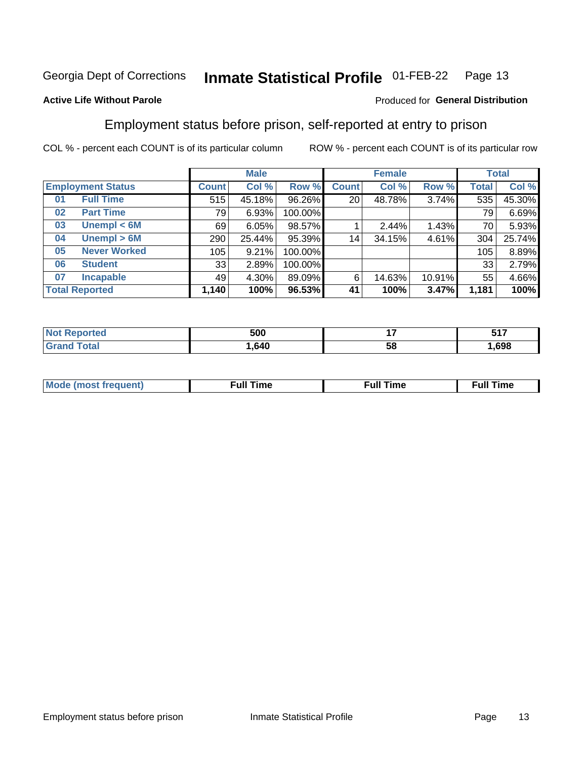Georgia Dept of Corrections **Inmate Statistical Profile** 01-FEB-22

**Active Life Without Parole**

Produced for **General Distribution**

## Employment status before prison, self-reported at entry to prison

COL % - percent each COUNT is of its particular column ROW % - percent each COUNT is of its particular row

| | | Male | | | Female | | | Total | |
|---|---|---|---|---|---|---|---|---|---|
| **Employment Status** | | **Count** | **Col %** | **Row %** | **Count** | **Col %** | **Row %** | **Total** | **Col %** |
| 01 | **Full Time** | 515 | 45.18% | 96.26% | 20 | 48.78% | 3.74% | 535 | 45.30% |
| 02 | **Part Time** | 79 | 6.93% | 100.00% | | | | 79 | 6.69% |
| 03 | **Unempl < 6M** | 69 | 6.05% | 98.57% | 1 | 2.44% | 1.43% | 70 | 5.93% |
| 04 | **Unempl > 6M** | 290 | 25.44% | 95.39% | 14 | 34.15% | 4.61% | 304 | 25.74% |
| 05 | **Never Worked** | 105 | 9.21% | 100.00% | | | | 105 | 8.89% |
| 06 | **Student** | 33 | 2.89% | 100.00% | | | | 33 | 2.79% |
| 07 | **Incapable** | 49 | 4.30% | 89.09% | 6 | 14.63% | 10.91% | 55 | 4.66% |
| **Total Reported** | | **1,140** | **100%** | **96.53%** | **41** | **100%** | **3.47%** | **1,181** | **100%** |

| | Male | Female | Total |
|---|---|---|---|
| **Not Reported** | **500** | **17** | **517** |
| **Grand Total** | **1,640** | **58** | **1,698** |

| | Male | Female | Total |
|---|---|---|---|
| **Mode (most frequent)** | **Full Time** | **Full Time** | **Full Time** |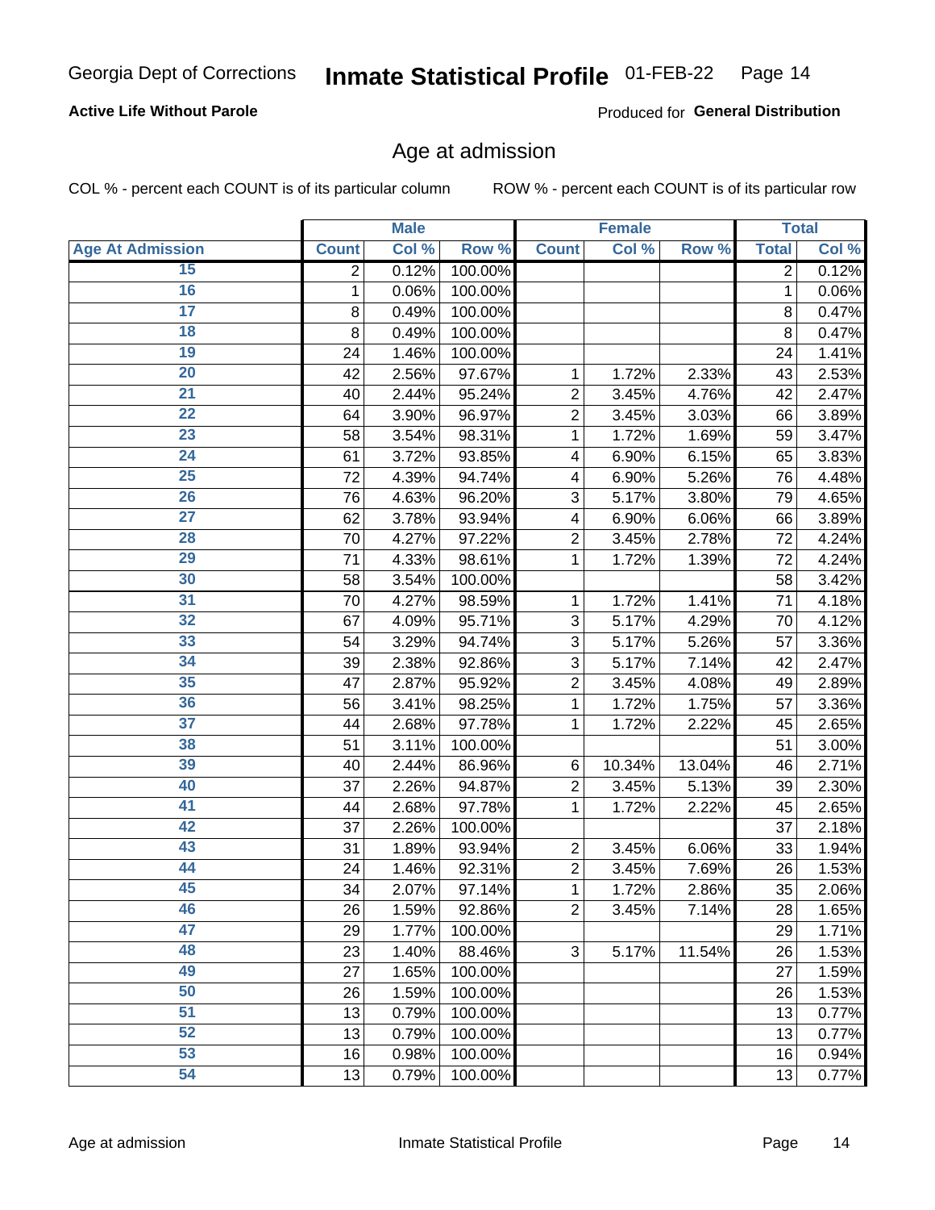Georgia Dept of Corrections **Inmate Statistical Profile** 01-FEB-22

**Active Life Without Parole**

Produced for **General Distribution**

## Age at admission

COL % - percent each COUNT is of its particular column

ROW % - percent each COUNT is of its particular row

| | Male | | | Female | | | Total | |
|---|---|---|---|---|---|---|---|---|
| Age At Admission | Count | Col % | Row % | Count | Col % | Row % | Total | Col % |
| 15 | 2 | 0.12% | 100.00% | | | | 2 | 0.12% |
| 16 | 1 | 0.06% | 100.00% | | | | 1 | 0.06% |
| 17 | 8 | 0.49% | 100.00% | | | | 8 | 0.47% |
| 18 | 8 | 0.49% | 100.00% | | | | 8 | 0.47% |
| 19 | 24 | 1.46% | 100.00% | | | | 24 | 1.41% |
| 20 | 42 | 2.56% | 97.67% | 1 | 1.72% | 2.33% | 43 | 2.53% |
| 21 | 40 | 2.44% | 95.24% | 2 | 3.45% | 4.76% | 42 | 2.47% |
| 22 | 64 | 3.90% | 96.97% | 2 | 3.45% | 3.03% | 66 | 3.89% |
| 23 | 58 | 3.54% | 98.31% | 1 | 1.72% | 1.69% | 59 | 3.47% |
| 24 | 61 | 3.72% | 93.85% | 4 | 6.90% | 6.15% | 65 | 3.83% |
| 25 | 72 | 4.39% | 94.74% | 4 | 6.90% | 5.26% | 76 | 4.48% |
| 26 | 76 | 4.63% | 96.20% | 3 | 5.17% | 3.80% | 79 | 4.65% |
| 27 | 62 | 3.78% | 93.94% | 4 | 6.90% | 6.06% | 66 | 3.89% |
| 28 | 70 | 4.27% | 97.22% | 2 | 3.45% | 2.78% | 72 | 4.24% |
| 29 | 71 | 4.33% | 98.61% | 1 | 1.72% | 1.39% | 72 | 4.24% |
| 30 | 58 | 3.54% | 100.00% | | | | 58 | 3.42% |
| 31 | 70 | 4.27% | 98.59% | 1 | 1.72% | 1.41% | 71 | 4.18% |
| 32 | 67 | 4.09% | 95.71% | 3 | 5.17% | 4.29% | 70 | 4.12% |
| 33 | 54 | 3.29% | 94.74% | 3 | 5.17% | 5.26% | 57 | 3.36% |
| 34 | 39 | 2.38% | 92.86% | 3 | 5.17% | 7.14% | 42 | 2.47% |
| 35 | 47 | 2.87% | 95.92% | 2 | 3.45% | 4.08% | 49 | 2.89% |
| 36 | 56 | 3.41% | 98.25% | 1 | 1.72% | 1.75% | 57 | 3.36% |
| 37 | 44 | 2.68% | 97.78% | 1 | 1.72% | 2.22% | 45 | 2.65% |
| 38 | 51 | 3.11% | 100.00% | | | | 51 | 3.00% |
| 39 | 40 | 2.44% | 86.96% | 6 | 10.34% | 13.04% | 46 | 2.71% |
| 40 | 37 | 2.26% | 94.87% | 2 | 3.45% | 5.13% | 39 | 2.30% |
| 41 | 44 | 2.68% | 97.78% | 1 | 1.72% | 2.22% | 45 | 2.65% |
| 42 | 37 | 2.26% | 100.00% | | | | 37 | 2.18% |
| 43 | 31 | 1.89% | 93.94% | 2 | 3.45% | 6.06% | 33 | 1.94% |
| 44 | 24 | 1.46% | 92.31% | 2 | 3.45% | 7.69% | 26 | 1.53% |
| 45 | 34 | 2.07% | 97.14% | 1 | 1.72% | 2.86% | 35 | 2.06% |
| 46 | 26 | 1.59% | 92.86% | 2 | 3.45% | 7.14% | 28 | 1.65% |
| 47 | 29 | 1.77% | 100.00% | | | | 29 | 1.71% |
| 48 | 23 | 1.40% | 88.46% | 3 | 5.17% | 11.54% | 26 | 1.53% |
| 49 | 27 | 1.65% | 100.00% | | | | 27 | 1.59% |
| 50 | 26 | 1.59% | 100.00% | | | | 26 | 1.53% |
| 51 | 13 | 0.79% | 100.00% | | | | 13 | 0.77% |
| 52 | 13 | 0.79% | 100.00% | | | | 13 | 0.77% |
| 53 | 16 | 0.98% | 100.00% | | | | 16 | 0.94% |
| 54 | 13 | 0.79% | 100.00% | | | | 13 | 0.77% |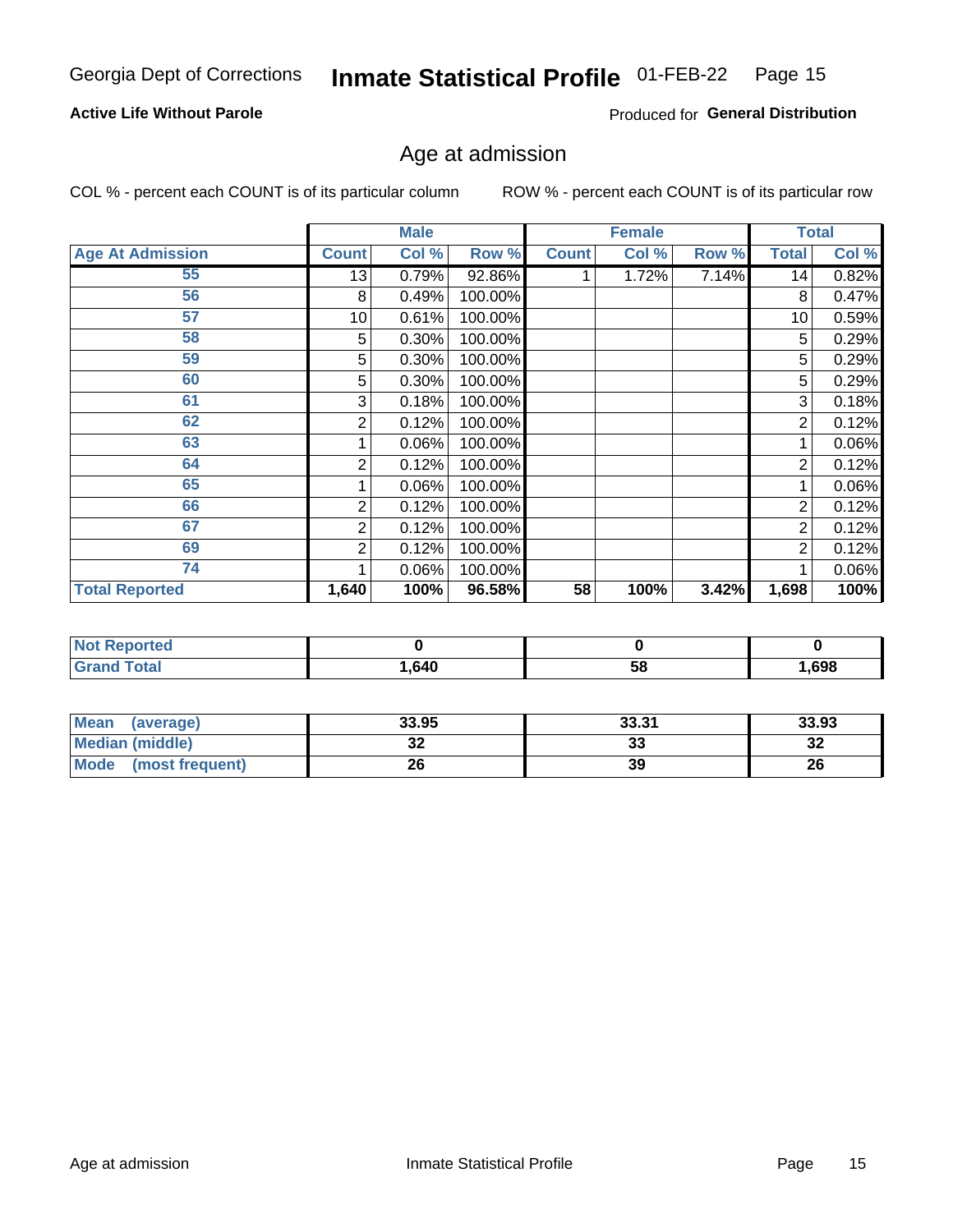Georgia Dept of Corrections **Inmate Statistical Profile** 01-FEB-22

**Active Life Without Parole**

Produced for **General Distribution**

## Age at admission

COL % - percent each COUNT is of its particular column    ROW % - percent each COUNT is of its particular row

| | Male | | | Female | | | Total | |
|---|---|---|---|---|---|---|---|---|
| **Age At Admission** | **Count** | **Col %** | **Row %** | **Count** | **Col %** | **Row %** | **Total** | **Col %** |
| 55 | 13 | 0.79% | 92.86% | 1 | 1.72% | 7.14% | 14 | 0.82% |
| 56 | 8 | 0.49% | 100.00% | | | | 8 | 0.47% |
| 57 | 10 | 0.61% | 100.00% | | | | 10 | 0.59% |
| 58 | 5 | 0.30% | 100.00% | | | | 5 | 0.29% |
| 59 | 5 | 0.30% | 100.00% | | | | 5 | 0.29% |
| 60 | 5 | 0.30% | 100.00% | | | | 5 | 0.29% |
| 61 | 3 | 0.18% | 100.00% | | | | 3 | 0.18% |
| 62 | 2 | 0.12% | 100.00% | | | | 2 | 0.12% |
| 63 | 1 | 0.06% | 100.00% | | | | 1 | 0.06% |
| 64 | 2 | 0.12% | 100.00% | | | | 2 | 0.12% |
| 65 | 1 | 0.06% | 100.00% | | | | 1 | 0.06% |
| 66 | 2 | 0.12% | 100.00% | | | | 2 | 0.12% |
| 67 | 2 | 0.12% | 100.00% | | | | 2 | 0.12% |
| 69 | 2 | 0.12% | 100.00% | | | | 2 | 0.12% |
| 74 | 1 | 0.06% | 100.00% | | | | 1 | 0.06% |
| **Total Reported** | **1,640** | **100%** | **96.58%** | **58** | **100%** | **3.42%** | **1,698** | **100%** |

| | Male | Female | Total |
|---|---|---|---|
| **Not Reported** | **0** | **0** | **0** |
| **Grand Total** | **1,640** | **58** | **1,698** |

| | Male | Female | Total |
|---|---|---|---|
| **Mean (average)** | **33.95** | **33.31** | **33.93** |
| **Median (middle)** | **32** | **33** | **32** |
| **Mode (most frequent)** | **26** | **39** | **26** |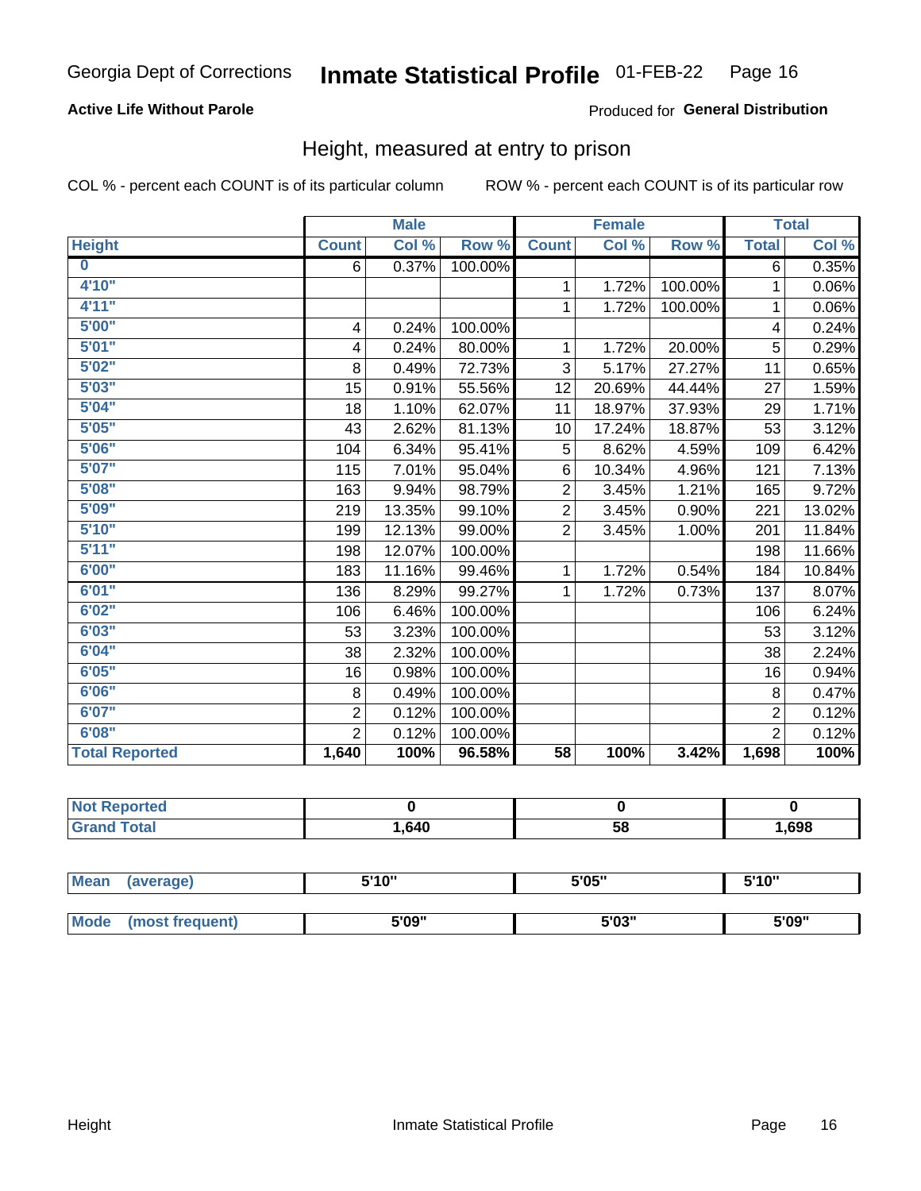Georgia Dept of Corrections **Inmate Statistical Profile** 01-FEB-22

**Active Life Without Parole**

Produced for **General Distribution**

## Height, measured at entry to prison

COL % - percent each COUNT is of its particular column

ROW % - percent each COUNT is of its particular row

| | Male | | | Female | | | Total | |
|---|---|---|---|---|---|---|---|---|
| **Height** | **Count** | **Col %** | **Row %** | **Count** | **Col %** | **Row %** | **Total** | **Col %** |
| **0** | 6 | 0.37% | 100.00% | | | | 6 | 0.35% |
| **4'10"** | | | | 1 | 1.72% | 100.00% | 1 | 0.06% |
| **4'11"** | | | | 1 | 1.72% | 100.00% | 1 | 0.06% |
| **5'00"** | 4 | 0.24% | 100.00% | | | | 4 | 0.24% |
| **5'01"** | 4 | 0.24% | 80.00% | 1 | 1.72% | 20.00% | 5 | 0.29% |
| **5'02"** | 8 | 0.49% | 72.73% | 3 | 5.17% | 27.27% | 11 | 0.65% |
| **5'03"** | 15 | 0.91% | 55.56% | 12 | 20.69% | 44.44% | 27 | 1.59% |
| **5'04"** | 18 | 1.10% | 62.07% | 11 | 18.97% | 37.93% | 29 | 1.71% |
| **5'05"** | 43 | 2.62% | 81.13% | 10 | 17.24% | 18.87% | 53 | 3.12% |
| **5'06"** | 104 | 6.34% | 95.41% | 5 | 8.62% | 4.59% | 109 | 6.42% |
| **5'07"** | 115 | 7.01% | 95.04% | 6 | 10.34% | 4.96% | 121 | 7.13% |
| **5'08"** | 163 | 9.94% | 98.79% | 2 | 3.45% | 1.21% | 165 | 9.72% |
| **5'09"** | 219 | 13.35% | 99.10% | 2 | 3.45% | 0.90% | 221 | 13.02% |
| **5'10"** | 199 | 12.13% | 99.00% | 2 | 3.45% | 1.00% | 201 | 11.84% |
| **5'11"** | 198 | 12.07% | 100.00% | | | | 198 | 11.66% |
| **6'00"** | 183 | 11.16% | 99.46% | 1 | 1.72% | 0.54% | 184 | 10.84% |
| **6'01"** | 136 | 8.29% | 99.27% | 1 | 1.72% | 0.73% | 137 | 8.07% |
| **6'02"** | 106 | 6.46% | 100.00% | | | | 106 | 6.24% |
| **6'03"** | 53 | 3.23% | 100.00% | | | | 53 | 3.12% |
| **6'04"** | 38 | 2.32% | 100.00% | | | | 38 | 2.24% |
| **6'05"** | 16 | 0.98% | 100.00% | | | | 16 | 0.94% |
| **6'06"** | 8 | 0.49% | 100.00% | | | | 8 | 0.47% |
| **6'07"** | 2 | 0.12% | 100.00% | | | | 2 | 0.12% |
| **6'08"** | 2 | 0.12% | 100.00% | | | | 2 | 0.12% |
| **Total Reported** | **1,640** | **100%** | **96.58%** | **58** | **100%** | **3.42%** | **1,698** | **100%** |

| | Male | Female | Total |
|---|---|---|---|
| **Not Reported** | **0** | **0** | **0** |
| **Grand Total** | **1,640** | **58** | **1,698** |

| | Male | Female | Total |
|---|---|---|---|
| **Mean (average)** | **5'10"** | **5'05"** | **5'10"** |
| **Mode (most frequent)** | **5'09"** | **5'03"** | **5'09"** |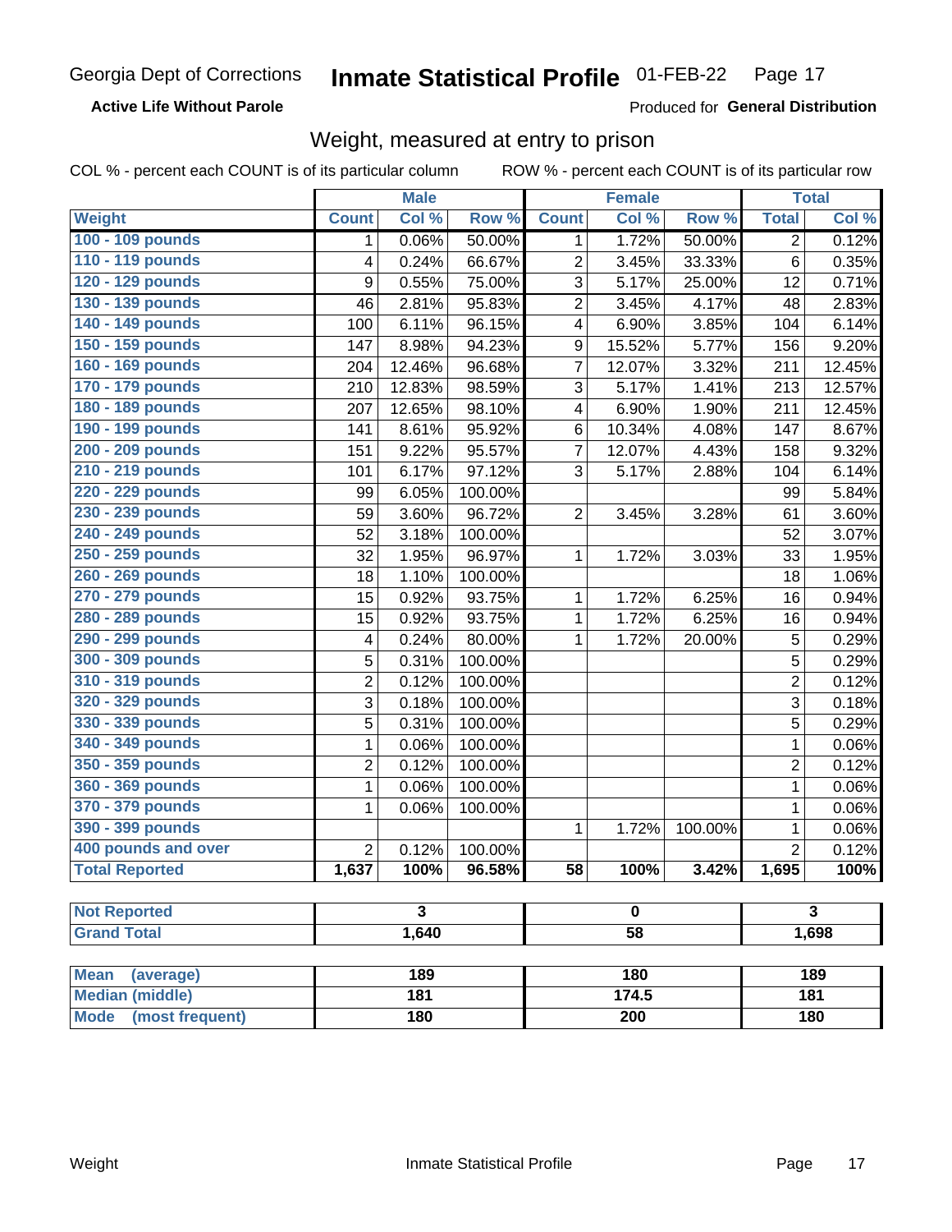Georgia Dept of Corrections **Inmate Statistical Profile** 01-FEB-22

**Active Life Without Parole**

Produced for **General Distribution**

## Weight, measured at entry to prison

COL % - percent each COUNT is of its particular column ROW % - percent each COUNT is of its particular row

| | Male | | | Female | | | Total | |
|---|---|---|---|---|---|---|---|---|
| Weight | Count | Col % | Row % | Count | Col % | Row % | Total | Col % |
| 100 - 109 pounds | 1 | 0.06% | 50.00% | 1 | 1.72% | 50.00% | 2 | 0.12% |
| 110 - 119 pounds | 4 | 0.24% | 66.67% | 2 | 3.45% | 33.33% | 6 | 0.35% |
| 120 - 129 pounds | 9 | 0.55% | 75.00% | 3 | 5.17% | 25.00% | 12 | 0.71% |
| 130 - 139 pounds | 46 | 2.81% | 95.83% | 2 | 3.45% | 4.17% | 48 | 2.83% |
| 140 - 149 pounds | 100 | 6.11% | 96.15% | 4 | 6.90% | 3.85% | 104 | 6.14% |
| 150 - 159 pounds | 147 | 8.98% | 94.23% | 9 | 15.52% | 5.77% | 156 | 9.20% |
| 160 - 169 pounds | 204 | 12.46% | 96.68% | 7 | 12.07% | 3.32% | 211 | 12.45% |
| 170 - 179 pounds | 210 | 12.83% | 98.59% | 3 | 5.17% | 1.41% | 213 | 12.57% |
| 180 - 189 pounds | 207 | 12.65% | 98.10% | 4 | 6.90% | 1.90% | 211 | 12.45% |
| 190 - 199 pounds | 141 | 8.61% | 95.92% | 6 | 10.34% | 4.08% | 147 | 8.67% |
| 200 - 209 pounds | 151 | 9.22% | 95.57% | 7 | 12.07% | 4.43% | 158 | 9.32% |
| 210 - 219 pounds | 101 | 6.17% | 97.12% | 3 | 5.17% | 2.88% | 104 | 6.14% |
| 220 - 229 pounds | 99 | 6.05% | 100.00% | | | | 99 | 5.84% |
| 230 - 239 pounds | 59 | 3.60% | 96.72% | 2 | 3.45% | 3.28% | 61 | 3.60% |
| 240 - 249 pounds | 52 | 3.18% | 100.00% | | | | 52 | 3.07% |
| 250 - 259 pounds | 32 | 1.95% | 96.97% | 1 | 1.72% | 3.03% | 33 | 1.95% |
| 260 - 269 pounds | 18 | 1.10% | 100.00% | | | | 18 | 1.06% |
| 270 - 279 pounds | 15 | 0.92% | 93.75% | 1 | 1.72% | 6.25% | 16 | 0.94% |
| 280 - 289 pounds | 15 | 0.92% | 93.75% | 1 | 1.72% | 6.25% | 16 | 0.94% |
| 290 - 299 pounds | 4 | 0.24% | 80.00% | 1 | 1.72% | 20.00% | 5 | 0.29% |
| 300 - 309 pounds | 5 | 0.31% | 100.00% | | | | 5 | 0.29% |
| 310 - 319 pounds | 2 | 0.12% | 100.00% | | | | 2 | 0.12% |
| 320 - 329 pounds | 3 | 0.18% | 100.00% | | | | 3 | 0.18% |
| 330 - 339 pounds | 5 | 0.31% | 100.00% | | | | 5 | 0.29% |
| 340 - 349 pounds | 1 | 0.06% | 100.00% | | | | 1 | 0.06% |
| 350 - 359 pounds | 2 | 0.12% | 100.00% | | | | 2 | 0.12% |
| 360 - 369 pounds | 1 | 0.06% | 100.00% | | | | 1 | 0.06% |
| 370 - 379 pounds | 1 | 0.06% | 100.00% | | | | 1 | 0.06% |
| 390 - 399 pounds | | | | 1 | 1.72% | 100.00% | 1 | 0.06% |
| 400 pounds and over | 2 | 0.12% | 100.00% | | | | 2 | 0.12% |
| **Total Reported** | **1,637** | **100%** | **96.58%** | **58** | **100%** | **3.42%** | **1,695** | **100%** |

| | Male | Female | Total |
|---|---|---|---|
| Not Reported | 3 | 0 | 3 |
| Grand Total | 1,640 | 58 | 1,698 |

| | Male | Female | Total |
|---|---|---|---|
| Mean (average) | 189 | 180 | 189 |
| Median (middle) | 181 | 174.5 | 181 |
| Mode (most frequent) | 180 | 200 | 180 |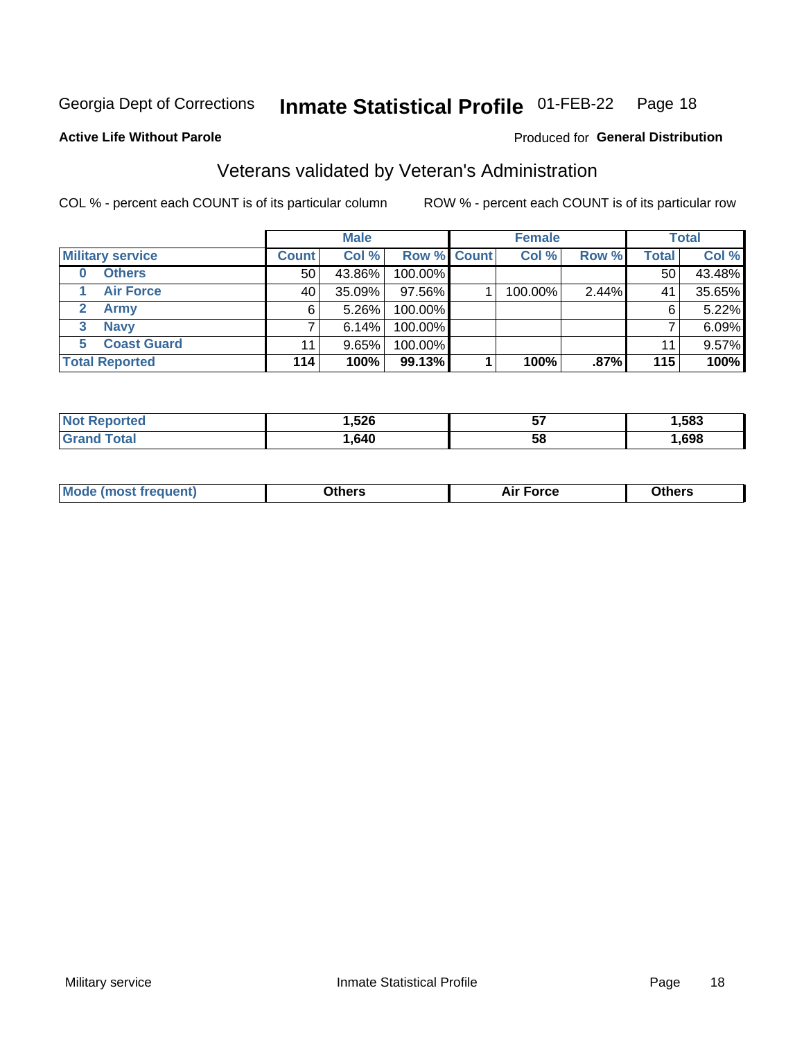Georgia Dept of Corrections **Inmate Statistical Profile** 01-FEB-22

**Active Life Without Parole**

Produced for **General Distribution**

## Veterans validated by Veteran's Administration

COL % - percent each COUNT is of its particular column

ROW % - percent each COUNT is of its particular row

| Military service | Male | | | Female | | | Total | |
|---|---|---|---|---|---|---|---|---|
| | Count | Col % | Row % | Count | Col % | Row % | Total | Col % |
| 0 Others | 50 | 43.86% | 100.00% | | | | 50 | 43.48% |
| 1 Air Force | 40 | 35.09% | 97.56% | 1 | 100.00% | 2.44% | 41 | 35.65% |
| 2 Army | 6 | 5.26% | 100.00% | | | | 6 | 5.22% |
| 3 Navy | 7 | 6.14% | 100.00% | | | | 7 | 6.09% |
| 5 Coast Guard | 11 | 9.65% | 100.00% | | | | 11 | 9.57% |
| **Total Reported** | **114** | **100%** | **99.13%** | **1** | **100%** | **.87%** | **115** | **100%** |

| | Male | Female | Total |
|---|---|---|---|
| Not Reported | **1,526** | **57** | **1,583** |
| Grand Total | **1,640** | **58** | **1,698** |

| | Male | Female | Total |
|---|---|---|---|
| Mode (most frequent) | **Others** | **Air Force** | **Others** |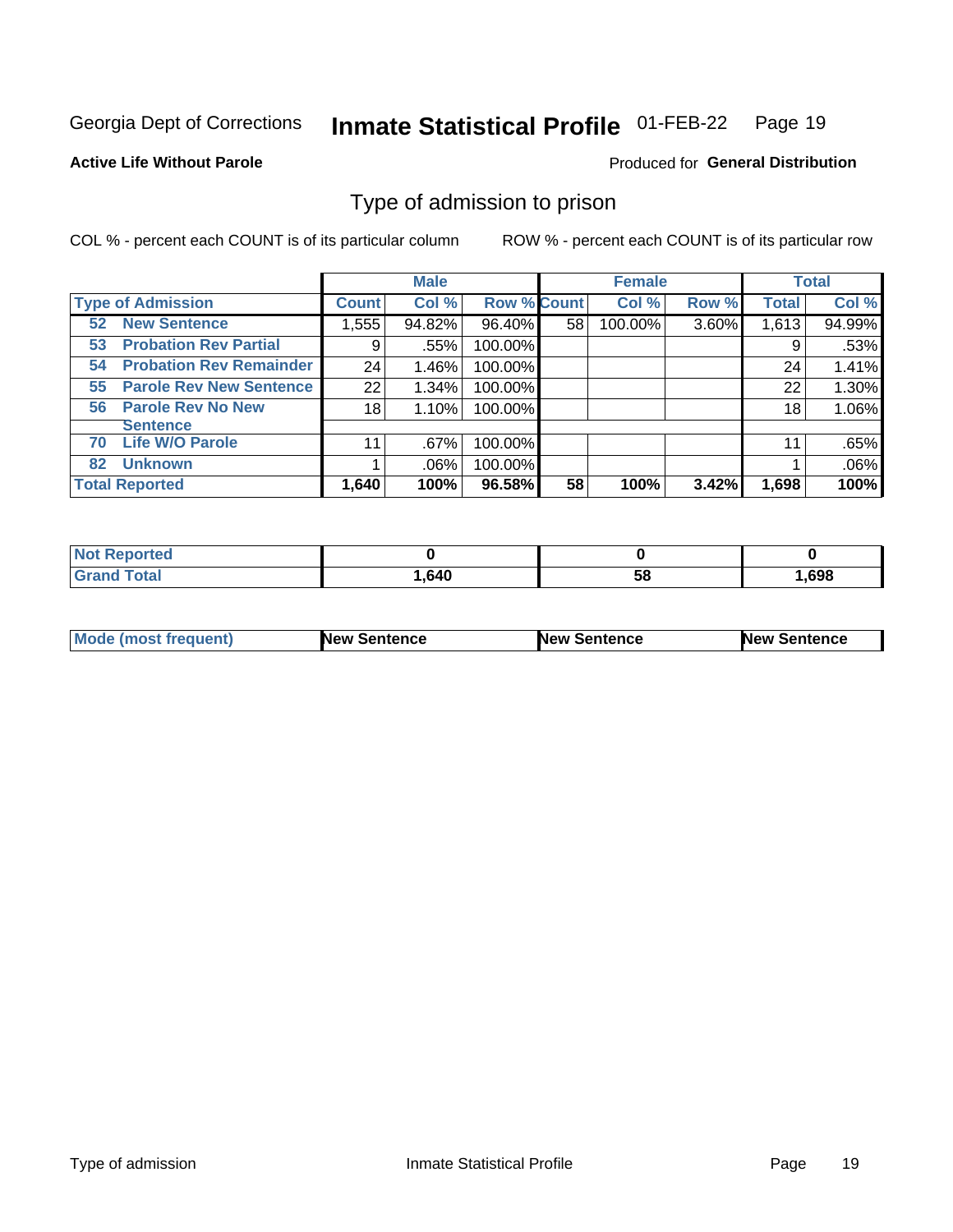Georgia Dept of Corrections **Inmate Statistical Profile** 01-FEB-22

**Active Life Without Parole**

Produced for **General Distribution**

## Type of admission to prison

COL % - percent each COUNT is of its particular column    ROW % - percent each COUNT is of its particular row

| | Male | | | Female | | | Total | |
|---|---|---|---|---|---|---|---|---|
| Type of Admission | Count | Col % | Row % | Count | Col % | Row % | Total | Col % |
| 52 New Sentence | 1,555 | 94.82% | 96.40% | 58 | 100.00% | 3.60% | 1,613 | 94.99% |
| 53 Probation Rev Partial | 9 | .55% | 100.00% | | | | 9 | .53% |
| 54 Probation Rev Remainder | 24 | 1.46% | 100.00% | | | | 24 | 1.41% |
| 55 Parole Rev New Sentence | 22 | 1.34% | 100.00% | | | | 22 | 1.30% |
| 56 Parole Rev No New Sentence | 18 | 1.10% | 100.00% | | | | 18 | 1.06% |
| 70 Life W/O Parole | 11 | .67% | 100.00% | | | | 11 | .65% |
| 82 Unknown | 1 | .06% | 100.00% | | | | 1 | .06% |
| **Total Reported** | **1,640** | **100%** | **96.58%** | **58** | **100%** | **3.42%** | **1,698** | **100%** |

| | Male | Female | Total |
|---|---|---|---|
| Not Reported | 0 | 0 | 0 |
| Grand Total | 1,640 | 58 | 1,698 |

| | Male | Female | Total |
|---|---|---|---|
| Mode (most frequent) | New Sentence | New Sentence | New Sentence |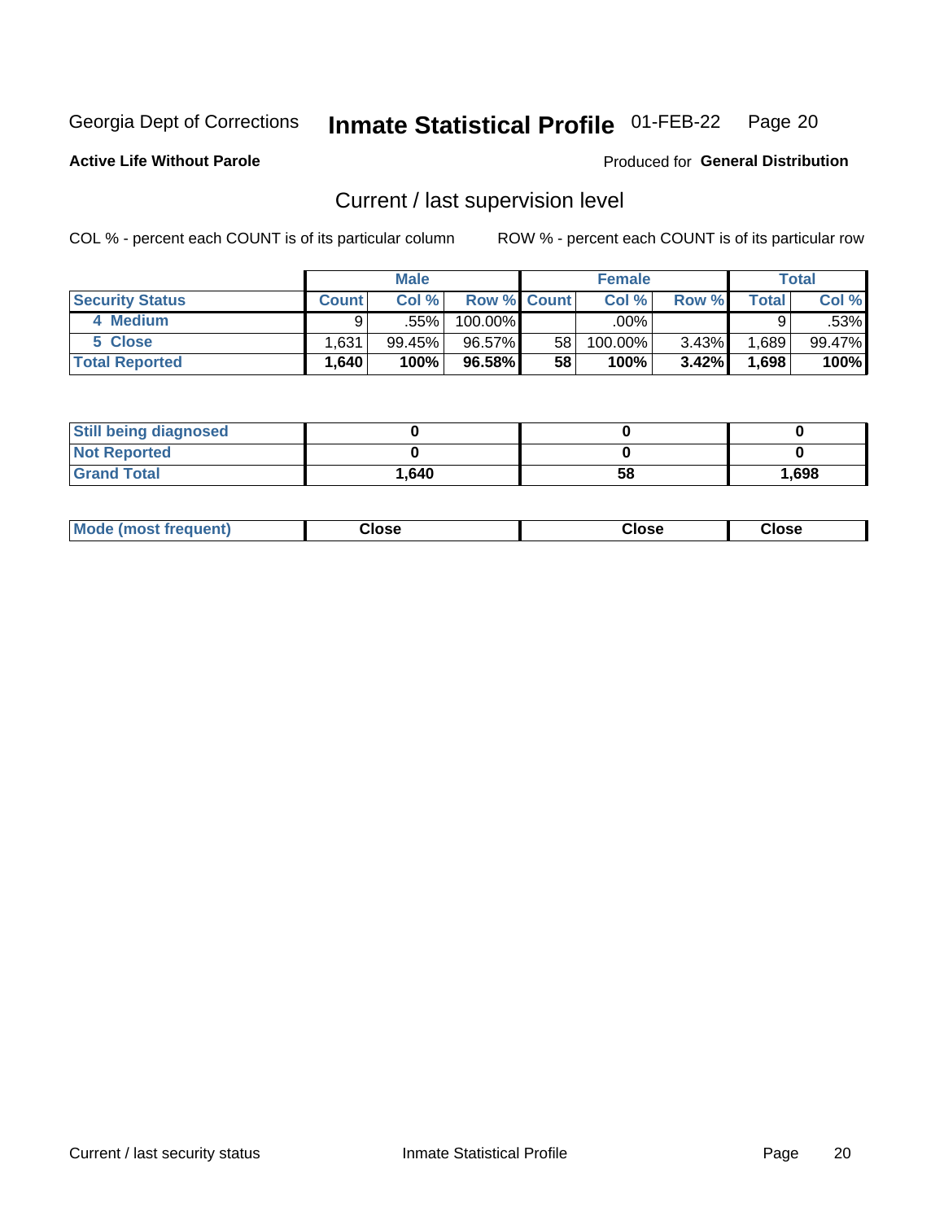Georgia Dept of Corrections **Inmate Statistical Profile** 01-FEB-22 Page 20

**Active Life Without Parole**

Produced for **General Distribution**

## Current / last supervision level

COL % - percent each COUNT is of its particular column ROW % - percent each COUNT is of its particular row

| | Male | | | Female | | | Total | |
|---|---|---|---|---|---|---|---|---|
| **Security Status** | **Count** | **Col %** | **Row %** | **Count** | **Col %** | **Row %** | **Total** | **Col %** |
| 4 Medium | 9 | .55% | 100.00% | | .00% | | 9 | .53% |
| 5 Close | 1,631 | 99.45% | 96.57% | 58 | 100.00% | 3.43% | 1,689 | 99.47% |
| **Total Reported** | **1,640** | **100%** | **96.58%** | **58** | **100%** | **3.42%** | **1,698** | **100%** |

| | Male | Female | Total |
|---|---|---|---|
| **Still being diagnosed** | **0** | **0** | **0** |
| **Not Reported** | **0** | **0** | **0** |
| **Grand Total** | **1,640** | **58** | **1,698** |

| | Male | Female | Total |
|---|---|---|---|
| **Mode (most frequent)** | **Close** | **Close** | **Close** |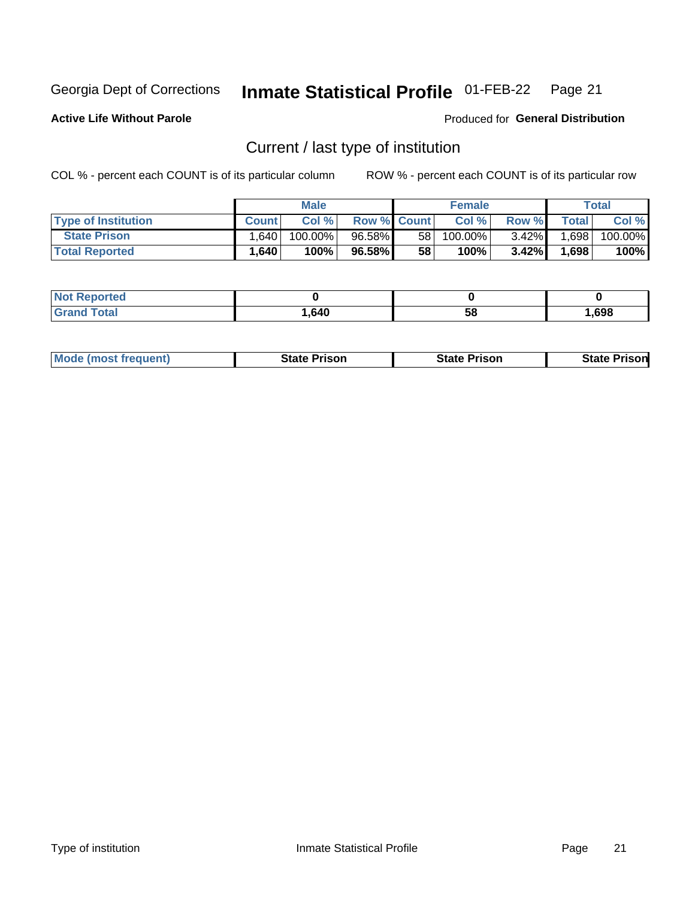Georgia Dept of Corrections **Inmate Statistical Profile** 01-FEB-22

**Active Life Without Parole**

Produced for **General Distribution**

## Current / last type of institution

COL % - percent each COUNT is of its particular column

ROW % - percent each COUNT is of its particular row

| | Male | | | Female | | | Total | |
|---|---|---|---|---|---|---|---|---|
| Type of Institution | Count | Col % | Row % | Count | Col % | Row % | Total | Col % |
| State Prison | 1,640 | 100.00% | 96.58% | 58 | 100.00% | 3.42% | 1,698 | 100.00% |
| **Total Reported** | **1,640** | **100%** | **96.58%** | **58** | **100%** | **3.42%** | **1,698** | **100%** |

| | Male | Female | Total |
|---|---|---|---|
| Not Reported | **0** | **0** | **0** |
| Grand Total | **1,640** | **58** | **1,698** |

| | Male | Female | Total |
|---|---|---|---|
| Mode (most frequent) | **State Prison** | **State Prison** | **State Prison** |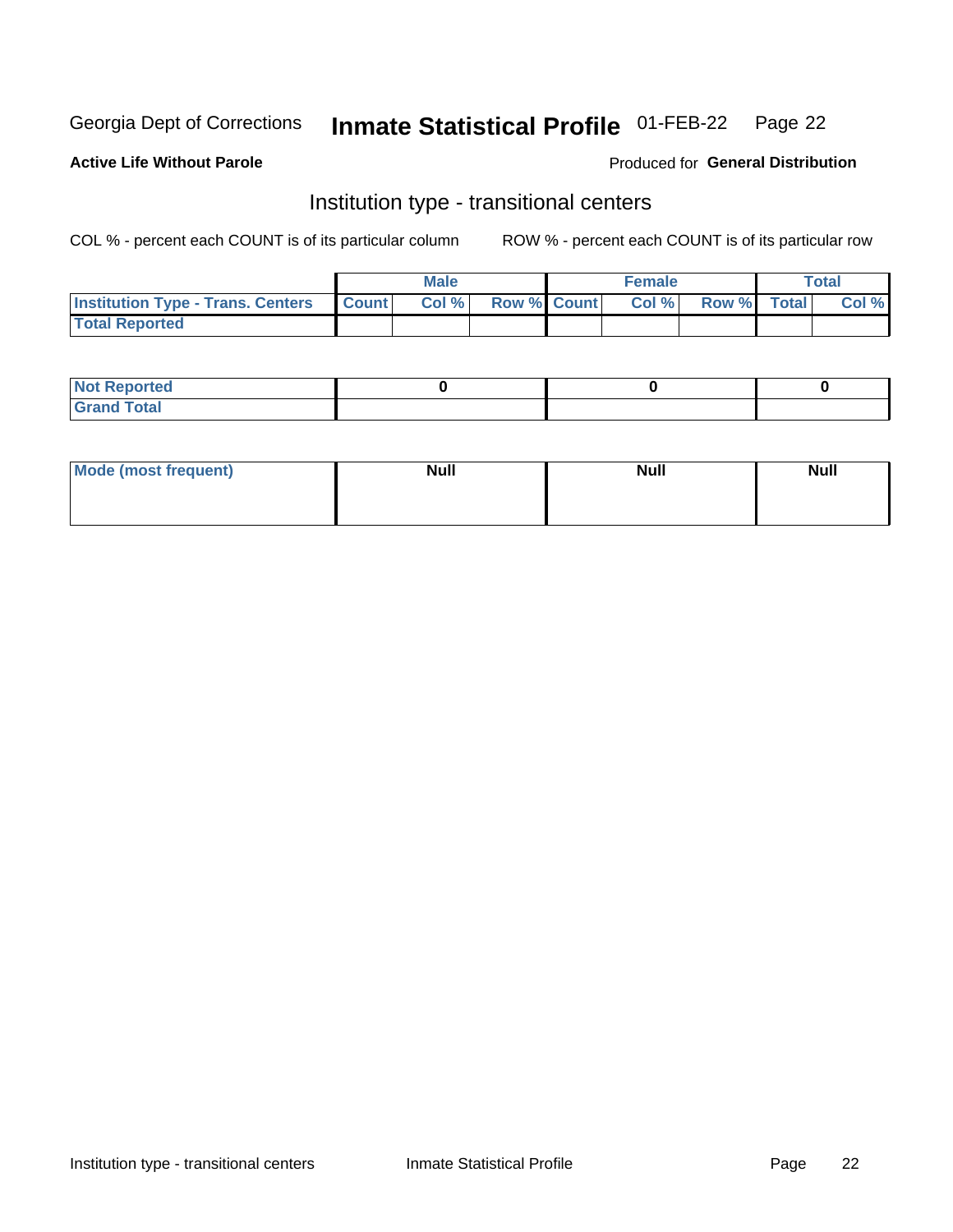Georgia Dept of Corrections **Inmate Statistical Profile** 01-FEB-22

**Active Life Without Parole**

Produced for **General Distribution**

## Institution type - transitional centers

COL % - percent each COUNT is of its particular column ROW % - percent each COUNT is of its particular row

| | Male | | | Female | | | Total | |
|---|---|---|---|---|---|---|---|---|
| Institution Type - Trans. Centers | Count | Col % | Row % | Count | Col % | Row % | Total | Col % |
| Total Reported | | | | | | | | |

| | Male | Female | Total |
|---|---|---|---|
| Not Reported | 0 | 0 | 0 |
| Grand Total | | | |

| | Male | Female | Total |
|---|---|---|---|
| Mode (most frequent) | Null | Null | Null |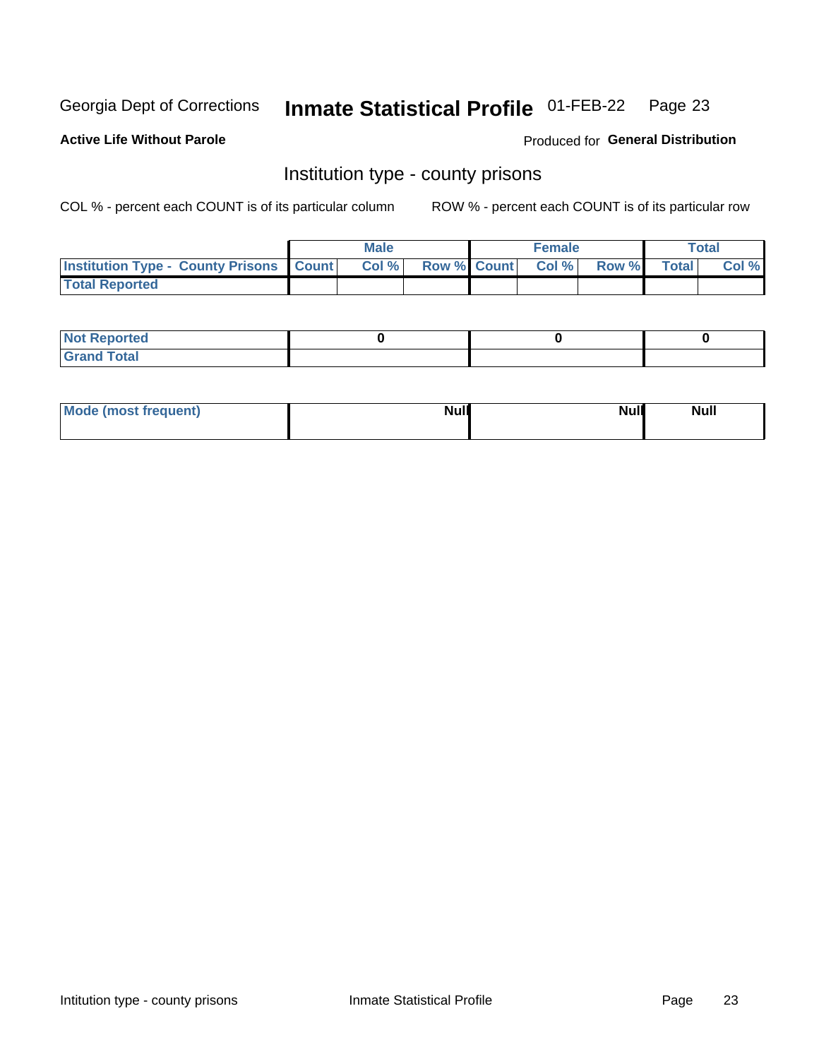Georgia Dept of Corrections **Inmate Statistical Profile** 01-FEB-22

**Active Life Without Parole**

Produced for **General Distribution**

## Institution type - county prisons

COL % - percent each COUNT is of its particular column ROW % - percent each COUNT is of its particular row

| | Male | | | Female | | | Total | |
|---|---|---|---|---|---|---|---|---|
| Institution Type - County Prisons | Count | Col % | Row % | Count | Col % | Row % | Total | Col % |
| Total Reported | | | | | | | | |

| | Male | Female | Total |
|---|---|---|---|
| Not Reported | 0 | 0 | 0 |
| Grand Total | | | |

| | Male | Female | Total |
|---|---|---|---|
| Mode (most frequent) | Null | Null | Null |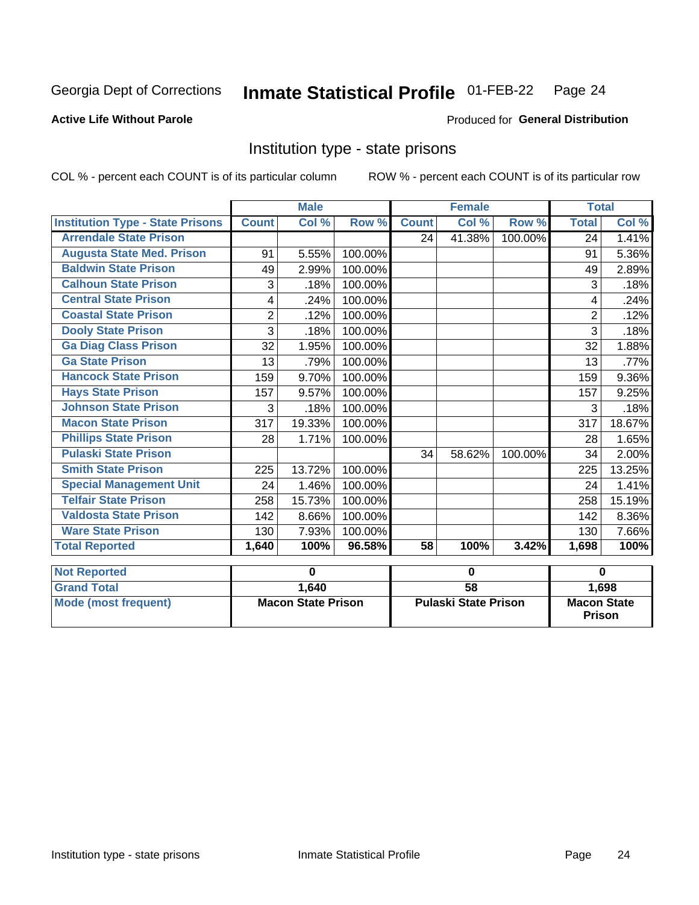Georgia Dept of Corrections **Inmate Statistical Profile** 01-FEB-22 Page 24

**Active Life Without Parole**

Produced for **General Distribution**

## Institution type - state prisons

COL % - percent each COUNT is of its particular column ROW % - percent each COUNT is of its particular row

| | Male | | | Female | | | Total | |
|---|---|---|---|---|---|---|---|---|
| **Institution Type - State Prisons** | **Count** | **Col %** | **Row %** | **Count** | **Col %** | **Row %** | **Total** | **Col %** |
| Arrendale State Prison | | | | 24 | 41.38% | 100.00% | 24 | 1.41% |
| Augusta State Med. Prison | 91 | 5.55% | 100.00% | | | | 91 | 5.36% |
| Baldwin State Prison | 49 | 2.99% | 100.00% | | | | 49 | 2.89% |
| Calhoun State Prison | 3 | .18% | 100.00% | | | | 3 | .18% |
| Central State Prison | 4 | .24% | 100.00% | | | | 4 | .24% |
| Coastal State Prison | 2 | .12% | 100.00% | | | | 2 | .12% |
| Dooly State Prison | 3 | .18% | 100.00% | | | | 3 | .18% |
| Ga Diag Class Prison | 32 | 1.95% | 100.00% | | | | 32 | 1.88% |
| Ga State Prison | 13 | .79% | 100.00% | | | | 13 | .77% |
| Hancock State Prison | 159 | 9.70% | 100.00% | | | | 159 | 9.36% |
| Hays State Prison | 157 | 9.57% | 100.00% | | | | 157 | 9.25% |
| Johnson State Prison | 3 | .18% | 100.00% | | | | 3 | .18% |
| Macon State Prison | 317 | 19.33% | 100.00% | | | | 317 | 18.67% |
| Phillips State Prison | 28 | 1.71% | 100.00% | | | | 28 | 1.65% |
| Pulaski State Prison | | | | 34 | 58.62% | 100.00% | 34 | 2.00% |
| Smith State Prison | 225 | 13.72% | 100.00% | | | | 225 | 13.25% |
| Special Management Unit | 24 | 1.46% | 100.00% | | | | 24 | 1.41% |
| Telfair State Prison | 258 | 15.73% | 100.00% | | | | 258 | 15.19% |
| Valdosta State Prison | 142 | 8.66% | 100.00% | | | | 142 | 8.36% |
| Ware State Prison | 130 | 7.93% | 100.00% | | | | 130 | 7.66% |
| **Total Reported** | **1,640** | **100%** | **96.58%** | **58** | **100%** | **3.42%** | **1,698** | **100%** |

| | Male | Female | Total |
|---|---|---|---|
| **Not Reported** | **0** | **0** | **0** |
| **Grand Total** | **1,640** | **58** | **1,698** |
| **Mode (most frequent)** | **Macon State Prison** | **Pulaski State Prison** | **Macon State Prison** |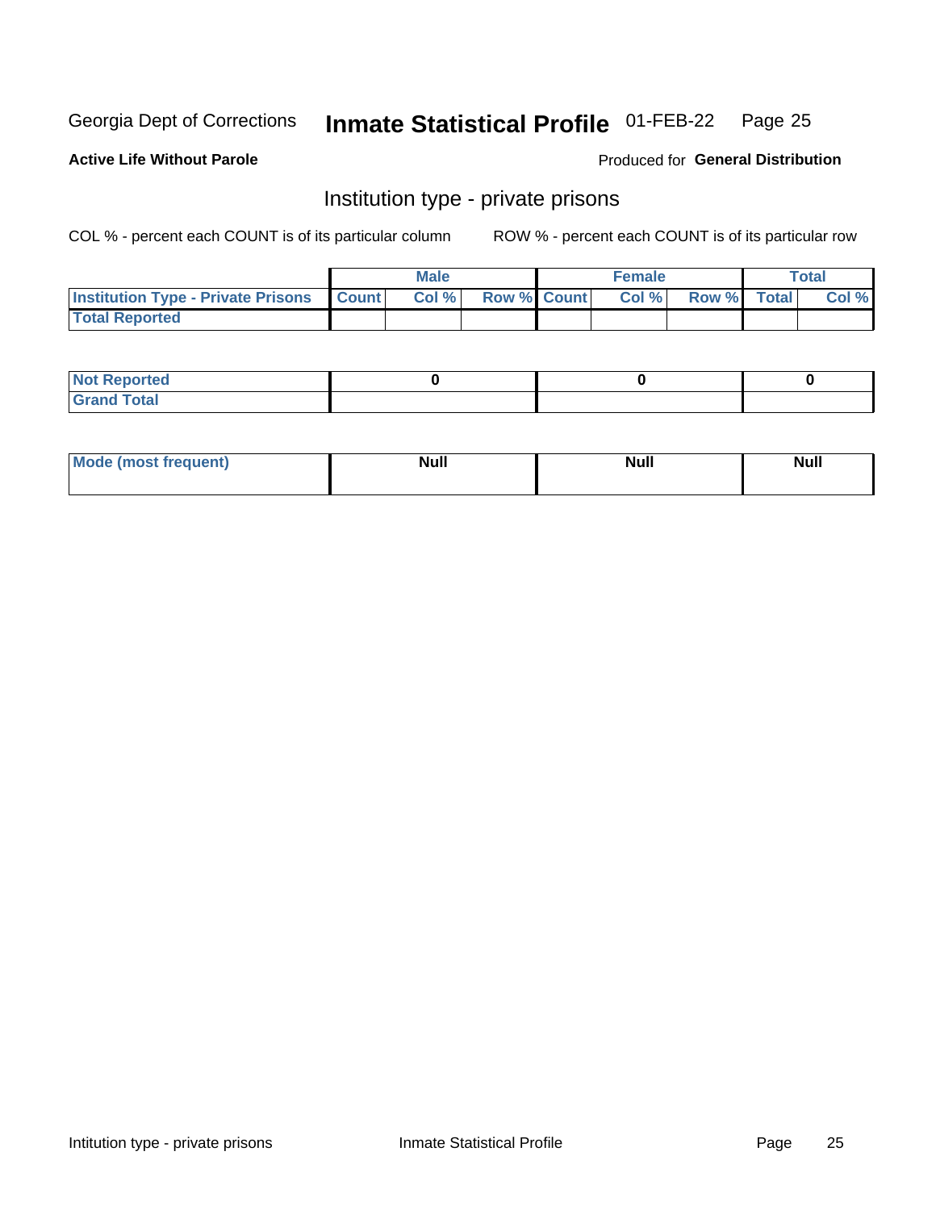Georgia Dept of Corrections **Inmate Statistical Profile** 01-FEB-22 Page 25

**Active Life Without Parole**

Produced for **General Distribution**

## Institution type - private prisons

COL % - percent each COUNT is of its particular column

ROW % - percent each COUNT is of its particular row

| | Male | | | Female | | | Total | |
|---|---|---|---|---|---|---|---|---|
| **Institution Type - Private Prisons** | **Count** | **Col %** | **Row %** | **Count** | **Col %** | **Row %** | **Total** | **Col %** |
| **Total Reported** | | | | | | | | |

| | | | |
|---|---|---|---|
| **Not Reported** | 0 | 0 | 0 |
| **Grand Total** | | | |

| | | | |
|---|---|---|---|
| **Mode (most frequent)** | Null | Null | Null |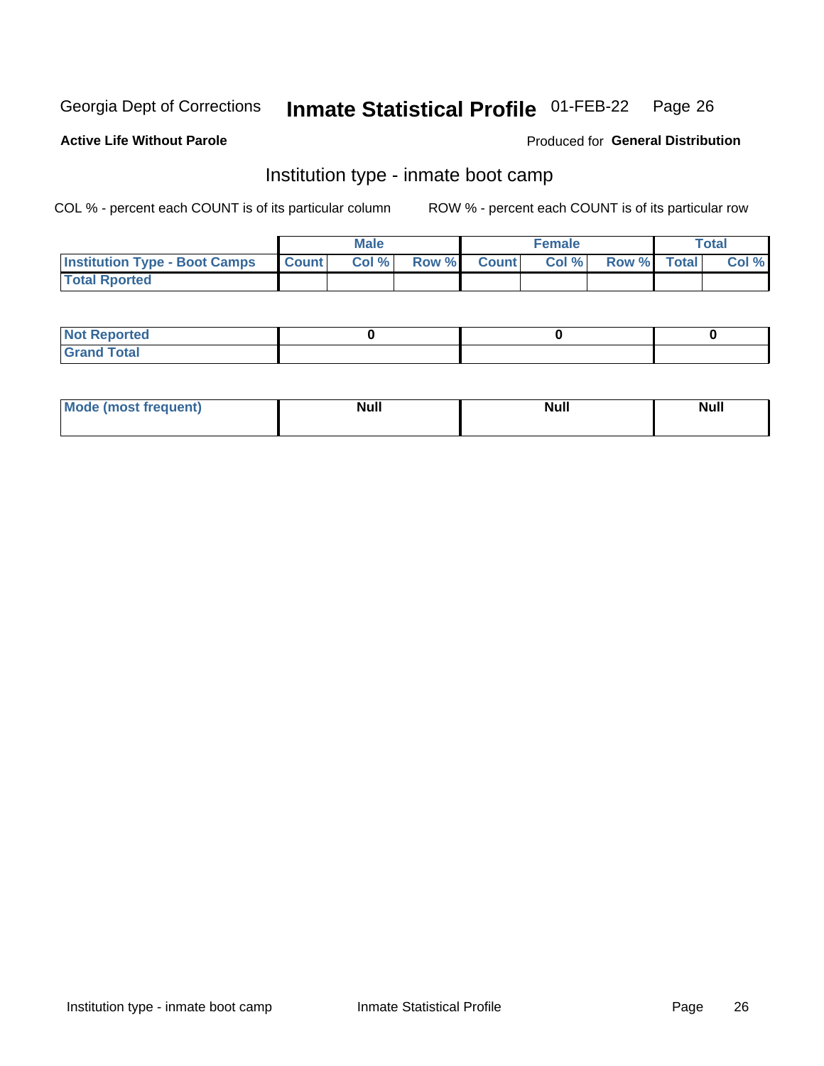Georgia Dept of Corrections **Inmate Statistical Profile** 01-FEB-22

**Active Life Without Parole**

Produced for **General Distribution**

## Institution type - inmate boot camp

COL % - percent each COUNT is of its particular column ROW % - percent each COUNT is of its particular row

| | Male | | | Female | | | Total | |
|---|---|---|---|---|---|---|---|---|
| **Institution Type - Boot Camps** | **Count** | **Col %** | **Row %** | **Count** | **Col %** | **Row %** | **Total** | **Col %** |
| **Total Rported** | | | | | | | | |

| | Male | Female | Total |
|---|---|---|---|
| **Not Reported** | 0 | 0 | 0 |
| **Grand Total** | | | |

| | Male | Female | Total |
|---|---|---|---|
| **Mode (most frequent)** | Null | Null | Null |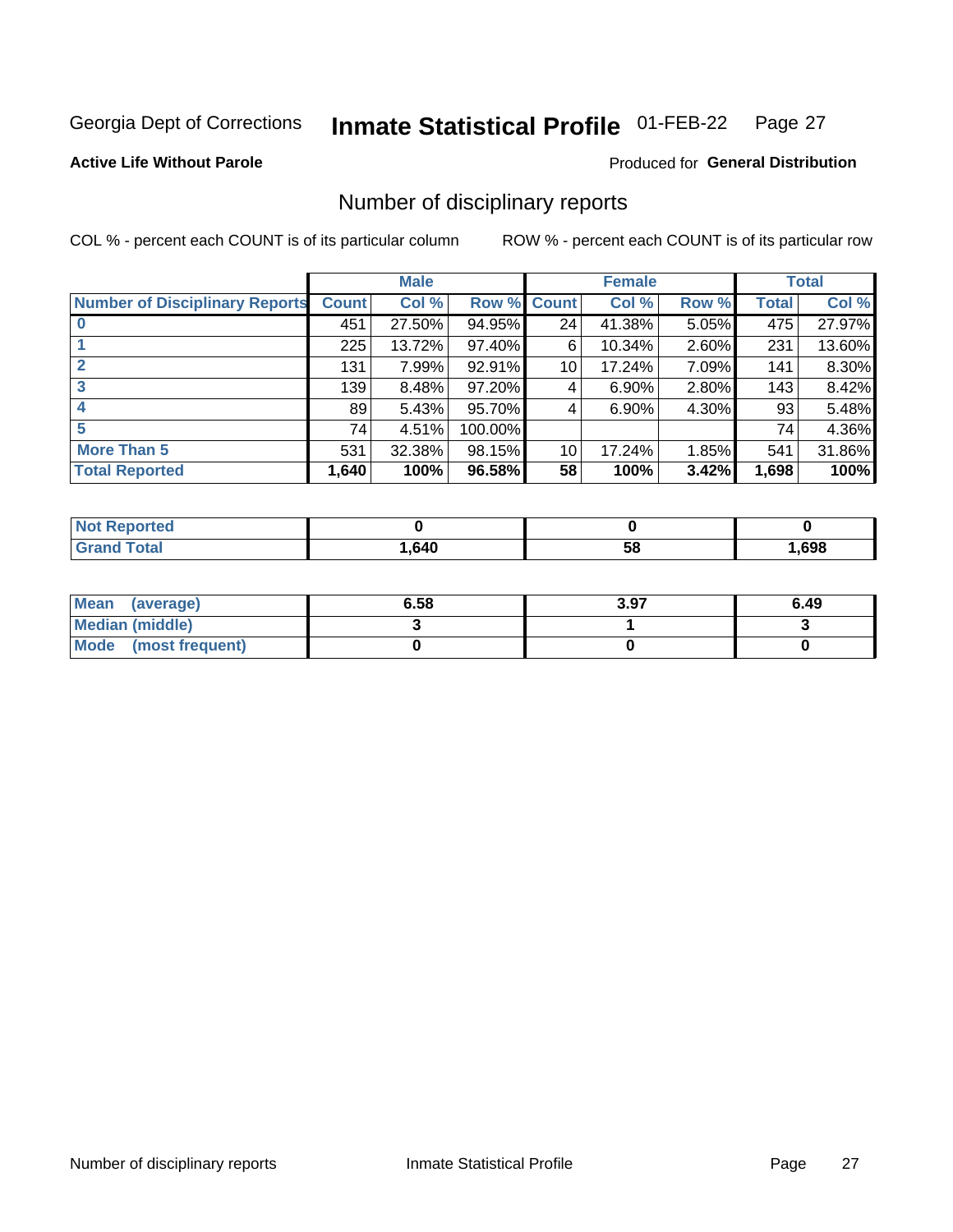Georgia Dept of Corrections **Inmate Statistical Profile** 01-FEB-22

**Active Life Without Parole**

Produced for **General Distribution**

## Number of disciplinary reports

COL % - percent each COUNT is of its particular column     ROW % - percent each COUNT is of its particular row

| | Male | | | Female | | | Total | |
|---|---|---|---|---|---|---|---|---|
| **Number of Disciplinary Reports** | **Count** | **Col %** | **Row %** | **Count** | **Col %** | **Row %** | **Total** | **Col %** |
| **0** | 451 | 27.50% | 94.95% | 24 | 41.38% | 5.05% | 475 | 27.97% |
| **1** | 225 | 13.72% | 97.40% | 6 | 10.34% | 2.60% | 231 | 13.60% |
| **2** | 131 | 7.99% | 92.91% | 10 | 17.24% | 7.09% | 141 | 8.30% |
| **3** | 139 | 8.48% | 97.20% | 4 | 6.90% | 2.80% | 143 | 8.42% |
| **4** | 89 | 5.43% | 95.70% | 4 | 6.90% | 4.30% | 93 | 5.48% |
| **5** | 74 | 4.51% | 100.00% | | | | 74 | 4.36% |
| **More Than 5** | 531 | 32.38% | 98.15% | 10 | 17.24% | 1.85% | 541 | 31.86% |
| **Total Reported** | **1,640** | **100%** | **96.58%** | **58** | **100%** | **3.42%** | **1,698** | **100%** |

| | Male | Female | Total |
|---|---|---|---|
| **Not Reported** | **0** | **0** | **0** |
| **Grand Total** | **1,640** | **58** | **1,698** |

| | Male | Female | Total |
|---|---|---|---|
| **Mean (average)** | **6.58** | **3.97** | **6.49** |
| **Median (middle)** | **3** | **1** | **3** |
| **Mode (most frequent)** | **0** | **0** | **0** |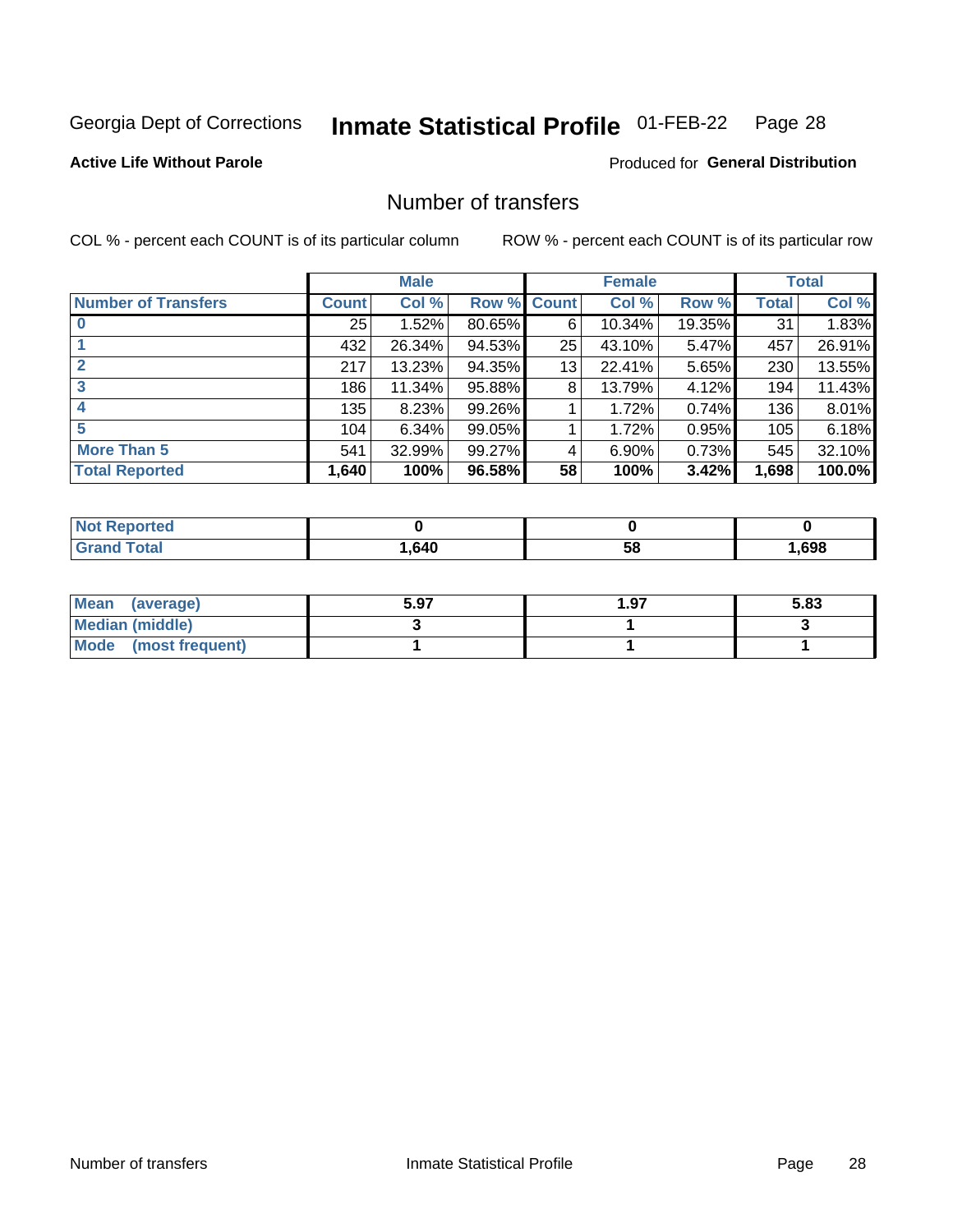Georgia Dept of Corrections **Inmate Statistical Profile** 01-FEB-22

**Active Life Without Parole**

Produced for **General Distribution**

## Number of transfers

COL % - percent each COUNT is of its particular column ROW % - percent each COUNT is of its particular row

| | Male | | | Female | | | Total | |
|---|---|---|---|---|---|---|---|---|
| **Number of Transfers** | **Count** | **Col %** | **Row %** | **Count** | **Col %** | **Row %** | **Total** | **Col %** |
| **0** | 25 | 1.52% | 80.65% | 6 | 10.34% | 19.35% | 31 | 1.83% |
| **1** | 432 | 26.34% | 94.53% | 25 | 43.10% | 5.47% | 457 | 26.91% |
| **2** | 217 | 13.23% | 94.35% | 13 | 22.41% | 5.65% | 230 | 13.55% |
| **3** | 186 | 11.34% | 95.88% | 8 | 13.79% | 4.12% | 194 | 11.43% |
| **4** | 135 | 8.23% | 99.26% | 1 | 1.72% | 0.74% | 136 | 8.01% |
| **5** | 104 | 6.34% | 99.05% | 1 | 1.72% | 0.95% | 105 | 6.18% |
| **More Than 5** | 541 | 32.99% | 99.27% | 4 | 6.90% | 0.73% | 545 | 32.10% |
| **Total Reported** | **1,640** | **100%** | **96.58%** | **58** | **100%** | **3.42%** | **1,698** | **100.0%** |

| | Male | Female | Total |
|---|---|---|---|
| **Not Reported** | **0** | **0** | **0** |
| **Grand Total** | **1,640** | **58** | **1,698** |

| | Male | Female | Total |
|---|---|---|---|
| **Mean (average)** | **5.97** | **1.97** | **5.83** |
| **Median (middle)** | **3** | **1** | **3** |
| **Mode (most frequent)** | **1** | **1** | **1** |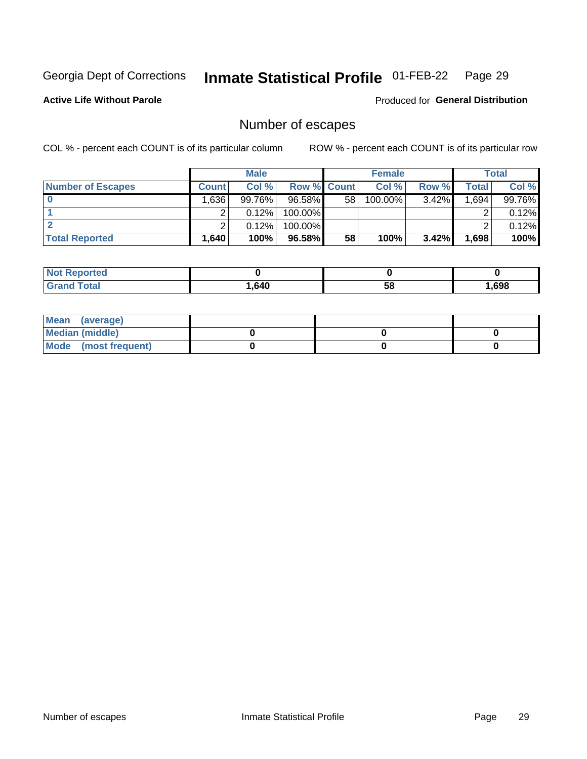Georgia Dept of Corrections **Inmate Statistical Profile** 01-FEB-22

**Active Life Without Parole**

Produced for **General Distribution**

## Number of escapes

COL % - percent each COUNT is of its particular column

ROW % - percent each COUNT is of its particular row

| | Male | | | Female | | | Total | |
|---|---|---|---|---|---|---|---|---|
| **Number of Escapes** | **Count** | **Col %** | **Row %** | **Count** | **Col %** | **Row %** | **Total** | **Col %** |
| **0** | 1,636 | 99.76% | 96.58% | 58 | 100.00% | 3.42% | 1,694 | 99.76% |
| **1** | 2 | 0.12% | 100.00% | | | | 2 | 0.12% |
| **2** | 2 | 0.12% | 100.00% | | | | 2 | 0.12% |
| **Total Reported** | **1,640** | **100%** | **96.58%** | **58** | **100%** | **3.42%** | **1,698** | **100%** |

| | Male | Female | Total |
|---|---|---|---|
| **Not Reported** | **0** | **0** | **0** |
| **Grand Total** | **1,640** | **58** | **1,698** |

| | Male | Female | Total |
|---|---|---|---|
| **Mean (average)** | | | |
| **Median (middle)** | **0** | **0** | **0** |
| **Mode (most frequent)** | **0** | **0** | **0** |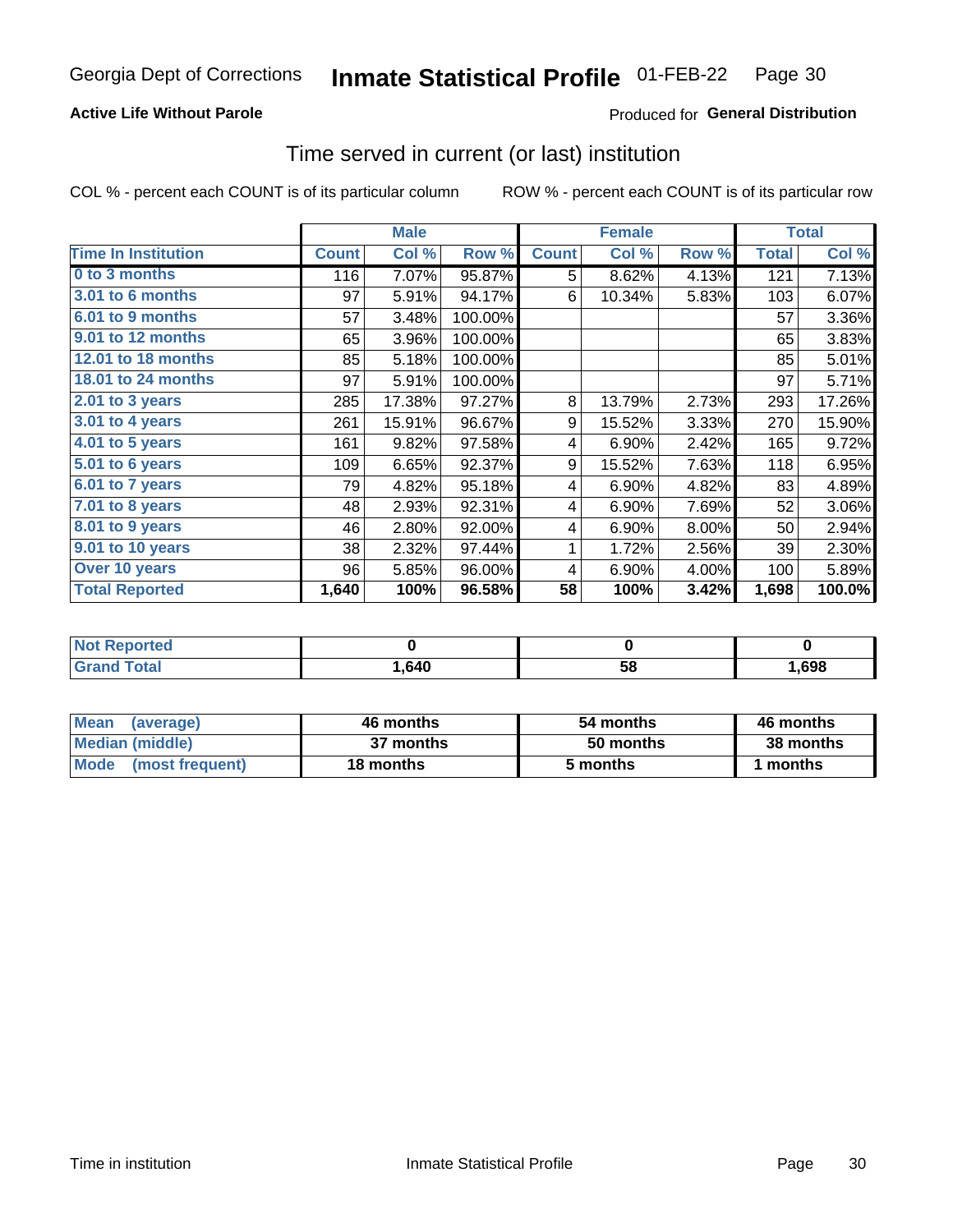Georgia Dept of Corrections **Inmate Statistical Profile** 01-FEB-22

**Active Life Without Parole**

Produced for **General Distribution**

## Time served in current (or last) institution

COL % - percent each COUNT is of its particular column ROW % - percent each COUNT is of its particular row

| | Male | | | Female | | | Total | |
|---|---|---|---|---|---|---|---|---|
| Time In Institution | Count | Col % | Row % | Count | Col % | Row % | Total | Col % |
| 0 to 3 months | 116 | 7.07% | 95.87% | 5 | 8.62% | 4.13% | 121 | 7.13% |
| 3.01 to 6 months | 97 | 5.91% | 94.17% | 6 | 10.34% | 5.83% | 103 | 6.07% |
| 6.01 to 9 months | 57 | 3.48% | 100.00% | | | | 57 | 3.36% |
| 9.01 to 12 months | 65 | 3.96% | 100.00% | | | | 65 | 3.83% |
| 12.01 to 18 months | 85 | 5.18% | 100.00% | | | | 85 | 5.01% |
| 18.01 to 24 months | 97 | 5.91% | 100.00% | | | | 97 | 5.71% |
| 2.01 to 3 years | 285 | 17.38% | 97.27% | 8 | 13.79% | 2.73% | 293 | 17.26% |
| 3.01 to 4 years | 261 | 15.91% | 96.67% | 9 | 15.52% | 3.33% | 270 | 15.90% |
| 4.01 to 5 years | 161 | 9.82% | 97.58% | 4 | 6.90% | 2.42% | 165 | 9.72% |
| 5.01 to 6 years | 109 | 6.65% | 92.37% | 9 | 15.52% | 7.63% | 118 | 6.95% |
| 6.01 to 7 years | 79 | 4.82% | 95.18% | 4 | 6.90% | 4.82% | 83 | 4.89% |
| 7.01 to 8 years | 48 | 2.93% | 92.31% | 4 | 6.90% | 7.69% | 52 | 3.06% |
| 8.01 to 9 years | 46 | 2.80% | 92.00% | 4 | 6.90% | 8.00% | 50 | 2.94% |
| 9.01 to 10 years | 38 | 2.32% | 97.44% | 1 | 1.72% | 2.56% | 39 | 2.30% |
| Over 10 years | 96 | 5.85% | 96.00% | 4 | 6.90% | 4.00% | 100 | 5.89% |
| **Total Reported** | **1,640** | **100%** | **96.58%** | **58** | **100%** | **3.42%** | **1,698** | **100.0%** |

| | Male | Female | Total |
|---|---|---|---|
| Not Reported | **0** | **0** | **0** |
| Grand Total | **1,640** | **58** | **1,698** |

| | Male | Female | Total |
|---|---|---|---|
| Mean (average) | **46 months** | **54 months** | **46 months** |
| Median (middle) | **37 months** | **50 months** | **38 months** |
| Mode (most frequent) | **18 months** | **5 months** | **1 months** |

Time in institution Inmate Statistical Profile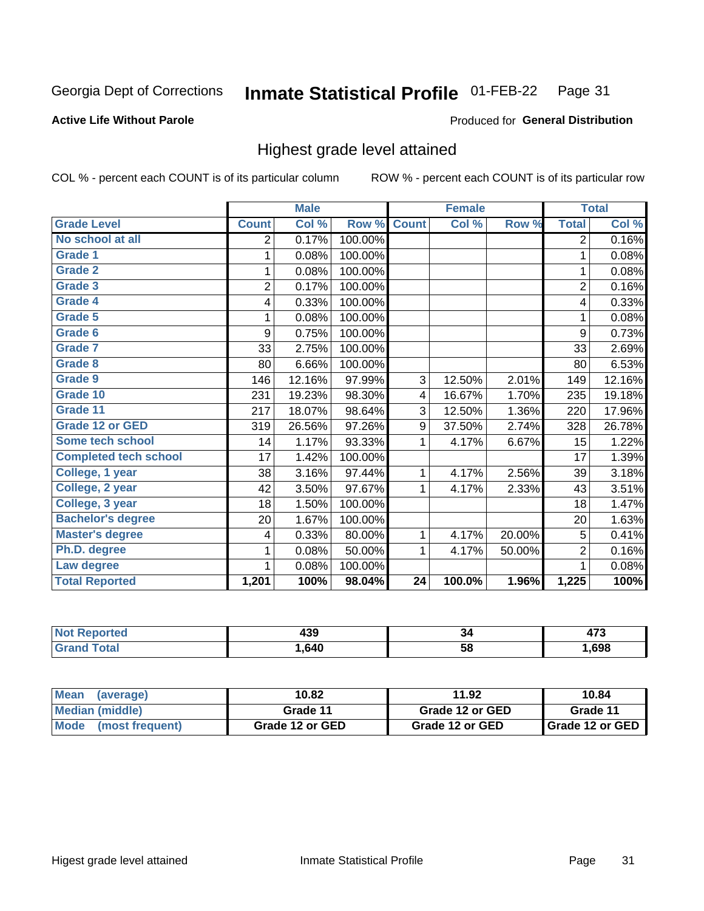Georgia Dept of Corrections **Inmate Statistical Profile** 01-FEB-22

**Active Life Without Parole**

Produced for **General Distribution**

## Highest grade level attained

COL % - percent each COUNT is of its particular column

ROW % - percent each COUNT is of its particular row

| | Male | | | Female | | | Total | |
|---|---|---|---|---|---|---|---|---|
| **Grade Level** | **Count** | **Col %** | **Row %** | **Count** | **Col %** | **Row %** | **Total** | **Col %** |
| No school at all | 2 | 0.17% | 100.00% | | | | 2 | 0.16% |
| Grade 1 | 1 | 0.08% | 100.00% | | | | 1 | 0.08% |
| Grade 2 | 1 | 0.08% | 100.00% | | | | 1 | 0.08% |
| Grade 3 | 2 | 0.17% | 100.00% | | | | 2 | 0.16% |
| Grade 4 | 4 | 0.33% | 100.00% | | | | 4 | 0.33% |
| Grade 5 | 1 | 0.08% | 100.00% | | | | 1 | 0.08% |
| Grade 6 | 9 | 0.75% | 100.00% | | | | 9 | 0.73% |
| Grade 7 | 33 | 2.75% | 100.00% | | | | 33 | 2.69% |
| Grade 8 | 80 | 6.66% | 100.00% | | | | 80 | 6.53% |
| Grade 9 | 146 | 12.16% | 97.99% | 3 | 12.50% | 2.01% | 149 | 12.16% |
| Grade 10 | 231 | 19.23% | 98.30% | 4 | 16.67% | 1.70% | 235 | 19.18% |
| Grade 11 | 217 | 18.07% | 98.64% | 3 | 12.50% | 1.36% | 220 | 17.96% |
| Grade 12 or GED | 319 | 26.56% | 97.26% | 9 | 37.50% | 2.74% | 328 | 26.78% |
| Some tech school | 14 | 1.17% | 93.33% | 1 | 4.17% | 6.67% | 15 | 1.22% |
| Completed tech school | 17 | 1.42% | 100.00% | | | | 17 | 1.39% |
| College, 1 year | 38 | 3.16% | 97.44% | 1 | 4.17% | 2.56% | 39 | 3.18% |
| College, 2 year | 42 | 3.50% | 97.67% | 1 | 4.17% | 2.33% | 43 | 3.51% |
| College, 3 year | 18 | 1.50% | 100.00% | | | | 18 | 1.47% |
| Bachelor's degree | 20 | 1.67% | 100.00% | | | | 20 | 1.63% |
| Master's degree | 4 | 0.33% | 80.00% | 1 | 4.17% | 20.00% | 5 | 0.41% |
| Ph.D. degree | 1 | 0.08% | 50.00% | 1 | 4.17% | 50.00% | 2 | 0.16% |
| Law degree | 1 | 0.08% | 100.00% | | | | 1 | 0.08% |
| **Total Reported** | **1,201** | **100%** | **98.04%** | **24** | **100.0%** | **1.96%** | **1,225** | **100%** |

| | Male | Female | Total |
|---|---|---|---|
| Not Reported | 439 | 34 | 473 |
| Grand Total | 1,640 | 58 | 1,698 |

| | Male | Female | Total |
|---|---|---|---|
| Mean (average) | 10.82 | 11.92 | 10.84 |
| Median (middle) | Grade 11 | Grade 12 or GED | Grade 11 |
| Mode (most frequent) | Grade 12 or GED | Grade 12 or GED | Grade 12 or GED |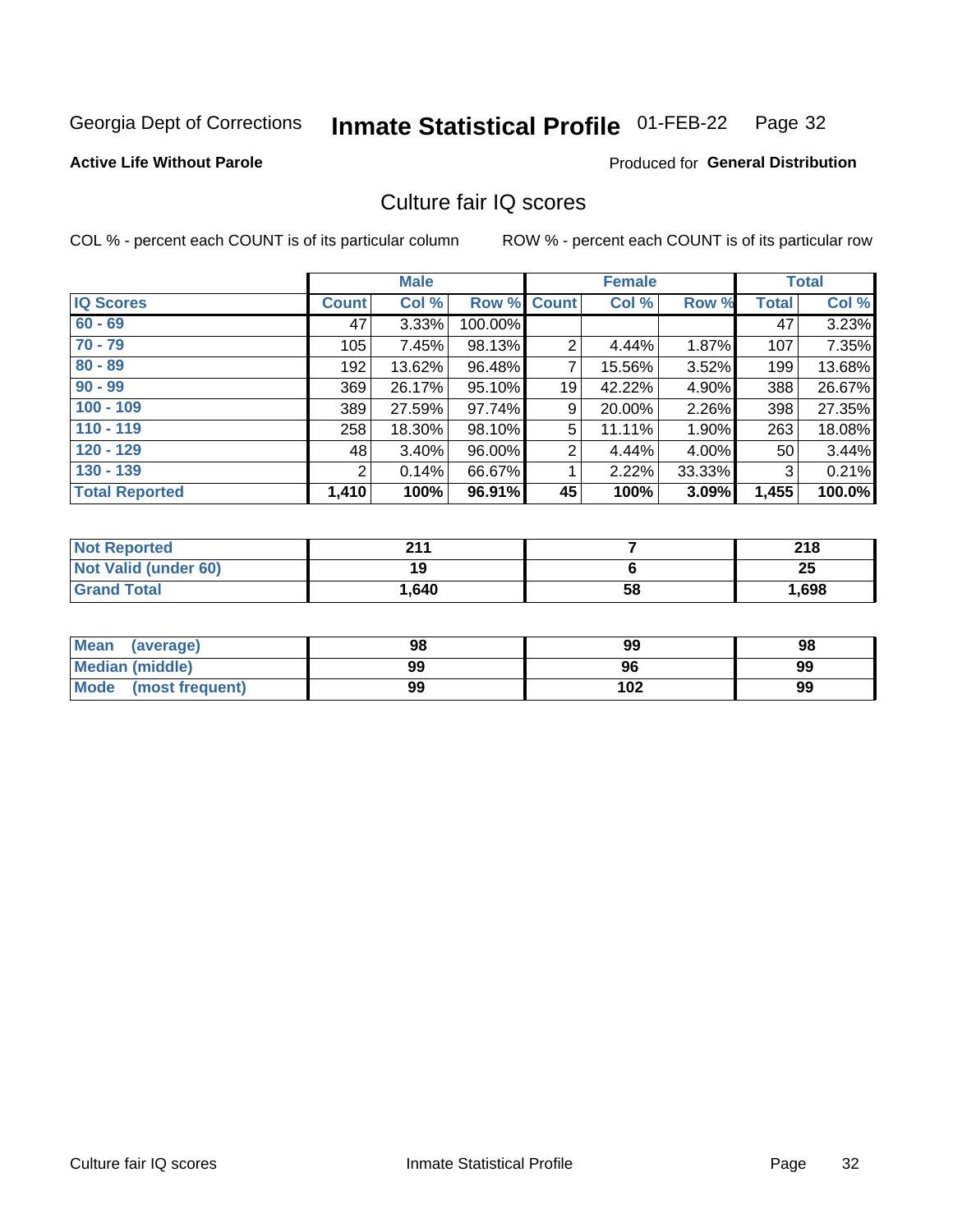Georgia Dept of Corrections **Inmate Statistical Profile** 01-FEB-22

**Active Life Without Parole**

Produced for **General Distribution**

## Culture fair IQ scores

COL % - percent each COUNT is of its particular column

ROW % - percent each COUNT is of its particular row

| | Male | | | Female | | | Total | |
|---|---|---|---|---|---|---|---|---|
| **IQ Scores** | **Count** | **Col %** | **Row %** | **Count** | **Col %** | **Row %** | **Total** | **Col %** |
| 60 - 69 | 47 | 3.33% | 100.00% | | | | 47 | 3.23% |
| 70 - 79 | 105 | 7.45% | 98.13% | 2 | 4.44% | 1.87% | 107 | 7.35% |
| 80 - 89 | 192 | 13.62% | 96.48% | 7 | 15.56% | 3.52% | 199 | 13.68% |
| 90 - 99 | 369 | 26.17% | 95.10% | 19 | 42.22% | 4.90% | 388 | 26.67% |
| 100 - 109 | 389 | 27.59% | 97.74% | 9 | 20.00% | 2.26% | 398 | 27.35% |
| 110 - 119 | 258 | 18.30% | 98.10% | 5 | 11.11% | 1.90% | 263 | 18.08% |
| 120 - 129 | 48 | 3.40% | 96.00% | 2 | 4.44% | 4.00% | 50 | 3.44% |
| 130 - 139 | 2 | 0.14% | 66.67% | 1 | 2.22% | 33.33% | 3 | 0.21% |
| **Total Reported** | **1,410** | **100%** | **96.91%** | **45** | **100%** | **3.09%** | **1,455** | **100.0%** |

| | Male | Female | Total |
|---|---|---|---|
| Not Reported | 211 | 7 | 218 |
| Not Valid (under 60) | 19 | 6 | 25 |
| Grand Total | 1,640 | 58 | 1,698 |

| | Male | Female | Total |
|---|---|---|---|
| Mean (average) | 98 | 99 | 98 |
| Median (middle) | 99 | 96 | 99 |
| Mode (most frequent) | 99 | 102 | 99 |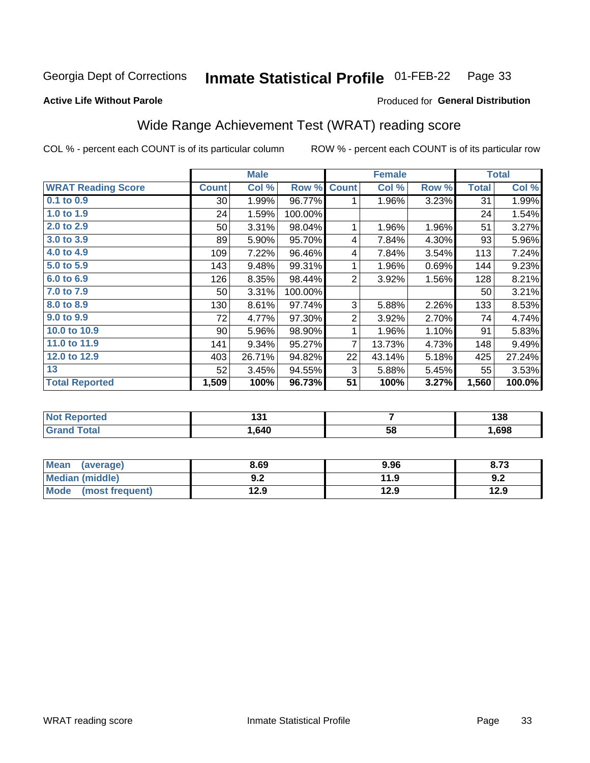Georgia Dept of Corrections **Inmate Statistical Profile** 01-FEB-22

**Active Life Without Parole**

Produced for **General Distribution**

## Wide Range Achievement Test (WRAT) reading score

COL % - percent each COUNT is of its particular column     ROW % - percent each COUNT is of its particular row

| | Male | | | Female | | | Total | |
|---|---|---|---|---|---|---|---|---|
| **WRAT Reading Score** | **Count** | **Col %** | **Row %** | **Count** | **Col %** | **Row %** | **Total** | **Col %** |
| 0.1 to 0.9 | 30 | 1.99% | 96.77% | 1 | 1.96% | 3.23% | 31 | 1.99% |
| 1.0 to 1.9 | 24 | 1.59% | 100.00% | | | | 24 | 1.54% |
| 2.0 to 2.9 | 50 | 3.31% | 98.04% | 1 | 1.96% | 1.96% | 51 | 3.27% |
| 3.0 to 3.9 | 89 | 5.90% | 95.70% | 4 | 7.84% | 4.30% | 93 | 5.96% |
| 4.0 to 4.9 | 109 | 7.22% | 96.46% | 4 | 7.84% | 3.54% | 113 | 7.24% |
| 5.0 to 5.9 | 143 | 9.48% | 99.31% | 1 | 1.96% | 0.69% | 144 | 9.23% |
| 6.0 to 6.9 | 126 | 8.35% | 98.44% | 2 | 3.92% | 1.56% | 128 | 8.21% |
| 7.0 to 7.9 | 50 | 3.31% | 100.00% | | | | 50 | 3.21% |
| 8.0 to 8.9 | 130 | 8.61% | 97.74% | 3 | 5.88% | 2.26% | 133 | 8.53% |
| 9.0 to 9.9 | 72 | 4.77% | 97.30% | 2 | 3.92% | 2.70% | 74 | 4.74% |
| 10.0 to 10.9 | 90 | 5.96% | 98.90% | 1 | 1.96% | 1.10% | 91 | 5.83% |
| 11.0 to 11.9 | 141 | 9.34% | 95.27% | 7 | 13.73% | 4.73% | 148 | 9.49% |
| 12.0 to 12.9 | 403 | 26.71% | 94.82% | 22 | 43.14% | 5.18% | 425 | 27.24% |
| 13 | 52 | 3.45% | 94.55% | 3 | 5.88% | 5.45% | 55 | 3.53% |
| **Total Reported** | **1,509** | **100%** | **96.73%** | **51** | **100%** | **3.27%** | **1,560** | **100.0%** |

| | Male | Female | Total |
|---|---|---|---|
| **Not Reported** | **131** | **7** | **138** |
| **Grand Total** | **1,640** | **58** | **1,698** |

| | Male | Female | Total |
|---|---|---|---|
| **Mean (average)** | **8.69** | **9.96** | **8.73** |
| **Median (middle)** | **9.2** | **11.9** | **9.2** |
| **Mode (most frequent)** | **12.9** | **12.9** | **12.9** |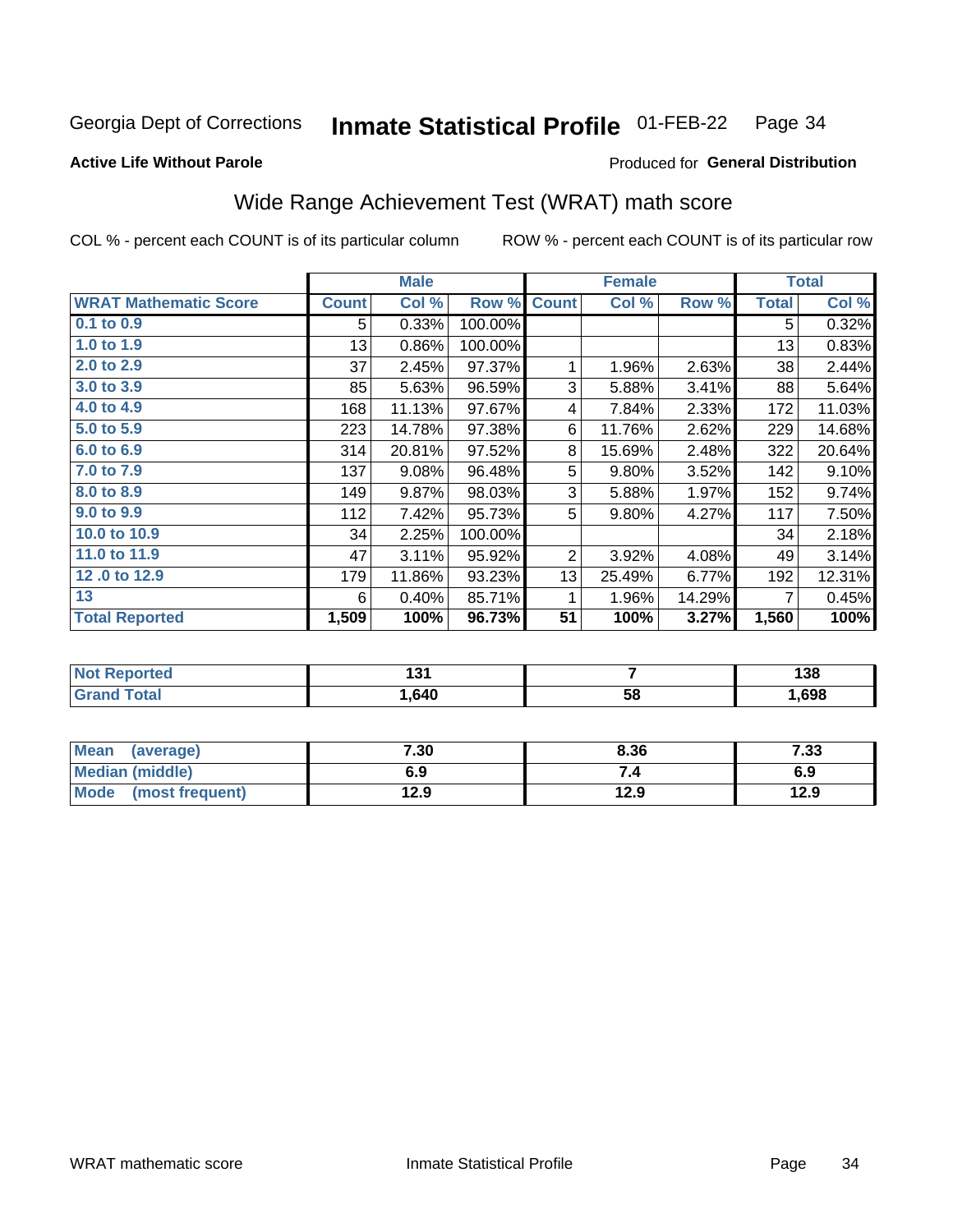Georgia Dept of Corrections **Inmate Statistical Profile** 01-FEB-22 Page 34

**Active Life Without Parole**

Produced for **General Distribution**

## Wide Range Achievement Test (WRAT) math score

COL % - percent each COUNT is of its particular column ROW % - percent each COUNT is of its particular row

| | Male | | | Female | | | Total | |
|---|---|---|---|---|---|---|---|---|
| **WRAT Mathematic Score** | **Count** | **Col %** | **Row %** | **Count** | **Col %** | **Row %** | **Total** | **Col %** |
| 0.1 to 0.9 | 5 | 0.33% | 100.00% | | | | 5 | 0.32% |
| 1.0 to 1.9 | 13 | 0.86% | 100.00% | | | | 13 | 0.83% |
| 2.0 to 2.9 | 37 | 2.45% | 97.37% | 1 | 1.96% | 2.63% | 38 | 2.44% |
| 3.0 to 3.9 | 85 | 5.63% | 96.59% | 3 | 5.88% | 3.41% | 88 | 5.64% |
| 4.0 to 4.9 | 168 | 11.13% | 97.67% | 4 | 7.84% | 2.33% | 172 | 11.03% |
| 5.0 to 5.9 | 223 | 14.78% | 97.38% | 6 | 11.76% | 2.62% | 229 | 14.68% |
| 6.0 to 6.9 | 314 | 20.81% | 97.52% | 8 | 15.69% | 2.48% | 322 | 20.64% |
| 7.0 to 7.9 | 137 | 9.08% | 96.48% | 5 | 9.80% | 3.52% | 142 | 9.10% |
| 8.0 to 8.9 | 149 | 9.87% | 98.03% | 3 | 5.88% | 1.97% | 152 | 9.74% |
| 9.0 to 9.9 | 112 | 7.42% | 95.73% | 5 | 9.80% | 4.27% | 117 | 7.50% |
| 10.0 to 10.9 | 34 | 2.25% | 100.00% | | | | 34 | 2.18% |
| 11.0 to 11.9 | 47 | 3.11% | 95.92% | 2 | 3.92% | 4.08% | 49 | 3.14% |
| 12 .0 to 12.9 | 179 | 11.86% | 93.23% | 13 | 25.49% | 6.77% | 192 | 12.31% |
| 13 | 6 | 0.40% | 85.71% | 1 | 1.96% | 14.29% | 7 | 0.45% |
| **Total Reported** | **1,509** | **100%** | **96.73%** | **51** | **100%** | **3.27%** | **1,560** | **100%** |

| | Male | Female | Total |
|---|---|---|---|
| Not Reported | 131 | 7 | 138 |
| Grand Total | 1,640 | 58 | 1,698 |

| | Male | Female | Total |
|---|---|---|---|
| Mean (average) | 7.30 | 8.36 | 7.33 |
| Median (middle) | 6.9 | 7.4 | 6.9 |
| Mode (most frequent) | 12.9 | 12.9 | 12.9 |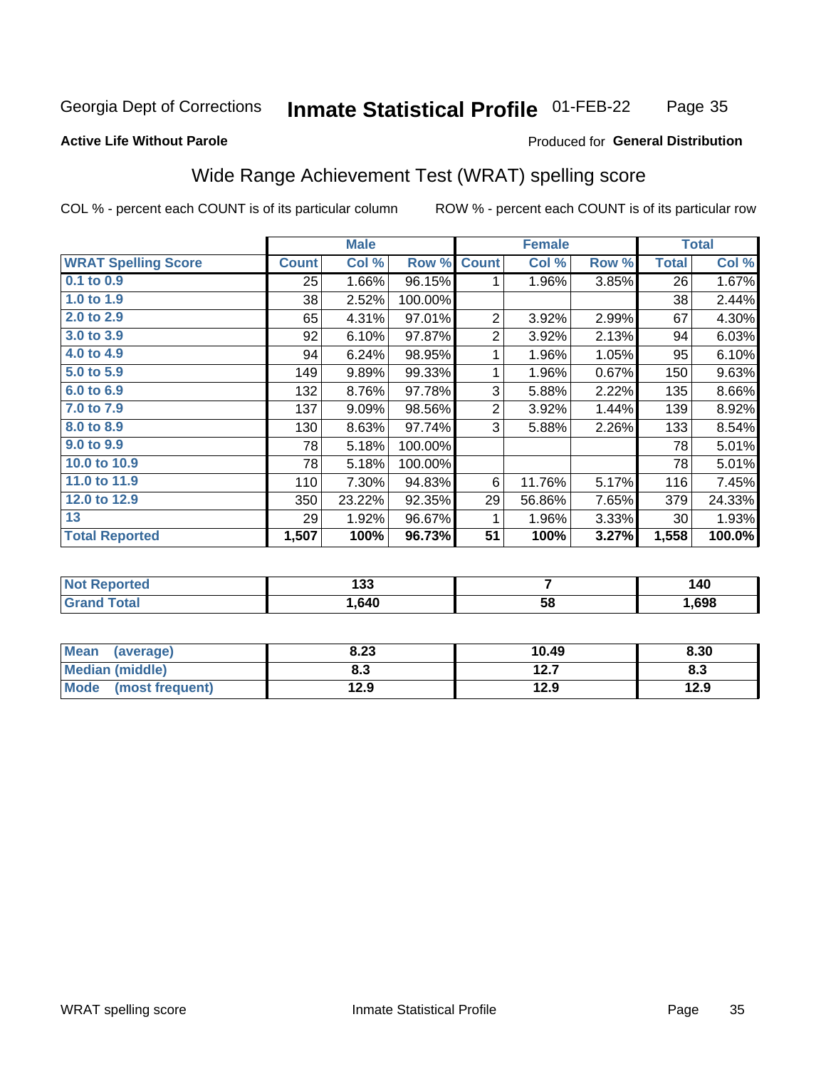Georgia Dept of Corrections **Inmate Statistical Profile** 01-FEB-22

**Active Life Without Parole**

Produced for **General Distribution**

## Wide Range Achievement Test (WRAT) spelling score

COL % - percent each COUNT is of its particular column     ROW % - percent each COUNT is of its particular row

| | Male | | | Female | | | Total | |
|---|---|---|---|---|---|---|---|---|
| **WRAT Spelling Score** | **Count** | **Col %** | **Row %** | **Count** | **Col %** | **Row %** | **Total** | **Col %** |
| 0.1 to 0.9 | 25 | 1.66% | 96.15% | 1 | 1.96% | 3.85% | 26 | 1.67% |
| 1.0 to 1.9 | 38 | 2.52% | 100.00% | | | | 38 | 2.44% |
| 2.0 to 2.9 | 65 | 4.31% | 97.01% | 2 | 3.92% | 2.99% | 67 | 4.30% |
| 3.0 to 3.9 | 92 | 6.10% | 97.87% | 2 | 3.92% | 2.13% | 94 | 6.03% |
| 4.0 to 4.9 | 94 | 6.24% | 98.95% | 1 | 1.96% | 1.05% | 95 | 6.10% |
| 5.0 to 5.9 | 149 | 9.89% | 99.33% | 1 | 1.96% | 0.67% | 150 | 9.63% |
| 6.0 to 6.9 | 132 | 8.76% | 97.78% | 3 | 5.88% | 2.22% | 135 | 8.66% |
| 7.0 to 7.9 | 137 | 9.09% | 98.56% | 2 | 3.92% | 1.44% | 139 | 8.92% |
| 8.0 to 8.9 | 130 | 8.63% | 97.74% | 3 | 5.88% | 2.26% | 133 | 8.54% |
| 9.0 to 9.9 | 78 | 5.18% | 100.00% | | | | 78 | 5.01% |
| 10.0 to 10.9 | 78 | 5.18% | 100.00% | | | | 78 | 5.01% |
| 11.0 to 11.9 | 110 | 7.30% | 94.83% | 6 | 11.76% | 5.17% | 116 | 7.45% |
| 12.0 to 12.9 | 350 | 23.22% | 92.35% | 29 | 56.86% | 7.65% | 379 | 24.33% |
| 13 | 29 | 1.92% | 96.67% | 1 | 1.96% | 3.33% | 30 | 1.93% |
| **Total Reported** | **1,507** | **100%** | **96.73%** | **51** | **100%** | **3.27%** | **1,558** | **100.0%** |

| | Male | Female | Total |
|---|---|---|---|
| Not Reported | 133 | 7 | 140 |
| Grand Total | 1,640 | 58 | 1,698 |

| | Male | Female | Total |
|---|---|---|---|
| Mean (average) | 8.23 | 10.49 | 8.30 |
| Median (middle) | 8.3 | 12.7 | 8.3 |
| Mode (most frequent) | 12.9 | 12.9 | 12.9 |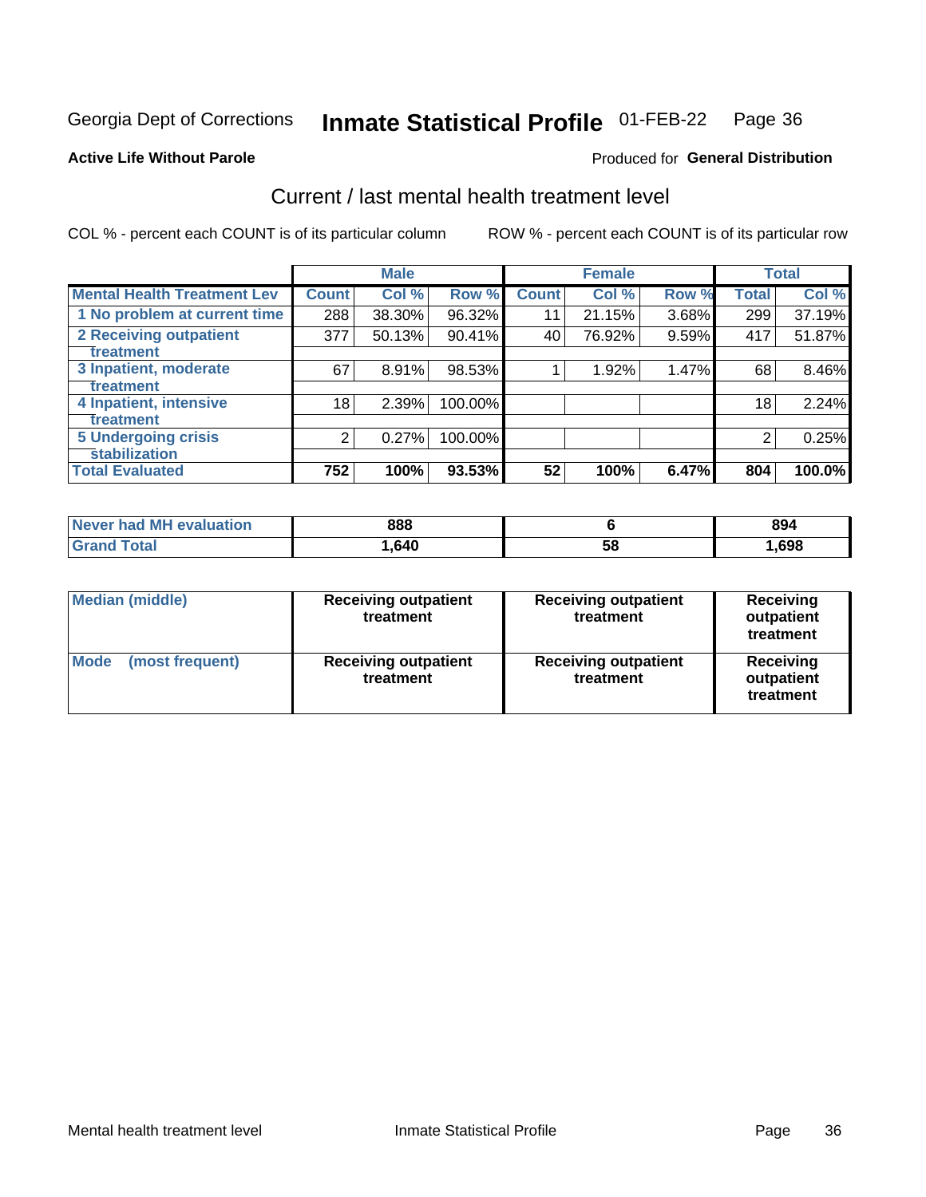Georgia Dept of Corrections **Inmate Statistical Profile** 01-FEB-22

**Active Life Without Parole**

Produced for **General Distribution**

## Current / last mental health treatment level

COL % - percent each COUNT is of its particular column

ROW % - percent each COUNT is of its particular row

| | Male | | | Female | | | Total | |
|---|---|---|---|---|---|---|---|---|
| **Mental Health Treatment Lev** | **Count** | **Col %** | **Row %** | **Count** | **Col %** | **Row %** | **Total** | **Col %** |
| 1 No problem at current time | 288 | 38.30% | 96.32% | 11 | 21.15% | 3.68% | 299 | 37.19% |
| 2 Receiving outpatient treatment | 377 | 50.13% | 90.41% | 40 | 76.92% | 9.59% | 417 | 51.87% |
| 3 Inpatient, moderate treatment | 67 | 8.91% | 98.53% | 1 | 1.92% | 1.47% | 68 | 8.46% |
| 4 Inpatient, intensive treatment | 18 | 2.39% | 100.00% | | | | 18 | 2.24% |
| 5 Undergoing crisis stabilization | 2 | 0.27% | 100.00% | | | | 2 | 0.25% |
| **Total Evaluated** | **752** | **100%** | **93.53%** | **52** | **100%** | **6.47%** | **804** | **100.0%** |

| | Male | Female | Total |
|---|---|---|---|
| Never had MH evaluation | 888 | 6 | 894 |
| Grand Total | 1,640 | 58 | 1,698 |

| | Male | Female | Total |
|---|---|---|---|
| Median (middle) | Receiving outpatient treatment | Receiving outpatient treatment | Receiving outpatient treatment |
| Mode (most frequent) | Receiving outpatient treatment | Receiving outpatient treatment | Receiving outpatient treatment |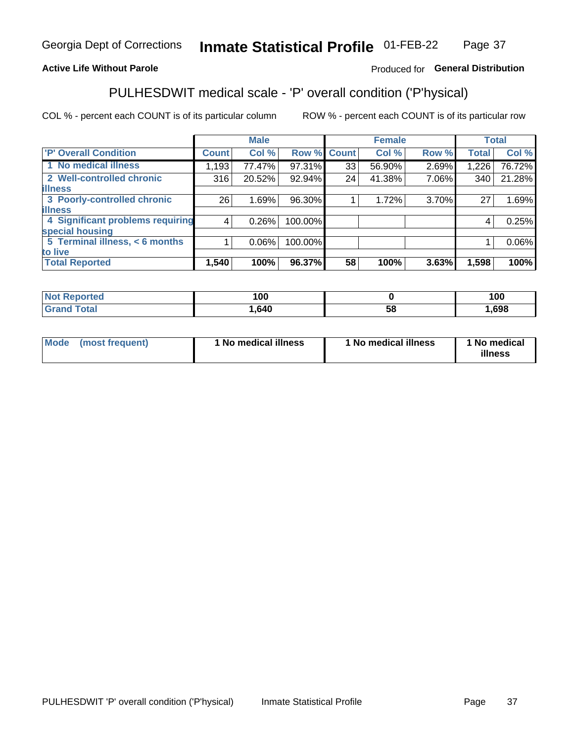Georgia Dept of Corrections **Inmate Statistical Profile** 01-FEB-22

**Active Life Without Parole**

Produced for **General Distribution**

## PULHESDWIT medical scale - 'P' overall condition ('P'hysical)

COL % - percent each COUNT is of its particular column

ROW % - percent each COUNT is of its particular row

| 'P' Overall Condition | Male | | | Female | | | Total | |
|---|---|---|---|---|---|---|---|---|
| | Count | Col % | Row % | Count | Col % | Row % | Total | Col % |
| 1 No medical illness | 1,193 | 77.47% | 97.31% | 33 | 56.90% | 2.69% | 1,226 | 76.72% |
| 2 Well-controlled chronic illness | 316 | 20.52% | 92.94% | 24 | 41.38% | 7.06% | 340 | 21.28% |
| 3 Poorly-controlled chronic illness | 26 | 1.69% | 96.30% | 1 | 1.72% | 3.70% | 27 | 1.69% |
| 4 Significant problems requiring special housing | 4 | 0.26% | 100.00% | | | | 4 | 0.25% |
| 5 Terminal illness, < 6 months to live | 1 | 0.06% | 100.00% | | | | 1 | 0.06% |
| **Total Reported** | **1,540** | **100%** | **96.37%** | **58** | **100%** | **3.63%** | **1,598** | **100%** |

| | Male | Female | Total |
|---|---|---|---|
| Not Reported | 100 | 0 | 100 |
| Grand Total | 1,640 | 58 | 1,698 |

| | Male | Female | Total |
|---|---|---|---|
| Mode (most frequent) | 1 No medical illness | 1 No medical illness | 1 No medical illness |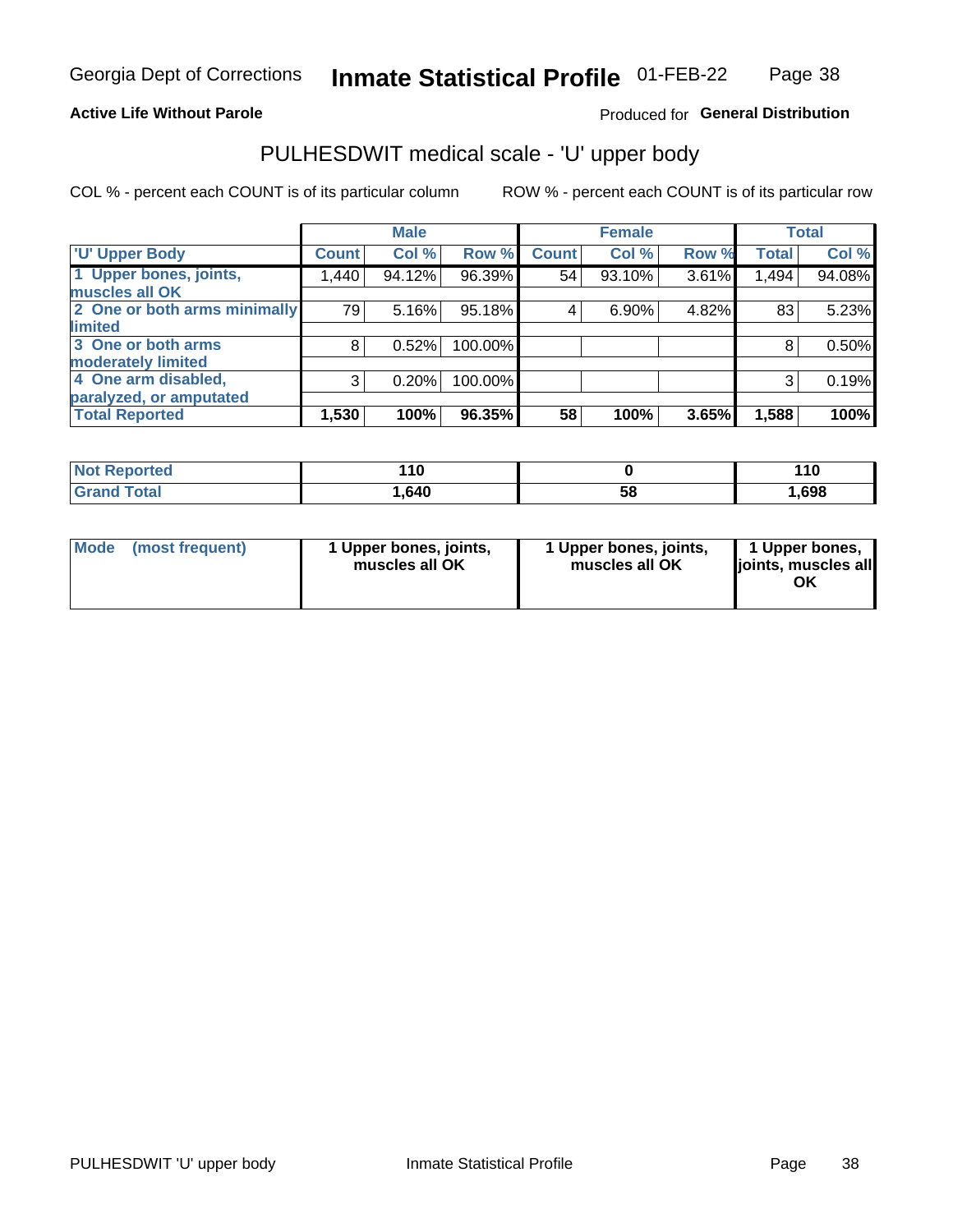Georgia Dept of Corrections **Inmate Statistical Profile** 01-FEB-22

**Active Life Without Parole**

Produced for **General Distribution**

## PULHESDWIT medical scale - 'U' upper body

COL % - percent each COUNT is of its particular column ROW % - percent each COUNT is of its particular row

| | Male | | | Female | | | Total | |
|---|---|---|---|---|---|---|---|---|
| 'U' Upper Body | Count | Col % | Row % | Count | Col % | Row % | Total | Col % |
| 1 Upper bones, joints, muscles all OK | 1,440 | 94.12% | 96.39% | 54 | 93.10% | 3.61% | 1,494 | 94.08% |
| 2 One or both arms minimally limited | 79 | 5.16% | 95.18% | 4 | 6.90% | 4.82% | 83 | 5.23% |
| 3 One or both arms moderately limited | 8 | 0.52% | 100.00% | | | | 8 | 0.50% |
| 4 One arm disabled, paralyzed, or amputated | 3 | 0.20% | 100.00% | | | | 3 | 0.19% |
| **Total Reported** | **1,530** | **100%** | **96.35%** | **58** | **100%** | **3.65%** | **1,588** | **100%** |

| | Male | Female | Total |
|---|---|---|---|
| Not Reported | 110 | 0 | 110 |
| Grand Total | 1,640 | 58 | 1,698 |

| | Male | Female | Total |
|---|---|---|---|
| Mode (most frequent) | 1 Upper bones, joints, muscles all OK | 1 Upper bones, joints, muscles all OK | 1 Upper bones, joints, muscles all OK |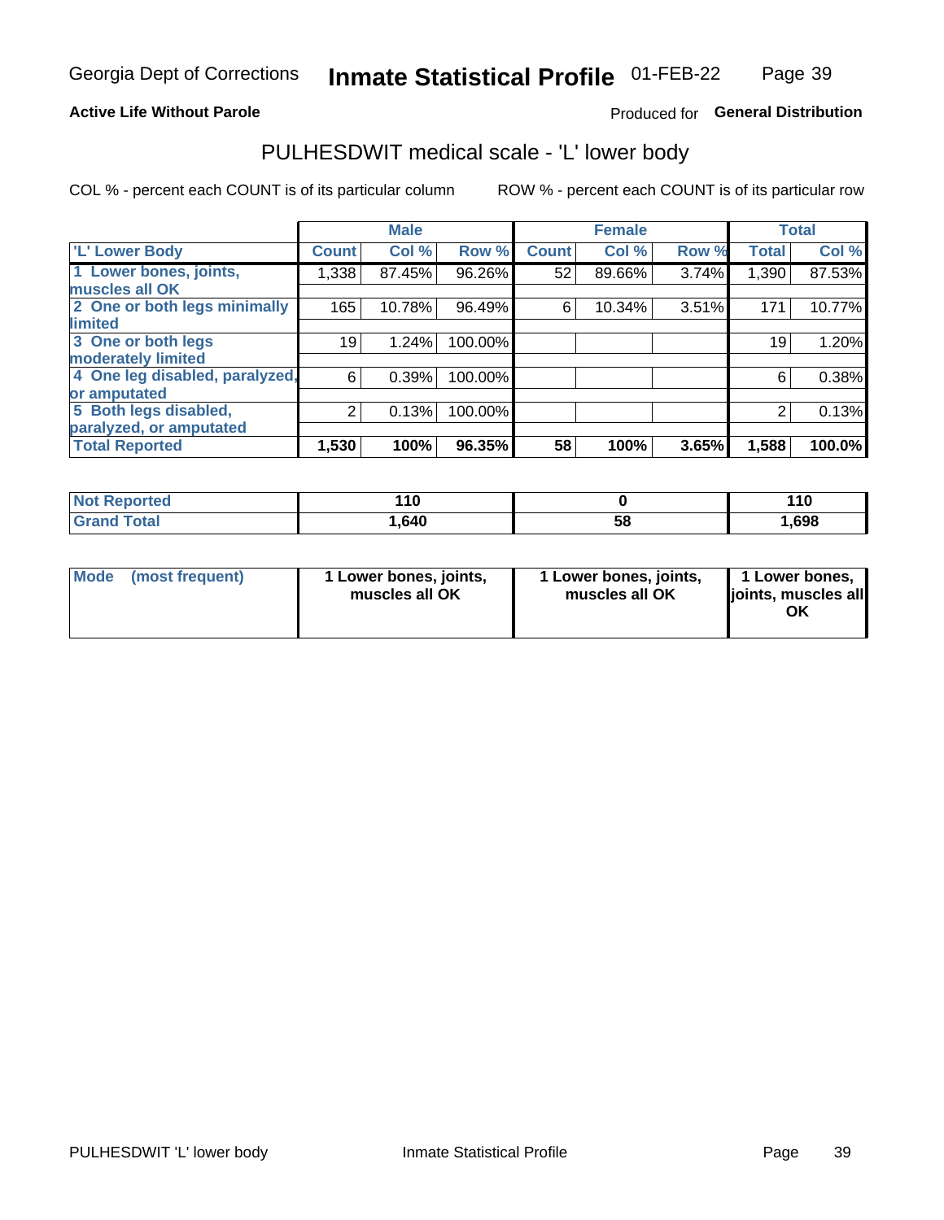Georgia Dept of Corrections **Inmate Statistical Profile** 01-FEB-22

**Active Life Without Parole**

Produced for **General Distribution**

## PULHESDWIT medical scale - 'L' lower body

COL % - percent each COUNT is of its particular column

ROW % - percent each COUNT is of its particular row

| 'L' Lower Body | Male | | | Female | | | Total | |
|---|---|---|---|---|---|---|---|---|
| | Count | Col % | Row % | Count | Col % | Row % | Total | Col % |
| 1 Lower bones, joints, muscles all OK | 1,338 | 87.45% | 96.26% | 52 | 89.66% | 3.74% | 1,390 | 87.53% |
| 2 One or both legs minimally limited | 165 | 10.78% | 96.49% | 6 | 10.34% | 3.51% | 171 | 10.77% |
| 3 One or both legs moderately limited | 19 | 1.24% | 100.00% | | | | 19 | 1.20% |
| 4 One leg disabled, paralyzed, or amputated | 6 | 0.39% | 100.00% | | | | 6 | 0.38% |
| 5 Both legs disabled, paralyzed, or amputated | 2 | 0.13% | 100.00% | | | | 2 | 0.13% |
| **Total Reported** | **1,530** | **100%** | **96.35%** | **58** | **100%** | **3.65%** | **1,588** | **100.0%** |

| | Male | Female | Total |
|---|---|---|---|
| Not Reported | 110 | 0 | 110 |
| Grand Total | 1,640 | 58 | 1,698 |

| Mode (most frequent) | Male | Female | Total |
|---|---|---|---|
| | 1 Lower bones, joints, muscles all OK | 1 Lower bones, joints, muscles all OK | 1 Lower bones, joints, muscles all OK |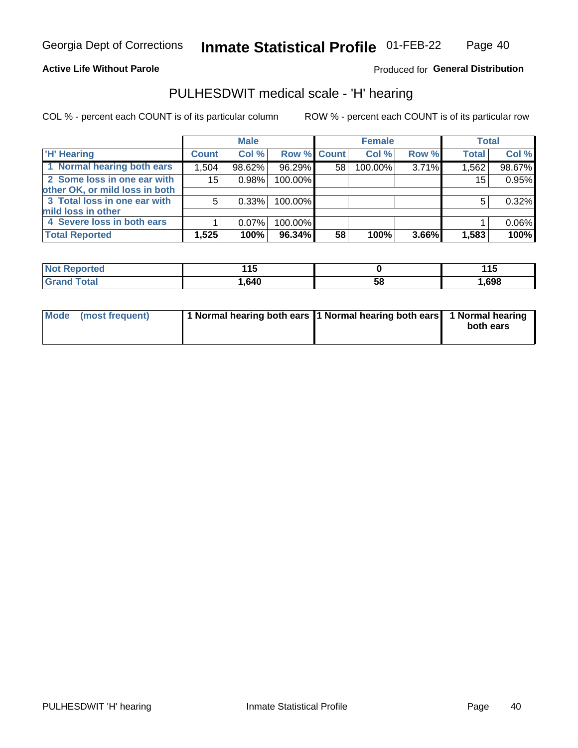Georgia Dept of Corrections **Inmate Statistical Profile** 01-FEB-22

**Active Life Without Parole**

Produced for **General Distribution**

## PULHESDWIT medical scale - 'H' hearing

COL % - percent each COUNT is of its particular column

ROW % - percent each COUNT is of its particular row

| | Male | | | Female | | | Total | |
|---|---|---|---|---|---|---|---|---|
| 'H' Hearing | Count | Col % | Row % | Count | Col % | Row % | Total | Col % |
| 1 Normal hearing both ears | 1,504 | 98.62% | 96.29% | 58 | 100.00% | 3.71% | 1,562 | 98.67% |
| 2 Some loss in one ear with other OK, or mild loss in both | 15 | 0.98% | 100.00% | | | | 15 | 0.95% |
| 3 Total loss in one ear with mild loss in other | 5 | 0.33% | 100.00% | | | | 5 | 0.32% |
| 4 Severe loss in both ears | 1 | 0.07% | 100.00% | | | | 1 | 0.06% |
| **Total Reported** | **1,525** | **100%** | **96.34%** | **58** | **100%** | **3.66%** | **1,583** | **100%** |

| | Male | Female | Total |
|---|---|---|---|
| Not Reported | 115 | 0 | 115 |
| Grand Total | 1,640 | 58 | 1,698 |

| | Male | Female | Total |
|---|---|---|---|
| Mode (most frequent) | 1 Normal hearing both ears | 1 Normal hearing both ears | 1 Normal hearing both ears |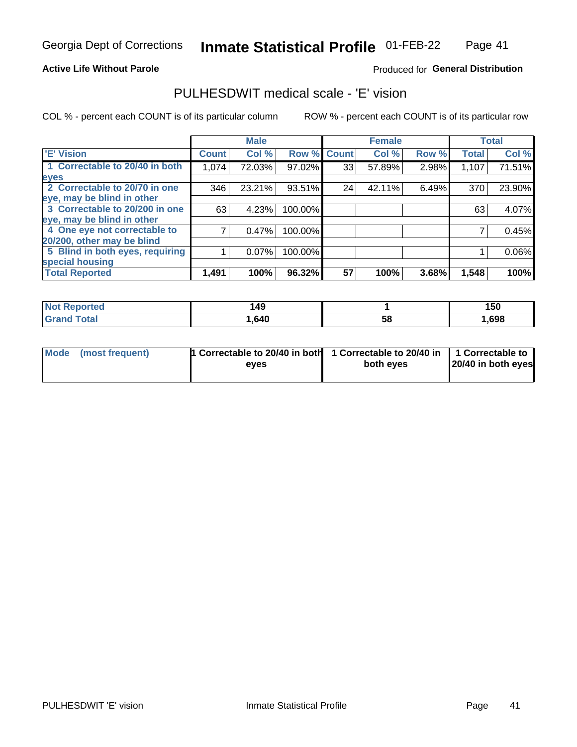Georgia Dept of Corrections **Inmate Statistical Profile** 01-FEB-22

**Active Life Without Parole**

Produced for **General Distribution**

## PULHESDWIT medical scale - 'E' vision

COL % - percent each COUNT is of its particular column    ROW % - percent each COUNT is of its particular row

| | Male | | | Female | | | Total | |
|---|---|---|---|---|---|---|---|---|
| 'E' Vision | Count | Col % | Row % | Count | Col % | Row % | Total | Col % |
| 1 Correctable to 20/40 in both eyes | 1,074 | 72.03% | 97.02% | 33 | 57.89% | 2.98% | 1,107 | 71.51% |
| 2 Correctable to 20/70 in one eye, may be blind in other | 346 | 23.21% | 93.51% | 24 | 42.11% | 6.49% | 370 | 23.90% |
| 3 Correctable to 20/200 in one eye, may be blind in other | 63 | 4.23% | 100.00% | | | | 63 | 4.07% |
| 4 One eye not correctable to 20/200, other may be blind | 7 | 0.47% | 100.00% | | | | 7 | 0.45% |
| 5 Blind in both eyes, requiring special housing | 1 | 0.07% | 100.00% | | | | 1 | 0.06% |
| **Total Reported** | **1,491** | **100%** | **96.32%** | **57** | **100%** | **3.68%** | **1,548** | **100%** |

| | Male | Female | Total |
|---|---|---|---|
| **Not Reported** | **149** | **1** | **150** |
| **Grand Total** | **1,640** | **58** | **1,698** |

| | Male | Female | Total |
|---|---|---|---|
| **Mode (most frequent)** | **1 Correctable to 20/40 in both eyes** | **1 Correctable to 20/40 in both eyes** | **1 Correctable to 20/40 in both eyes** |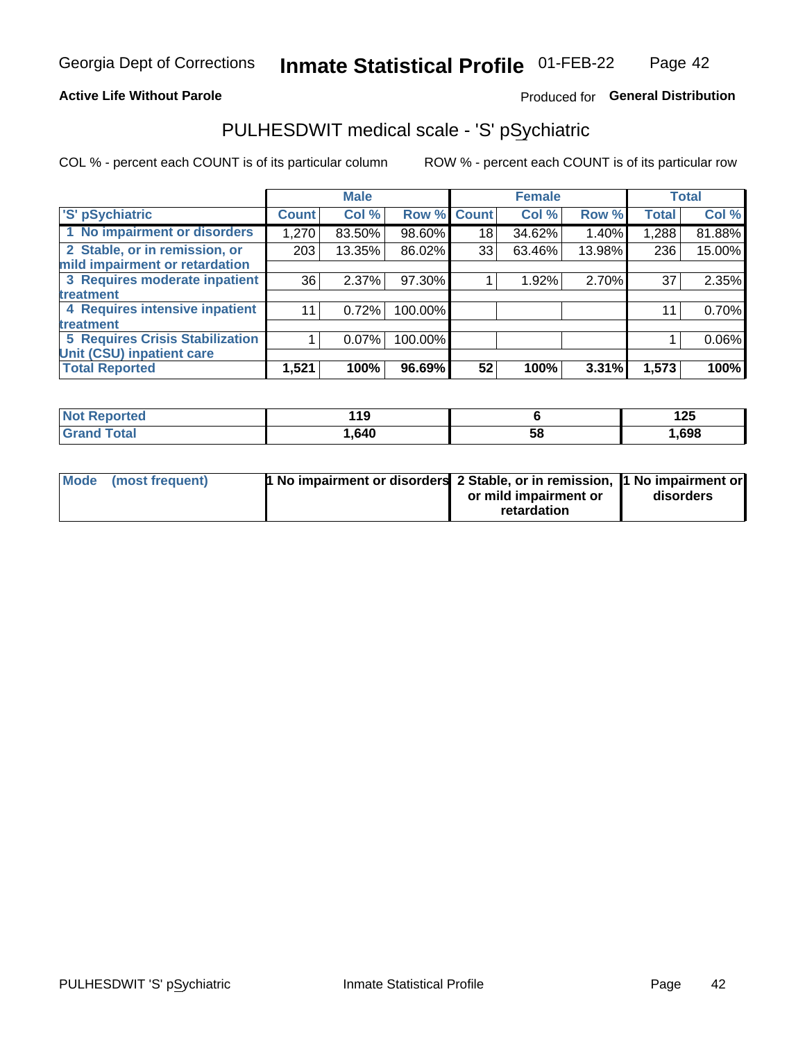Georgia Dept of Corrections **Inmate Statistical Profile** 01-FEB-22

**Active Life Without Parole**

Produced for **General Distribution**

## PULHESDWIT medical scale - 'S' pSychiatric

COL % - percent each COUNT is of its particular column

ROW % - percent each COUNT is of its particular row

| 'S' pSychiatric | Male | | | Female | | | Total | |
|---|---|---|---|---|---|---|---|---|
| | Count | Col % | Row % | Count | Col % | Row % | Total | Col % |
| 1 No impairment or disorders | 1,270 | 83.50% | 98.60% | 18 | 34.62% | 1.40% | 1,288 | 81.88% |
| 2 Stable, or in remission, or mild impairment or retardation | 203 | 13.35% | 86.02% | 33 | 63.46% | 13.98% | 236 | 15.00% |
| 3 Requires moderate inpatient treatment | 36 | 2.37% | 97.30% | 1 | 1.92% | 2.70% | 37 | 2.35% |
| 4 Requires intensive inpatient treatment | 11 | 0.72% | 100.00% | | | | 11 | 0.70% |
| 5 Requires Crisis Stabilization Unit (CSU) inpatient care | 1 | 0.07% | 100.00% | | | | 1 | 0.06% |
| **Total Reported** | **1,521** | **100%** | **96.69%** | **52** | **100%** | **3.31%** | **1,573** | **100%** |

| | Male | Female | Total |
|---|---|---|---|
| Not Reported | 119 | 6 | 125 |
| Grand Total | 1,640 | 58 | 1,698 |

| | Male | Female | Total |
|---|---|---|---|
| Mode (most frequent) | 1 No impairment or disorders | 2 Stable, or in remission, or mild impairment or retardation | 1 No impairment or disorders |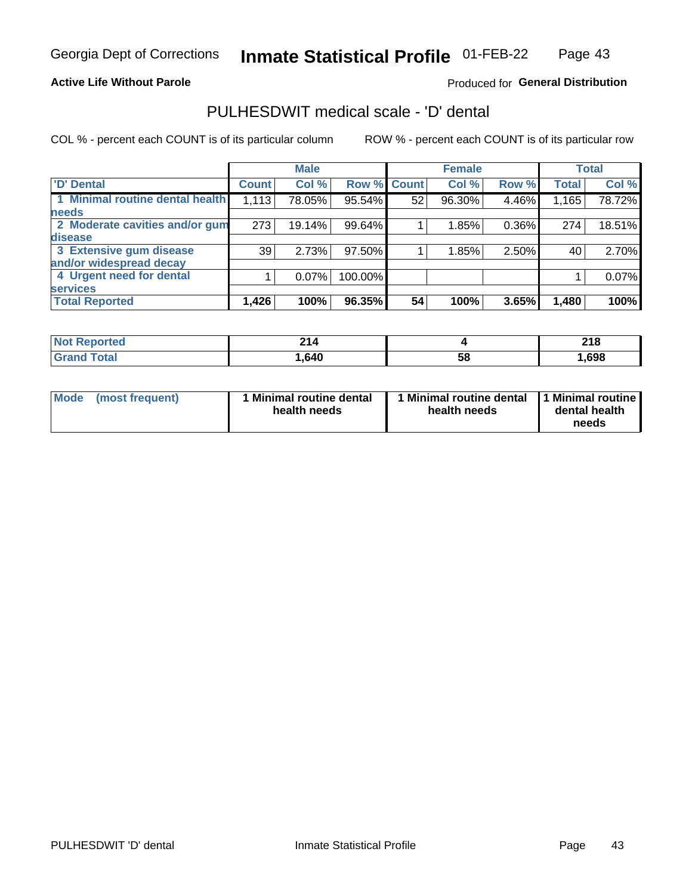Georgia Dept of Corrections **Inmate Statistical Profile** 01-FEB-22

**Active Life Without Parole**

Produced for **General Distribution**

## PULHESDWIT medical scale - 'D' dental

COL % - percent each COUNT is of its particular column

ROW % - percent each COUNT is of its particular row

| | Male | | | Female | | | Total | |
|---|---|---|---|---|---|---|---|---|
| 'D' Dental | Count | Col % | Row % | Count | Col % | Row % | Total | Col % |
| 1 Minimal routine dental health needs | 1,113 | 78.05% | 95.54% | 52 | 96.30% | 4.46% | 1,165 | 78.72% |
| 2 Moderate cavities and/or gum disease | 273 | 19.14% | 99.64% | 1 | 1.85% | 0.36% | 274 | 18.51% |
| 3 Extensive gum disease and/or widespread decay | 39 | 2.73% | 97.50% | 1 | 1.85% | 2.50% | 40 | 2.70% |
| 4 Urgent need for dental services | 1 | 0.07% | 100.00% | | | | 1 | 0.07% |
| **Total Reported** | **1,426** | **100%** | **96.35%** | **54** | **100%** | **3.65%** | **1,480** | **100%** |

| | Male | Female | Total |
|---|---|---|---|
| Not Reported | 214 | 4 | 218 |
| Grand Total | 1,640 | 58 | 1,698 |

| | Male | Female | Total |
|---|---|---|---|
| Mode (most frequent) | 1 Minimal routine dental health needs | 1 Minimal routine dental health needs | 1 Minimal routine dental health needs |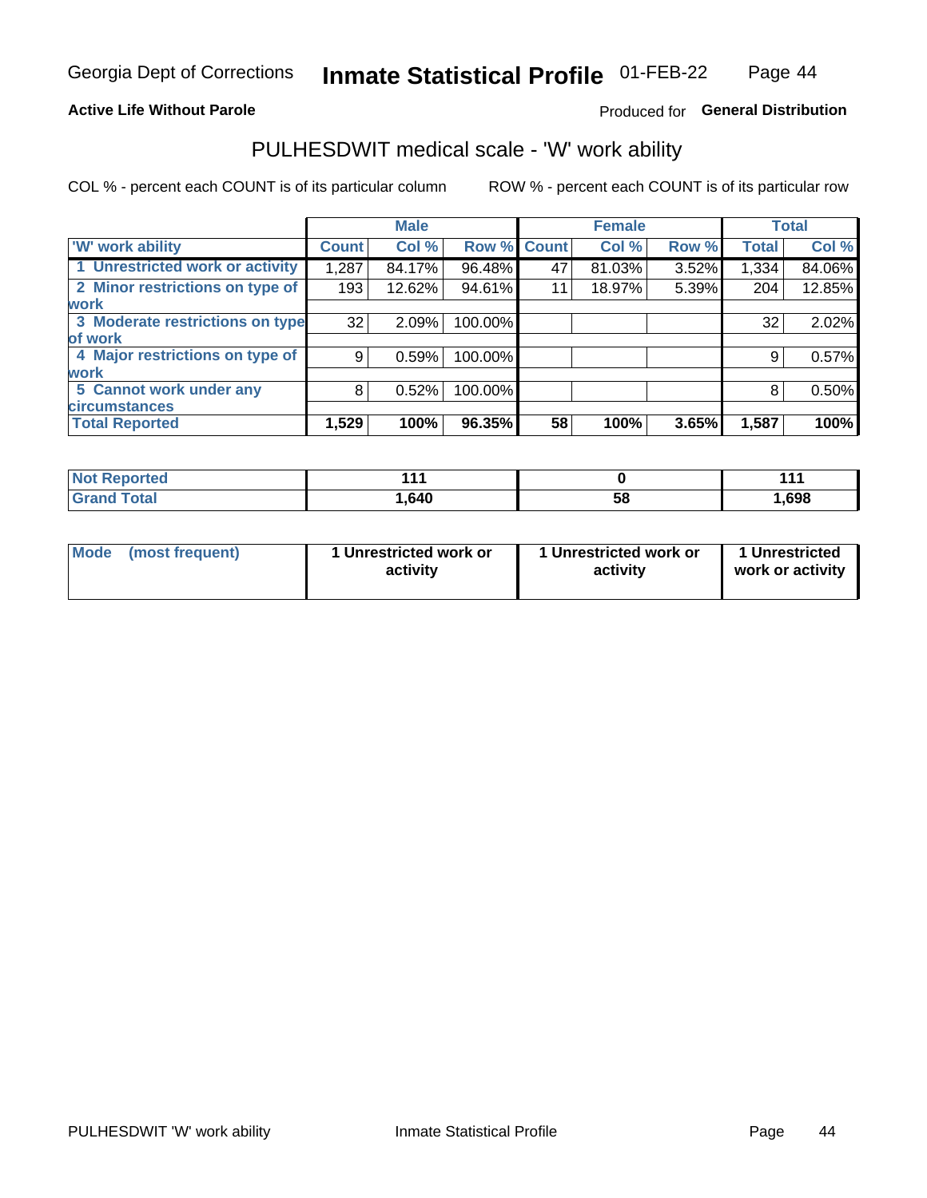Georgia Dept of Corrections **Inmate Statistical Profile** 01-FEB-22

**Active Life Without Parole**

Produced for **General Distribution**

## PULHESDWIT medical scale - 'W' work ability

COL % - percent each COUNT is of its particular column ROW % - percent each COUNT is of its particular row

| | Male | | | Female | | | Total | |
|---|---|---|---|---|---|---|---|---|
| 'W' work ability | Count | Col % | Row % | Count | Col % | Row % | Total | Col % |
| 1 Unrestricted work or activity | 1,287 | 84.17% | 96.48% | 47 | 81.03% | 3.52% | 1,334 | 84.06% |
| 2 Minor restrictions on type of work | 193 | 12.62% | 94.61% | 11 | 18.97% | 5.39% | 204 | 12.85% |
| 3 Moderate restrictions on type of work | 32 | 2.09% | 100.00% | | | | 32 | 2.02% |
| 4 Major restrictions on type of work | 9 | 0.59% | 100.00% | | | | 9 | 0.57% |
| 5 Cannot work under any circumstances | 8 | 0.52% | 100.00% | | | | 8 | 0.50% |
| **Total Reported** | **1,529** | **100%** | **96.35%** | **58** | **100%** | **3.65%** | **1,587** | **100%** |

| | Male | Female | Total |
|---|---|---|---|
| Not Reported | 111 | 0 | 111 |
| Grand Total | 1,640 | 58 | 1,698 |

| | Male | Female | Total |
|---|---|---|---|
| Mode (most frequent) | 1 Unrestricted work or activity | 1 Unrestricted work or activity | 1 Unrestricted work or activity |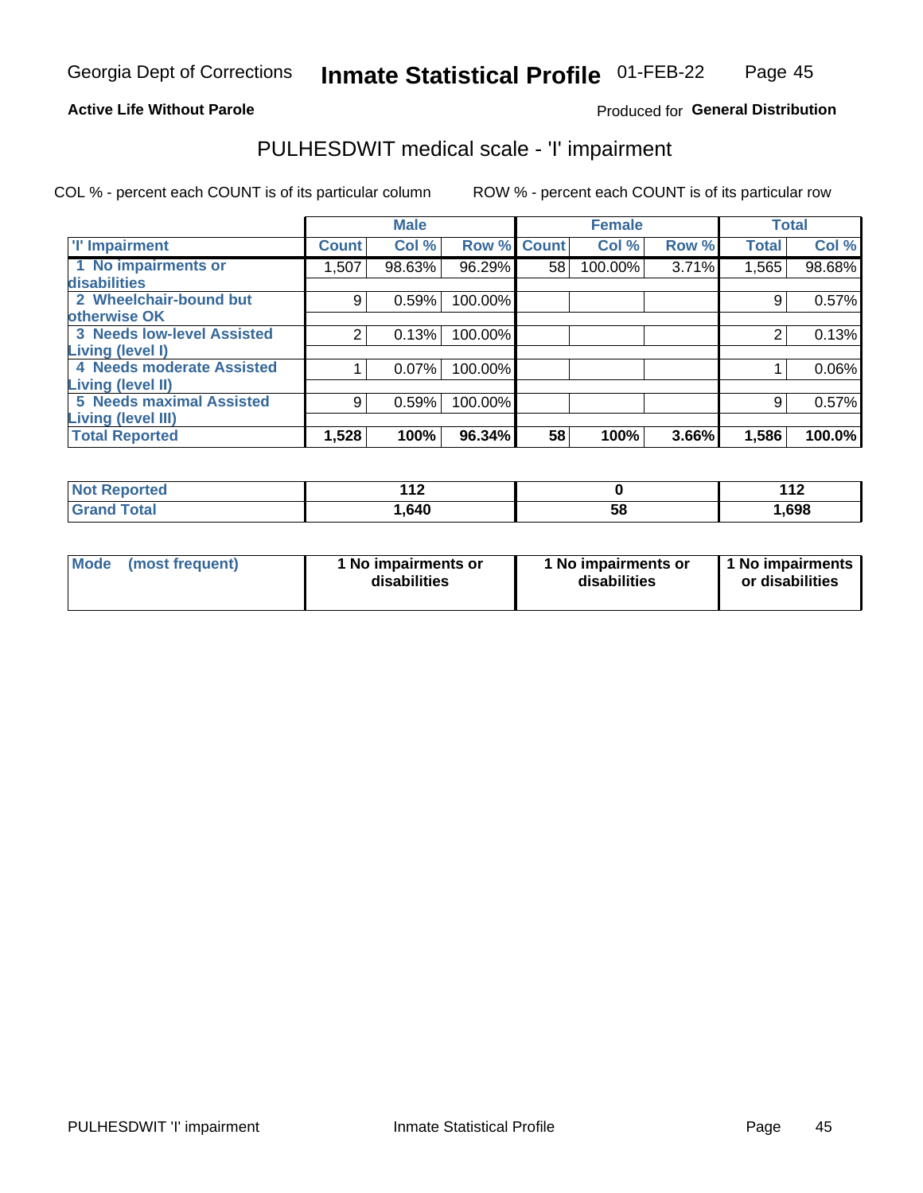Georgia Dept of Corrections **Inmate Statistical Profile** 01-FEB-22

**Active Life Without Parole**

Produced for **General Distribution**

## PULHESDWIT medical scale - 'I' impairment

COL % - percent each COUNT is of its particular column

ROW % - percent each COUNT is of its particular row

| 'I' Impairment | Male | | | Female | | | Total | |
|---|---|---|---|---|---|---|---|---|
| | Count | Col % | Row % | Count | Col % | Row % | Total | Col % |
| 1 No impairments or disabilities | 1,507 | 98.63% | 96.29% | 58 | 100.00% | 3.71% | 1,565 | 98.68% |
| 2 Wheelchair-bound but otherwise OK | 9 | 0.59% | 100.00% | | | | 9 | 0.57% |
| 3 Needs low-level Assisted Living (level I) | 2 | 0.13% | 100.00% | | | | 2 | 0.13% |
| 4 Needs moderate Assisted Living (level II) | 1 | 0.07% | 100.00% | | | | 1 | 0.06% |
| 5 Needs maximal Assisted Living (level III) | 9 | 0.59% | 100.00% | | | | 9 | 0.57% |
| **Total Reported** | **1,528** | **100%** | **96.34%** | **58** | **100%** | **3.66%** | **1,586** | **100.0%** |

| | Male | Female | Total |
|---|---|---|---|
| **Not Reported** | **112** | **0** | **112** |
| **Grand Total** | **1,640** | **58** | **1,698** |

| Mode (most frequent) | Male | Female | Total |
|---|---|---|---|
| | **1 No impairments or disabilities** | **1 No impairments or disabilities** | **1 No impairments or disabilities** |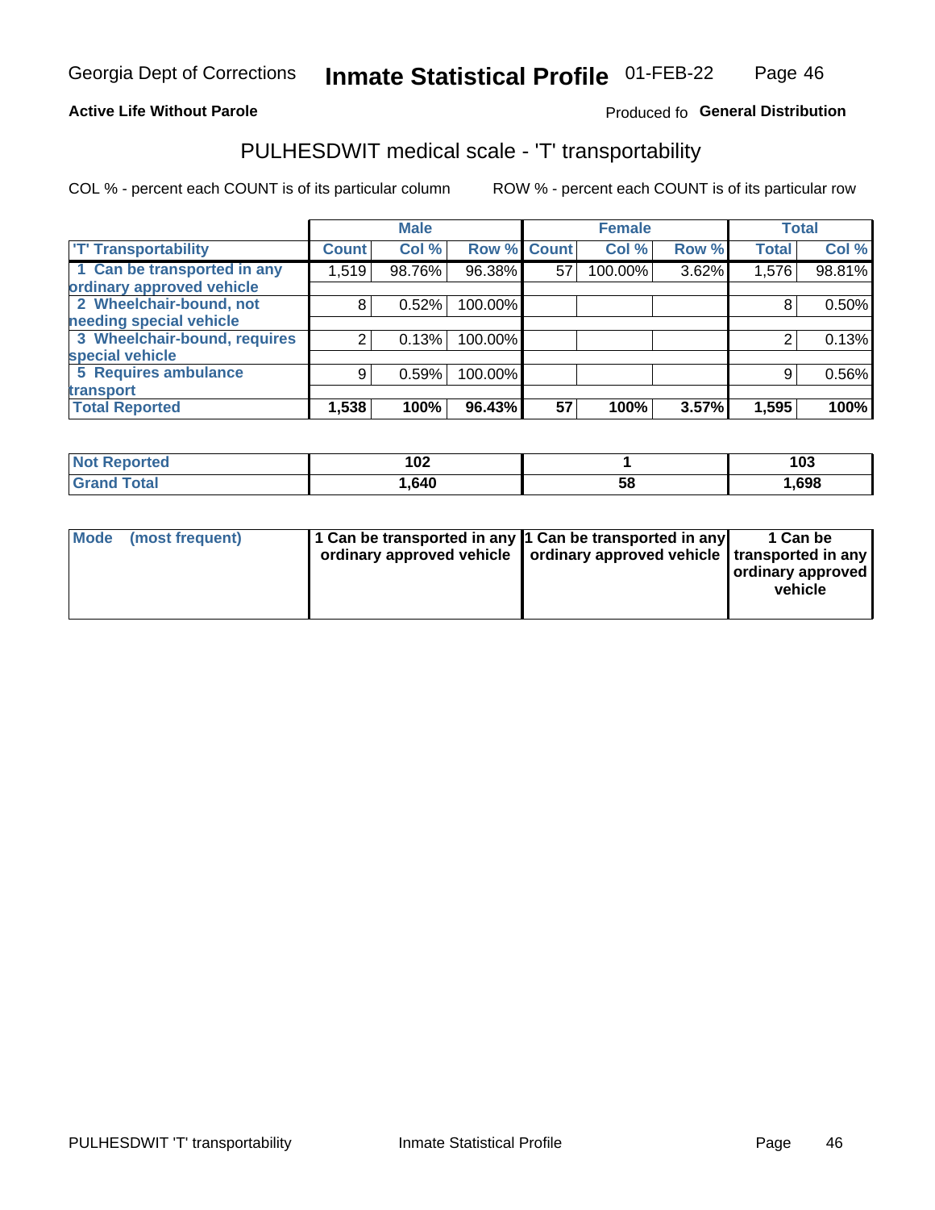Georgia Dept of Corrections **Inmate Statistical Profile** 01-FEB-22

**Active Life Without Parole**

Produced fo **General Distribution**

## PULHESDWIT medical scale - 'T' transportability

COL % - percent each COUNT is of its particular column

ROW % - percent each COUNT is of its particular row

| | Male | | | Female | | | Total | |
|---|---|---|---|---|---|---|---|---|
| 'T' Transportability | Count | Col % | Row % | Count | Col % | Row % | Total | Col % |
| 1 Can be transported in any ordinary approved vehicle | 1,519 | 98.76% | 96.38% | 57 | 100.00% | 3.62% | 1,576 | 98.81% |
| 2 Wheelchair-bound, not needing special vehicle | 8 | 0.52% | 100.00% | | | | 8 | 0.50% |
| 3 Wheelchair-bound, requires special vehicle | 2 | 0.13% | 100.00% | | | | 2 | 0.13% |
| 5 Requires ambulance transport | 9 | 0.59% | 100.00% | | | | 9 | 0.56% |
| **Total Reported** | **1,538** | **100%** | **96.43%** | **57** | **100%** | **3.57%** | **1,595** | **100%** |

| | Male | Female | Total |
|---|---|---|---|
| Not Reported | 102 | 1 | 103 |
| Grand Total | 1,640 | 58 | 1,698 |

| | Male | Female | Total |
|---|---|---|---|
| Mode (most frequent) | 1 Can be transported in any ordinary approved vehicle | 1 Can be transported in any ordinary approved vehicle | 1 Can be transported in any ordinary approved vehicle |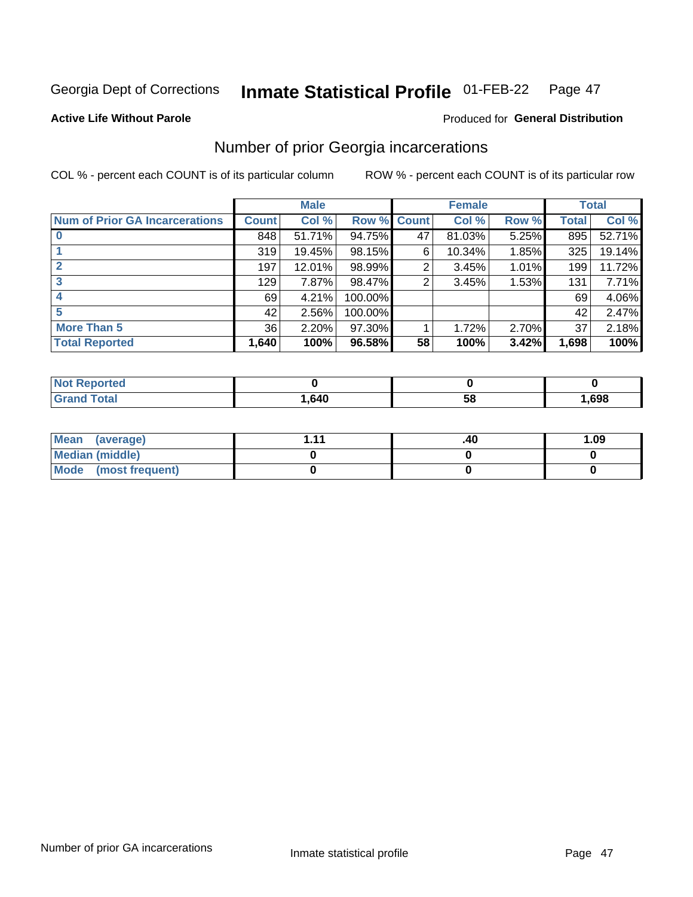Georgia Dept of Corrections **Inmate Statistical Profile** 01-FEB-22

**Active Life Without Parole**

Produced for **General Distribution**

## Number of prior Georgia incarcerations

COL % - percent each COUNT is of its particular column

ROW % - percent each COUNT is of its particular row

| | Male | | | Female | | | Total | |
|---|---|---|---|---|---|---|---|---|
| **Num of Prior GA Incarcerations** | **Count** | **Col %** | **Row %** | **Count** | **Col %** | **Row %** | **Total** | **Col %** |
| **0** | 848 | 51.71% | 94.75% | 47 | 81.03% | 5.25% | 895 | 52.71% |
| **1** | 319 | 19.45% | 98.15% | 6 | 10.34% | 1.85% | 325 | 19.14% |
| **2** | 197 | 12.01% | 98.99% | 2 | 3.45% | 1.01% | 199 | 11.72% |
| **3** | 129 | 7.87% | 98.47% | 2 | 3.45% | 1.53% | 131 | 7.71% |
| **4** | 69 | 4.21% | 100.00% | | | | 69 | 4.06% |
| **5** | 42 | 2.56% | 100.00% | | | | 42 | 2.47% |
| **More Than 5** | 36 | 2.20% | 97.30% | 1 | 1.72% | 2.70% | 37 | 2.18% |
| **Total Reported** | **1,640** | **100%** | **96.58%** | **58** | **100%** | **3.42%** | **1,698** | **100%** |

| | Male | Female | Total |
|---|---|---|---|
| **Not Reported** | **0** | **0** | **0** |
| **Grand Total** | **1,640** | **58** | **1,698** |

| | Male | Female | Total |
|---|---|---|---|
| **Mean (average)** | **1.11** | **.40** | **1.09** |
| **Median (middle)** | **0** | **0** | **0** |
| **Mode (most frequent)** | **0** | **0** | **0** |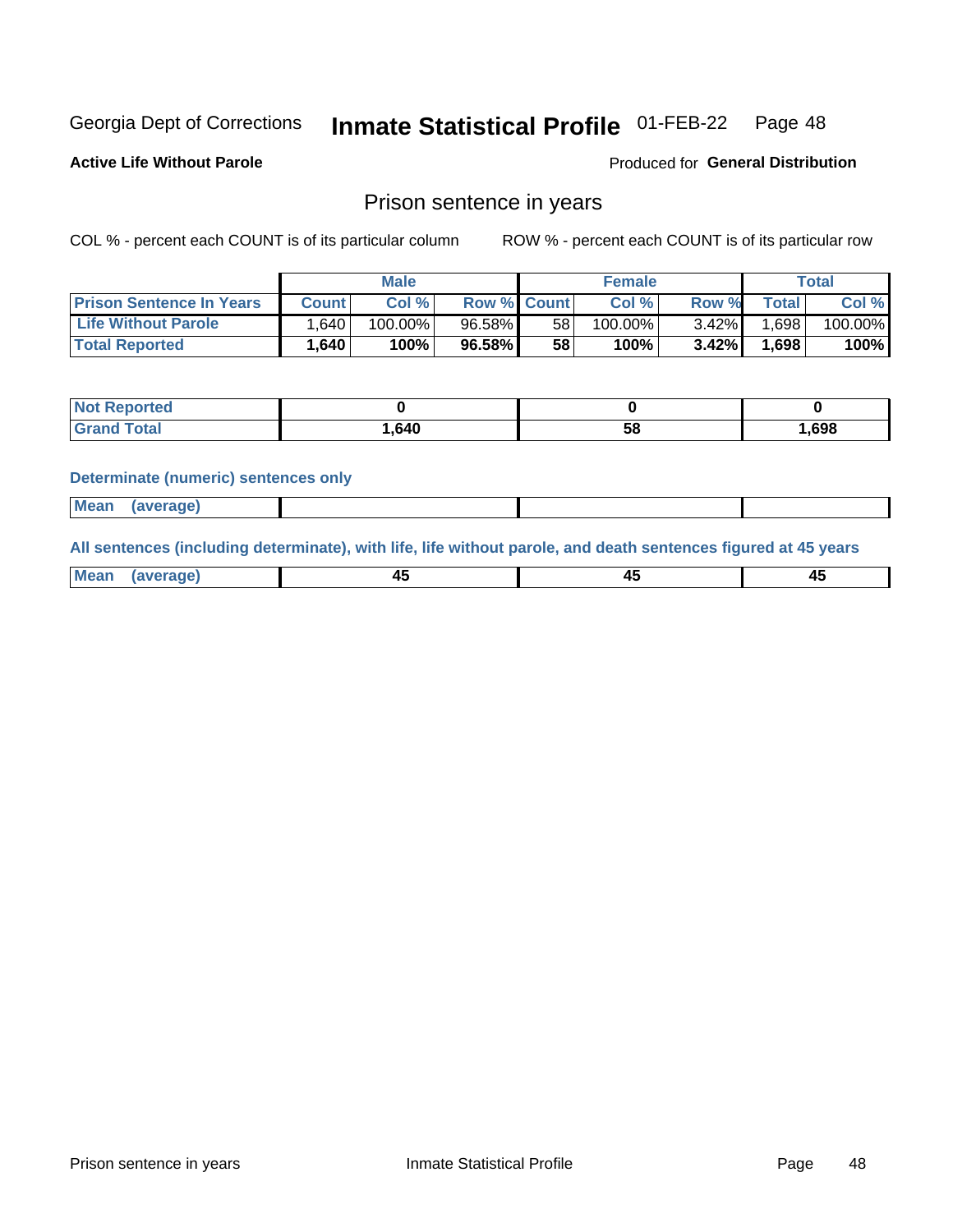Georgia Dept of Corrections **Inmate Statistical Profile** 01-FEB-22 Page 48

**Active Life Without Parole**

Produced for **General Distribution**

## Prison sentence in years

COL % - percent each COUNT is of its particular column

ROW % - percent each COUNT is of its particular row

| | Male | | | Female | | | Total | |
|---|---|---|---|---|---|---|---|---|
| **Prison Sentence In Years** | **Count** | **Col %** | **Row %** | **Count** | **Col %** | **Row %** | **Total** | **Col %** |
| **Life Without Parole** | 1,640 | 100.00% | 96.58% | 58 | 100.00% | 3.42% | 1,698 | 100.00% |
| **Total Reported** | **1,640** | **100%** | **96.58%** | **58** | **100%** | **3.42%** | **1,698** | **100%** |

| | Male | Female | Total |
|---|---|---|---|
| **Not Reported** | **0** | **0** | **0** |
| **Grand Total** | **1,640** | **58** | **1,698** |

**Determinate (numeric) sentences only**

| | Male | Female | Total |
|---|---|---|---|
| **Mean (average)** | | | |

**All sentences (including determinate), with life, life without parole, and death sentences figured at 45 years**

| | Male | Female | Total |
|---|---|---|---|
| **Mean (average)** | **45** | **45** | **45** |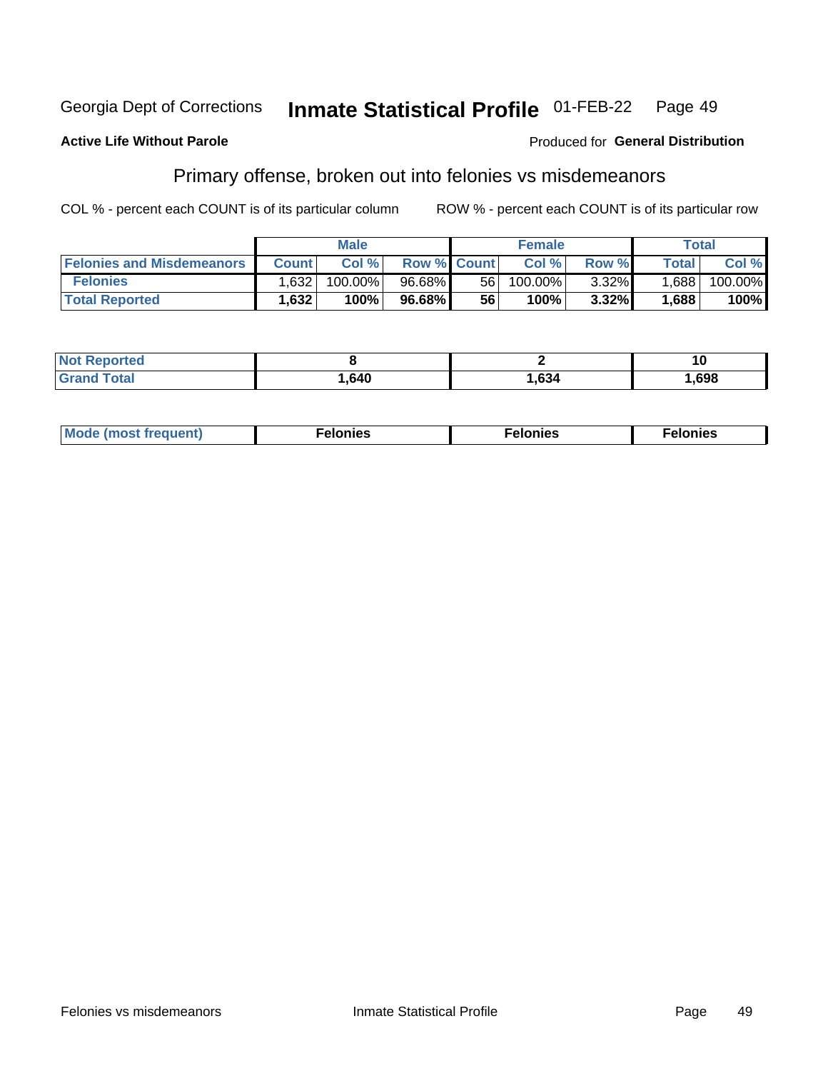Georgia Dept of Corrections **Inmate Statistical Profile** 01-FEB-22

**Active Life Without Parole**

Produced for **General Distribution**

## Primary offense, broken out into felonies vs misdemeanors

COL % - percent each COUNT is of its particular column

ROW % - percent each COUNT is of its particular row

| | Male | | | Female | | | Total | |
|---|---|---|---|---|---|---|---|---|
| Felonies and Misdemeanors | Count | Col % | Row % | Count | Col % | Row % | Total | Col % |
| Felonies | 1,632 | 100.00% | 96.68% | 56 | 100.00% | 3.32% | 1,688 | 100.00% |
| **Total Reported** | **1,632** | **100%** | **96.68%** | **56** | **100%** | **3.32%** | **1,688** | **100%** |

| | Male | Female | Total |
|---|---|---|---|
| Not Reported | **8** | **2** | **10** |
| Grand Total | **1,640** | **1,634** | **1,698** |

| | Male | Female | Total |
|---|---|---|---|
| Mode (most frequent) | **Felonies** | **Felonies** | **Felonies** |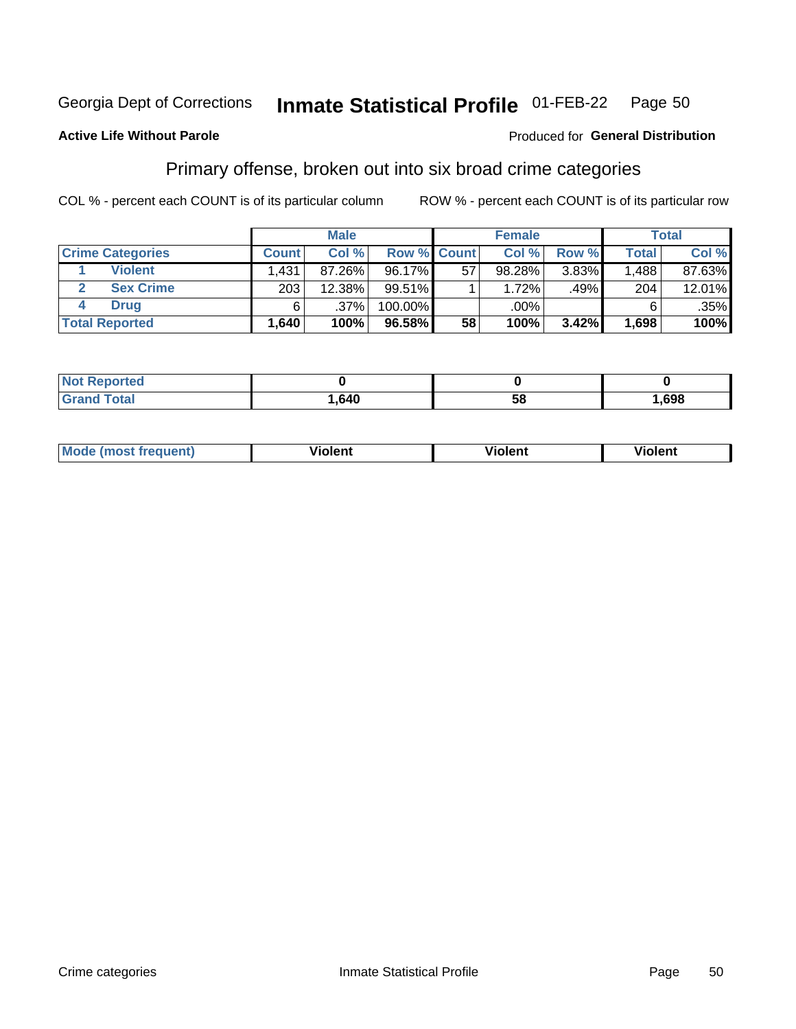Georgia Dept of Corrections **Inmate Statistical Profile** 01-FEB-22

**Active Life Without Parole**

Produced for **General Distribution**

## Primary offense, broken out into six broad crime categories

COL % - percent each COUNT is of its particular column

ROW % - percent each COUNT is of its particular row

| | | Male | | | Female | | | Total | |
|---|---|---|---|---|---|---|---|---|---|
| **Crime Categories** | | **Count** | **Col %** | **Row %** | **Count** | **Col %** | **Row %** | **Total** | **Col %** |
| 1 | **Violent** | 1,431 | 87.26% | 96.17% | 57 | 98.28% | 3.83% | 1,488 | 87.63% |
| 2 | **Sex Crime** | 203 | 12.38% | 99.51% | 1 | 1.72% | .49% | 204 | 12.01% |
| 4 | **Drug** | 6 | .37% | 100.00% | | .00% | | 6 | .35% |
| **Total Reported** | | **1,640** | **100%** | **96.58%** | **58** | **100%** | **3.42%** | **1,698** | **100%** |

| | Male | Female | Total |
|---|---|---|---|
| **Not Reported** | **0** | **0** | **0** |
| **Grand Total** | **1,640** | **58** | **1,698** |

| | Male | Female | Total |
|---|---|---|---|
| **Mode (most frequent)** | **Violent** | **Violent** | **Violent** |

Crime categories Inmate Statistical Profile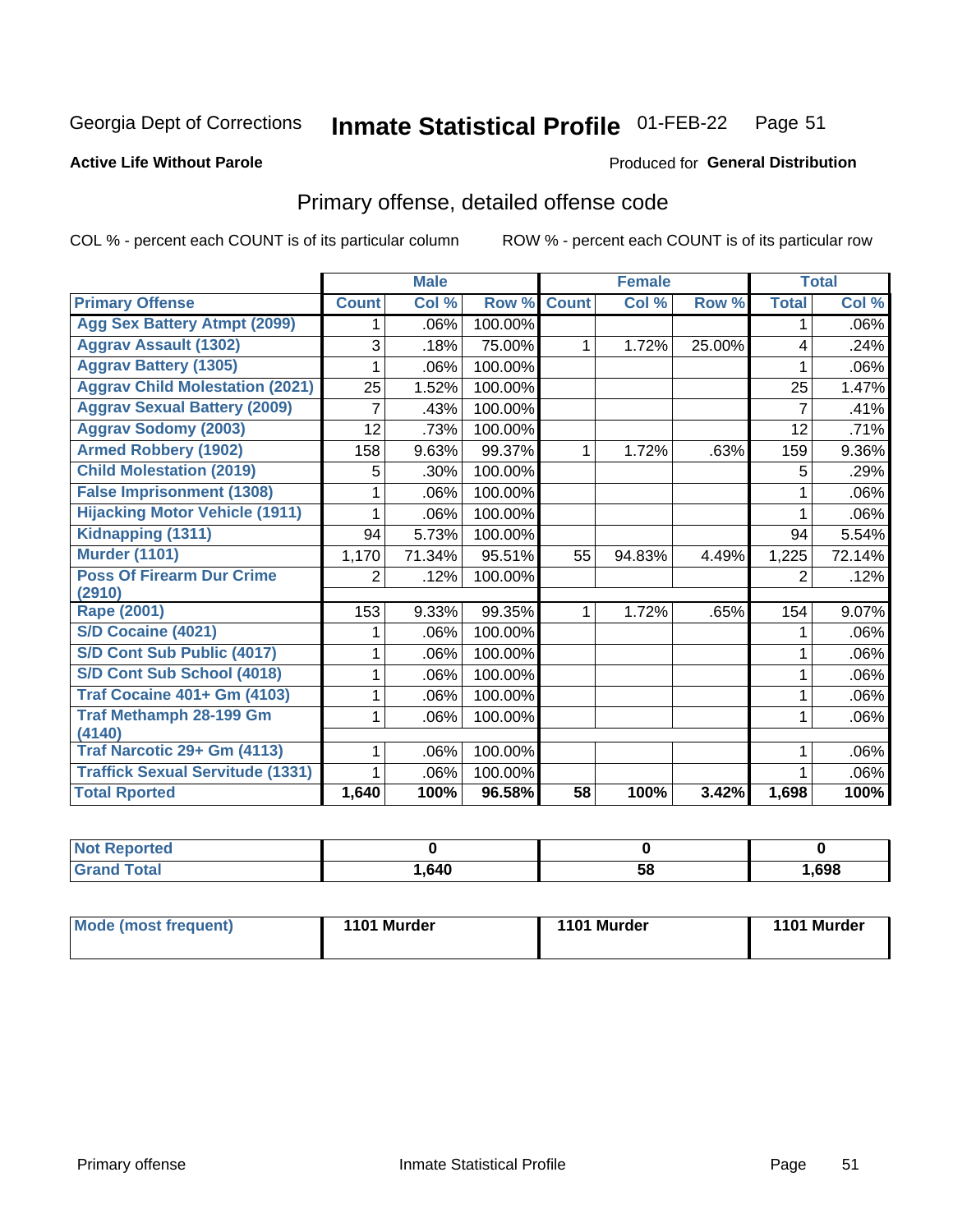Georgia Dept of Corrections **Inmate Statistical Profile** 01-FEB-22

**Active Life Without Parole**

Produced for **General Distribution**

## Primary offense, detailed offense code

COL % - percent each COUNT is of its particular column

ROW % - percent each COUNT is of its particular row

| | Male | | | Female | | | Total | |
|---|---|---|---|---|---|---|---|---|
| Primary Offense | Count | Col % | Row % | Count | Col % | Row % | Total | Col % |
| Agg Sex Battery Atmpt (2099) | 1 | .06% | 100.00% | | | | 1 | .06% |
| Aggrav Assault (1302) | 3 | .18% | 75.00% | 1 | 1.72% | 25.00% | 4 | .24% |
| Aggrav Battery (1305) | 1 | .06% | 100.00% | | | | 1 | .06% |
| Aggrav Child Molestation (2021) | 25 | 1.52% | 100.00% | | | | 25 | 1.47% |
| Aggrav Sexual Battery (2009) | 7 | .43% | 100.00% | | | | 7 | .41% |
| Aggrav Sodomy (2003) | 12 | .73% | 100.00% | | | | 12 | .71% |
| Armed Robbery (1902) | 158 | 9.63% | 99.37% | 1 | 1.72% | .63% | 159 | 9.36% |
| Child Molestation (2019) | 5 | .30% | 100.00% | | | | 5 | .29% |
| False Imprisonment (1308) | 1 | .06% | 100.00% | | | | 1 | .06% |
| Hijacking Motor Vehicle (1911) | 1 | .06% | 100.00% | | | | 1 | .06% |
| Kidnapping (1311) | 94 | 5.73% | 100.00% | | | | 94 | 5.54% |
| Murder (1101) | 1,170 | 71.34% | 95.51% | 55 | 94.83% | 4.49% | 1,225 | 72.14% |
| Poss Of Firearm Dur Crime (2910) | 2 | .12% | 100.00% | | | | 2 | .12% |
| Rape (2001) | 153 | 9.33% | 99.35% | 1 | 1.72% | .65% | 154 | 9.07% |
| S/D Cocaine (4021) | 1 | .06% | 100.00% | | | | 1 | .06% |
| S/D Cont Sub Public (4017) | 1 | .06% | 100.00% | | | | 1 | .06% |
| S/D Cont Sub School (4018) | 1 | .06% | 100.00% | | | | 1 | .06% |
| Traf Cocaine 401+ Gm (4103) | 1 | .06% | 100.00% | | | | 1 | .06% |
| Traf Methamph 28-199 Gm (4140) | 1 | .06% | 100.00% | | | | 1 | .06% |
| Traf Narcotic 29+ Gm (4113) | 1 | .06% | 100.00% | | | | 1 | .06% |
| Traffick Sexual Servitude (1331) | 1 | .06% | 100.00% | | | | 1 | .06% |
| **Total Rported** | **1,640** | **100%** | **96.58%** | **58** | **100%** | **3.42%** | **1,698** | **100%** |

| | Male | Female | Total |
|---|---|---|---|
| Not Reported | **0** | **0** | **0** |
| Grand Total | **1,640** | **58** | **1,698** |

| | Male | Female | Total |
|---|---|---|---|
| Mode (most frequent) | **1101 Murder** | **1101 Murder** | **1101 Murder** |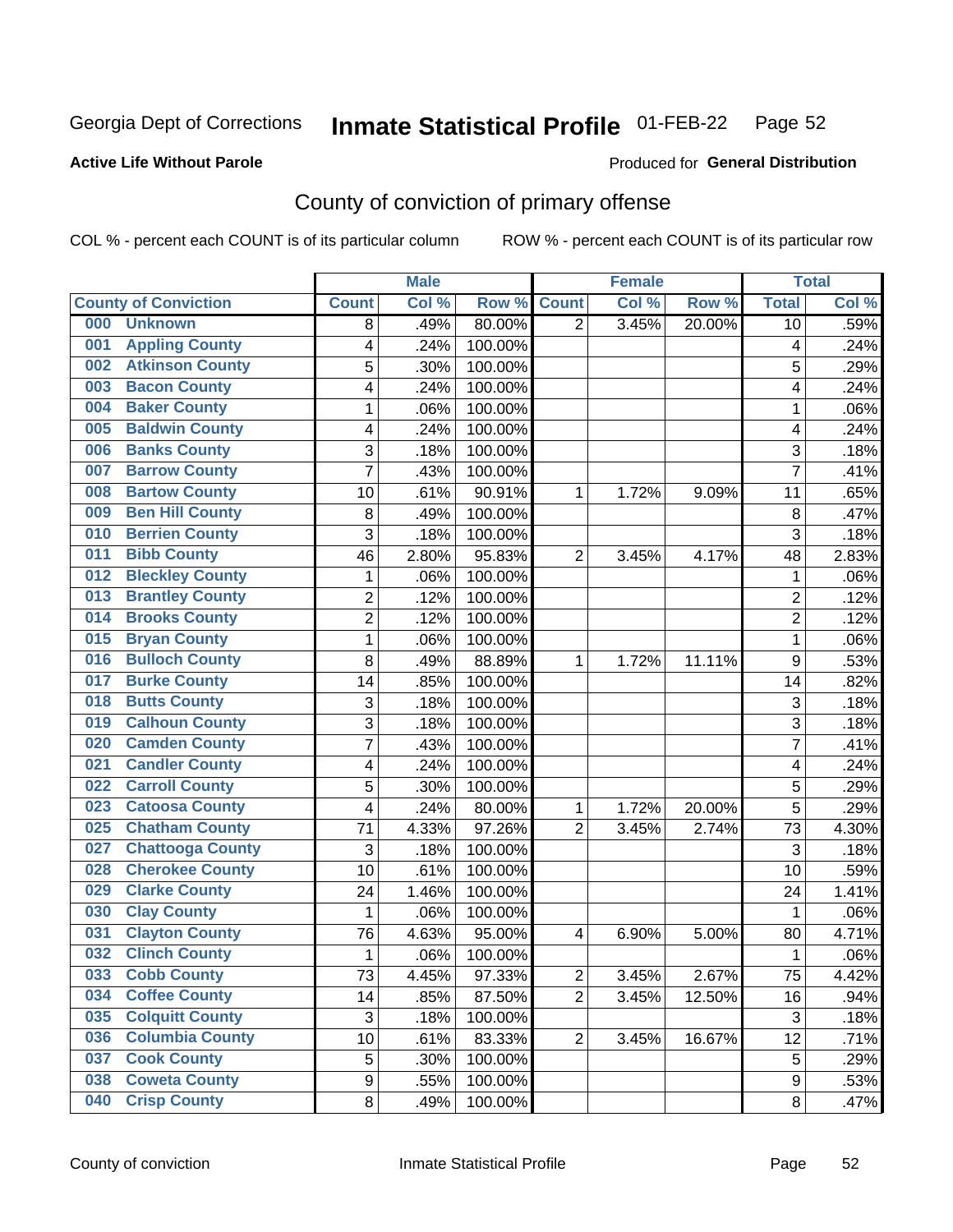Georgia Dept of Corrections **Inmate Statistical Profile** 01-FEB-22

**Active Life Without Parole**

Produced for **General Distribution**

## County of conviction of primary offense

COL % - percent each COUNT is of its particular column ROW % - percent each COUNT is of its particular row

| County of Conviction | Male | | | Female | | | Total | |
|---|---|---|---|---|---|---|---|---|
| | Count | Col % | Row % | Count | Col % | Row % | Total | Col % |
| 000 Unknown | 8 | .49% | 80.00% | 2 | 3.45% | 20.00% | 10 | .59% |
| 001 Appling County | 4 | .24% | 100.00% | | | | 4 | .24% |
| 002 Atkinson County | 5 | .30% | 100.00% | | | | 5 | .29% |
| 003 Bacon County | 4 | .24% | 100.00% | | | | 4 | .24% |
| 004 Baker County | 1 | .06% | 100.00% | | | | 1 | .06% |
| 005 Baldwin County | 4 | .24% | 100.00% | | | | 4 | .24% |
| 006 Banks County | 3 | .18% | 100.00% | | | | 3 | .18% |
| 007 Barrow County | 7 | .43% | 100.00% | | | | 7 | .41% |
| 008 Bartow County | 10 | .61% | 90.91% | 1 | 1.72% | 9.09% | 11 | .65% |
| 009 Ben Hill County | 8 | .49% | 100.00% | | | | 8 | .47% |
| 010 Berrien County | 3 | .18% | 100.00% | | | | 3 | .18% |
| 011 Bibb County | 46 | 2.80% | 95.83% | 2 | 3.45% | 4.17% | 48 | 2.83% |
| 012 Bleckley County | 1 | .06% | 100.00% | | | | 1 | .06% |
| 013 Brantley County | 2 | .12% | 100.00% | | | | 2 | .12% |
| 014 Brooks County | 2 | .12% | 100.00% | | | | 2 | .12% |
| 015 Bryan County | 1 | .06% | 100.00% | | | | 1 | .06% |
| 016 Bulloch County | 8 | .49% | 88.89% | 1 | 1.72% | 11.11% | 9 | .53% |
| 017 Burke County | 14 | .85% | 100.00% | | | | 14 | .82% |
| 018 Butts County | 3 | .18% | 100.00% | | | | 3 | .18% |
| 019 Calhoun County | 3 | .18% | 100.00% | | | | 3 | .18% |
| 020 Camden County | 7 | .43% | 100.00% | | | | 7 | .41% |
| 021 Candler County | 4 | .24% | 100.00% | | | | 4 | .24% |
| 022 Carroll County | 5 | .30% | 100.00% | | | | 5 | .29% |
| 023 Catoosa County | 4 | .24% | 80.00% | 1 | 1.72% | 20.00% | 5 | .29% |
| 025 Chatham County | 71 | 4.33% | 97.26% | 2 | 3.45% | 2.74% | 73 | 4.30% |
| 027 Chattooga County | 3 | .18% | 100.00% | | | | 3 | .18% |
| 028 Cherokee County | 10 | .61% | 100.00% | | | | 10 | .59% |
| 029 Clarke County | 24 | 1.46% | 100.00% | | | | 24 | 1.41% |
| 030 Clay County | 1 | .06% | 100.00% | | | | 1 | .06% |
| 031 Clayton County | 76 | 4.63% | 95.00% | 4 | 6.90% | 5.00% | 80 | 4.71% |
| 032 Clinch County | 1 | .06% | 100.00% | | | | 1 | .06% |
| 033 Cobb County | 73 | 4.45% | 97.33% | 2 | 3.45% | 2.67% | 75 | 4.42% |
| 034 Coffee County | 14 | .85% | 87.50% | 2 | 3.45% | 12.50% | 16 | .94% |
| 035 Colquitt County | 3 | .18% | 100.00% | | | | 3 | .18% |
| 036 Columbia County | 10 | .61% | 83.33% | 2 | 3.45% | 16.67% | 12 | .71% |
| 037 Cook County | 5 | .30% | 100.00% | | | | 5 | .29% |
| 038 Coweta County | 9 | .55% | 100.00% | | | | 9 | .53% |
| 040 Crisp County | 8 | .49% | 100.00% | | | | 8 | .47% |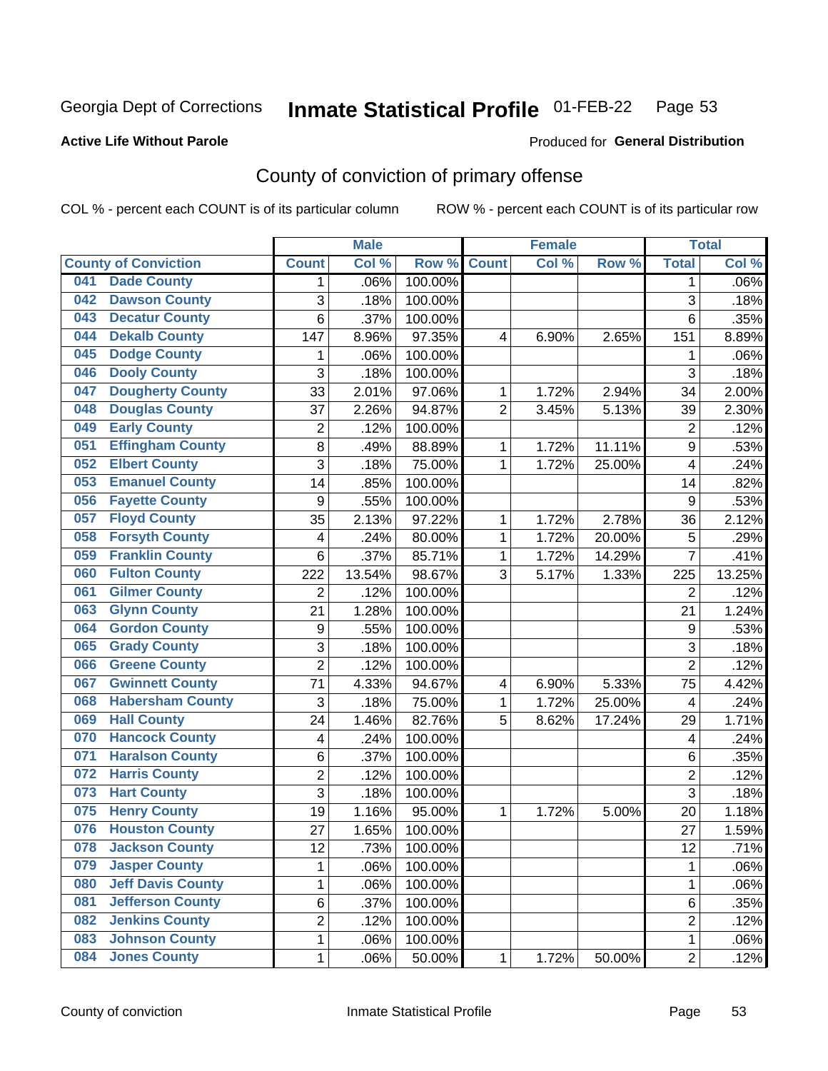Georgia Dept of Corrections

# Inmate Statistical Profile 01-FEB-22

**Active Life Without Parole**

Produced for **General Distribution**

## County of conviction of primary offense

COL % - percent each COUNT is of its particular column

ROW % - percent each COUNT is of its particular row

| County of Conviction | Male | | | Female | | | Total | |
|---|---|---|---|---|---|---|---|---|
| | Count | Col % | Row % | Count | Col % | Row % | Total | Col % |
| 041 Dade County | 1 | .06% | 100.00% | | | | 1 | .06% |
| 042 Dawson County | 3 | .18% | 100.00% | | | | 3 | .18% |
| 043 Decatur County | 6 | .37% | 100.00% | | | | 6 | .35% |
| 044 Dekalb County | 147 | 8.96% | 97.35% | 4 | 6.90% | 2.65% | 151 | 8.89% |
| 045 Dodge County | 1 | .06% | 100.00% | | | | 1 | .06% |
| 046 Dooly County | 3 | .18% | 100.00% | | | | 3 | .18% |
| 047 Dougherty County | 33 | 2.01% | 97.06% | 1 | 1.72% | 2.94% | 34 | 2.00% |
| 048 Douglas County | 37 | 2.26% | 94.87% | 2 | 3.45% | 5.13% | 39 | 2.30% |
| 049 Early County | 2 | .12% | 100.00% | | | | 2 | .12% |
| 051 Effingham County | 8 | .49% | 88.89% | 1 | 1.72% | 11.11% | 9 | .53% |
| 052 Elbert County | 3 | .18% | 75.00% | 1 | 1.72% | 25.00% | 4 | .24% |
| 053 Emanuel County | 14 | .85% | 100.00% | | | | 14 | .82% |
| 056 Fayette County | 9 | .55% | 100.00% | | | | 9 | .53% |
| 057 Floyd County | 35 | 2.13% | 97.22% | 1 | 1.72% | 2.78% | 36 | 2.12% |
| 058 Forsyth County | 4 | .24% | 80.00% | 1 | 1.72% | 20.00% | 5 | .29% |
| 059 Franklin County | 6 | .37% | 85.71% | 1 | 1.72% | 14.29% | 7 | .41% |
| 060 Fulton County | 222 | 13.54% | 98.67% | 3 | 5.17% | 1.33% | 225 | 13.25% |
| 061 Gilmer County | 2 | .12% | 100.00% | | | | 2 | .12% |
| 063 Glynn County | 21 | 1.28% | 100.00% | | | | 21 | 1.24% |
| 064 Gordon County | 9 | .55% | 100.00% | | | | 9 | .53% |
| 065 Grady County | 3 | .18% | 100.00% | | | | 3 | .18% |
| 066 Greene County | 2 | .12% | 100.00% | | | | 2 | .12% |
| 067 Gwinnett County | 71 | 4.33% | 94.67% | 4 | 6.90% | 5.33% | 75 | 4.42% |
| 068 Habersham County | 3 | .18% | 75.00% | 1 | 1.72% | 25.00% | 4 | .24% |
| 069 Hall County | 24 | 1.46% | 82.76% | 5 | 8.62% | 17.24% | 29 | 1.71% |
| 070 Hancock County | 4 | .24% | 100.00% | | | | 4 | .24% |
| 071 Haralson County | 6 | .37% | 100.00% | | | | 6 | .35% |
| 072 Harris County | 2 | .12% | 100.00% | | | | 2 | .12% |
| 073 Hart County | 3 | .18% | 100.00% | | | | 3 | .18% |
| 075 Henry County | 19 | 1.16% | 95.00% | 1 | 1.72% | 5.00% | 20 | 1.18% |
| 076 Houston County | 27 | 1.65% | 100.00% | | | | 27 | 1.59% |
| 078 Jackson County | 12 | .73% | 100.00% | | | | 12 | .71% |
| 079 Jasper County | 1 | .06% | 100.00% | | | | 1 | .06% |
| 080 Jeff Davis County | 1 | .06% | 100.00% | | | | 1 | .06% |
| 081 Jefferson County | 6 | .37% | 100.00% | | | | 6 | .35% |
| 082 Jenkins County | 2 | .12% | 100.00% | | | | 2 | .12% |
| 083 Johnson County | 1 | .06% | 100.00% | | | | 1 | .06% |
| 084 Jones County | 1 | .06% | 50.00% | 1 | 1.72% | 50.00% | 2 | .12% |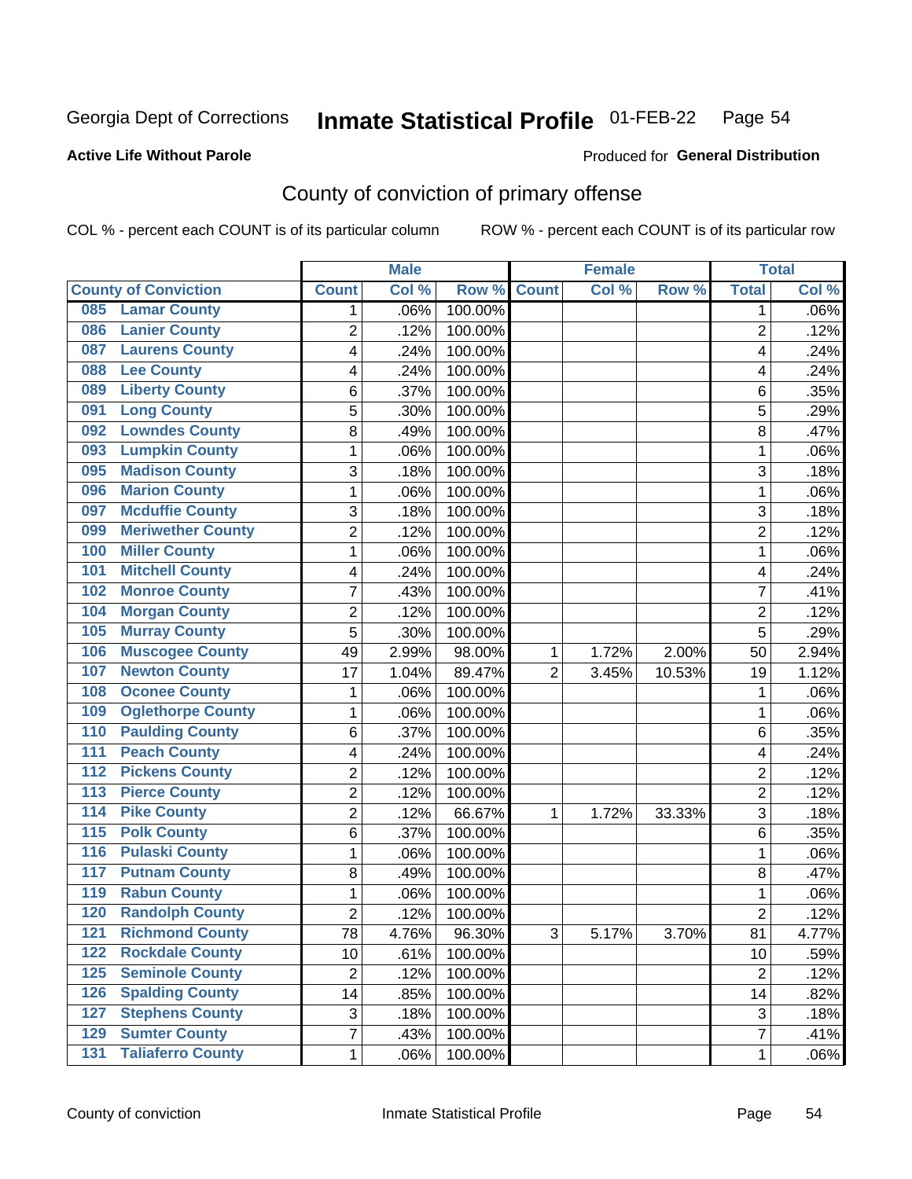Georgia Dept of Corrections **Inmate Statistical Profile** 01-FEB-22

**Active Life Without Parole**

Produced for **General Distribution**

## County of conviction of primary offense

COL % - percent each COUNT is of its particular column ROW % - percent each COUNT is of its particular row

| County of Conviction | Male | | | Female | | | Total | |
|---|---|---|---|---|---|---|---|---|
| | Count | Col % | Row % | Count | Col % | Row % | Total | Col % |
| 085 Lamar County | 1 | .06% | 100.00% | | | | 1 | .06% |
| 086 Lanier County | 2 | .12% | 100.00% | | | | 2 | .12% |
| 087 Laurens County | 4 | .24% | 100.00% | | | | 4 | .24% |
| 088 Lee County | 4 | .24% | 100.00% | | | | 4 | .24% |
| 089 Liberty County | 6 | .37% | 100.00% | | | | 6 | .35% |
| 091 Long County | 5 | .30% | 100.00% | | | | 5 | .29% |
| 092 Lowndes County | 8 | .49% | 100.00% | | | | 8 | .47% |
| 093 Lumpkin County | 1 | .06% | 100.00% | | | | 1 | .06% |
| 095 Madison County | 3 | .18% | 100.00% | | | | 3 | .18% |
| 096 Marion County | 1 | .06% | 100.00% | | | | 1 | .06% |
| 097 Mcduffie County | 3 | .18% | 100.00% | | | | 3 | .18% |
| 099 Meriwether County | 2 | .12% | 100.00% | | | | 2 | .12% |
| 100 Miller County | 1 | .06% | 100.00% | | | | 1 | .06% |
| 101 Mitchell County | 4 | .24% | 100.00% | | | | 4 | .24% |
| 102 Monroe County | 7 | .43% | 100.00% | | | | 7 | .41% |
| 104 Morgan County | 2 | .12% | 100.00% | | | | 2 | .12% |
| 105 Murray County | 5 | .30% | 100.00% | | | | 5 | .29% |
| 106 Muscogee County | 49 | 2.99% | 98.00% | 1 | 1.72% | 2.00% | 50 | 2.94% |
| 107 Newton County | 17 | 1.04% | 89.47% | 2 | 3.45% | 10.53% | 19 | 1.12% |
| 108 Oconee County | 1 | .06% | 100.00% | | | | 1 | .06% |
| 109 Oglethorpe County | 1 | .06% | 100.00% | | | | 1 | .06% |
| 110 Paulding County | 6 | .37% | 100.00% | | | | 6 | .35% |
| 111 Peach County | 4 | .24% | 100.00% | | | | 4 | .24% |
| 112 Pickens County | 2 | .12% | 100.00% | | | | 2 | .12% |
| 113 Pierce County | 2 | .12% | 100.00% | | | | 2 | .12% |
| 114 Pike County | 2 | .12% | 66.67% | 1 | 1.72% | 33.33% | 3 | .18% |
| 115 Polk County | 6 | .37% | 100.00% | | | | 6 | .35% |
| 116 Pulaski County | 1 | .06% | 100.00% | | | | 1 | .06% |
| 117 Putnam County | 8 | .49% | 100.00% | | | | 8 | .47% |
| 119 Rabun County | 1 | .06% | 100.00% | | | | 1 | .06% |
| 120 Randolph County | 2 | .12% | 100.00% | | | | 2 | .12% |
| 121 Richmond County | 78 | 4.76% | 96.30% | 3 | 5.17% | 3.70% | 81 | 4.77% |
| 122 Rockdale County | 10 | .61% | 100.00% | | | | 10 | .59% |
| 125 Seminole County | 2 | .12% | 100.00% | | | | 2 | .12% |
| 126 Spalding County | 14 | .85% | 100.00% | | | | 14 | .82% |
| 127 Stephens County | 3 | .18% | 100.00% | | | | 3 | .18% |
| 129 Sumter County | 7 | .43% | 100.00% | | | | 7 | .41% |
| 131 Taliaferro County | 1 | .06% | 100.00% | | | | 1 | .06% |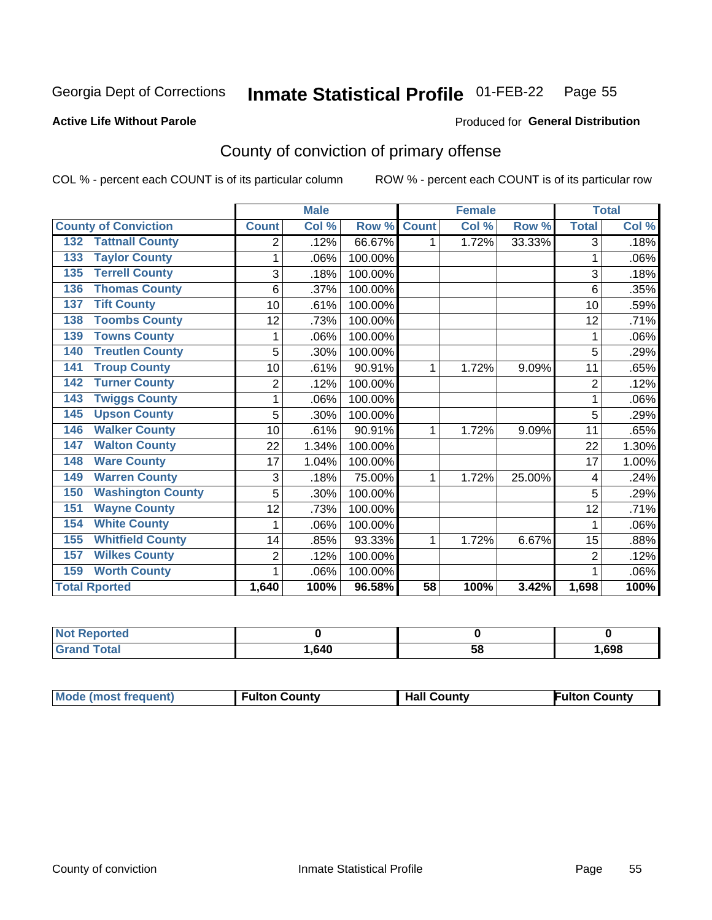Georgia Dept of Corrections **Inmate Statistical Profile** 01-FEB-22

**Active Life Without Parole**

Produced for **General Distribution**

## County of conviction of primary offense

COL % - percent each COUNT is of its particular column     ROW % - percent each COUNT is of its particular row

| | Male | | | Female | | | Total | |
|---|---|---|---|---|---|---|---|---|
| **County of Conviction** | **Count** | **Col %** | **Row %** | **Count** | **Col %** | **Row %** | **Total** | **Col %** |
| 132 Tattnall County | 2 | .12% | 66.67% | 1 | 1.72% | 33.33% | 3 | .18% |
| 133 Taylor County | 1 | .06% | 100.00% | | | | 1 | .06% |
| 135 Terrell County | 3 | .18% | 100.00% | | | | 3 | .18% |
| 136 Thomas County | 6 | .37% | 100.00% | | | | 6 | .35% |
| 137 Tift County | 10 | .61% | 100.00% | | | | 10 | .59% |
| 138 Toombs County | 12 | .73% | 100.00% | | | | 12 | .71% |
| 139 Towns County | 1 | .06% | 100.00% | | | | 1 | .06% |
| 140 Treutlen County | 5 | .30% | 100.00% | | | | 5 | .29% |
| 141 Troup County | 10 | .61% | 90.91% | 1 | 1.72% | 9.09% | 11 | .65% |
| 142 Turner County | 2 | .12% | 100.00% | | | | 2 | .12% |
| 143 Twiggs County | 1 | .06% | 100.00% | | | | 1 | .06% |
| 145 Upson County | 5 | .30% | 100.00% | | | | 5 | .29% |
| 146 Walker County | 10 | .61% | 90.91% | 1 | 1.72% | 9.09% | 11 | .65% |
| 147 Walton County | 22 | 1.34% | 100.00% | | | | 22 | 1.30% |
| 148 Ware County | 17 | 1.04% | 100.00% | | | | 17 | 1.00% |
| 149 Warren County | 3 | .18% | 75.00% | 1 | 1.72% | 25.00% | 4 | .24% |
| 150 Washington County | 5 | .30% | 100.00% | | | | 5 | .29% |
| 151 Wayne County | 12 | .73% | 100.00% | | | | 12 | .71% |
| 154 White County | 1 | .06% | 100.00% | | | | 1 | .06% |
| 155 Whitfield County | 14 | .85% | 93.33% | 1 | 1.72% | 6.67% | 15 | .88% |
| 157 Wilkes County | 2 | .12% | 100.00% | | | | 2 | .12% |
| 159 Worth County | 1 | .06% | 100.00% | | | | 1 | .06% |
| **Total Rported** | **1,640** | **100%** | **96.58%** | **58** | **100%** | **3.42%** | **1,698** | **100%** |

| | Male | Female | Total |
|---|---|---|---|
| **Not Reported** | **0** | **0** | **0** |
| **Grand Total** | **1,640** | **58** | **1,698** |

| | Male | Female | Total |
|---|---|---|---|
| **Mode (most frequent)** | **Fulton County** | **Hall County** | **Fulton County** |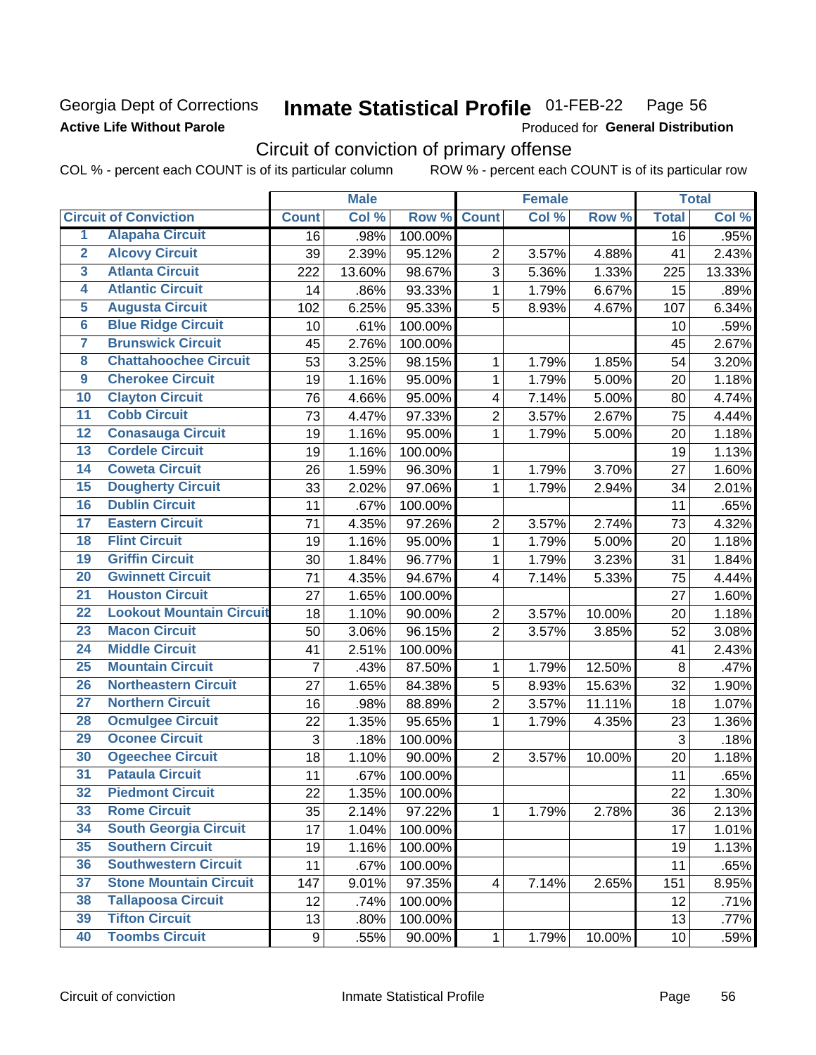Georgia Dept of Corrections
**Active Life Without Parole**

# Inmate Statistical Profile 01-FEB-22 Page 56

Produced for **General Distribution**

## Circuit of conviction of primary offense

COL % - percent each COUNT is of its particular column ROW % - percent each COUNT is of its particular row

| | | Male | | | Female | | | Total | |
|---|---|---|---|---|---|---|---|---|---|
| **Circuit of Conviction** | | **Count** | **Col %** | **Row %** | **Count** | **Col %** | **Row %** | **Total** | **Col %** |
| 1 | Alapaha Circuit | 16 | .98% | 100.00% | | | | 16 | .95% |
| 2 | Alcovy Circuit | 39 | 2.39% | 95.12% | 2 | 3.57% | 4.88% | 41 | 2.43% |
| 3 | Atlanta Circuit | 222 | 13.60% | 98.67% | 3 | 5.36% | 1.33% | 225 | 13.33% |
| 4 | Atlantic Circuit | 14 | .86% | 93.33% | 1 | 1.79% | 6.67% | 15 | .89% |
| 5 | Augusta Circuit | 102 | 6.25% | 95.33% | 5 | 8.93% | 4.67% | 107 | 6.34% |
| 6 | Blue Ridge Circuit | 10 | .61% | 100.00% | | | | 10 | .59% |
| 7 | Brunswick Circuit | 45 | 2.76% | 100.00% | | | | 45 | 2.67% |
| 8 | Chattahoochee Circuit | 53 | 3.25% | 98.15% | 1 | 1.79% | 1.85% | 54 | 3.20% |
| 9 | Cherokee Circuit | 19 | 1.16% | 95.00% | 1 | 1.79% | 5.00% | 20 | 1.18% |
| 10 | Clayton Circuit | 76 | 4.66% | 95.00% | 4 | 7.14% | 5.00% | 80 | 4.74% |
| 11 | Cobb Circuit | 73 | 4.47% | 97.33% | 2 | 3.57% | 2.67% | 75 | 4.44% |
| 12 | Conasauga Circuit | 19 | 1.16% | 95.00% | 1 | 1.79% | 5.00% | 20 | 1.18% |
| 13 | Cordele Circuit | 19 | 1.16% | 100.00% | | | | 19 | 1.13% |
| 14 | Coweta Circuit | 26 | 1.59% | 96.30% | 1 | 1.79% | 3.70% | 27 | 1.60% |
| 15 | Dougherty Circuit | 33 | 2.02% | 97.06% | 1 | 1.79% | 2.94% | 34 | 2.01% |
| 16 | Dublin Circuit | 11 | .67% | 100.00% | | | | 11 | .65% |
| 17 | Eastern Circuit | 71 | 4.35% | 97.26% | 2 | 3.57% | 2.74% | 73 | 4.32% |
| 18 | Flint Circuit | 19 | 1.16% | 95.00% | 1 | 1.79% | 5.00% | 20 | 1.18% |
| 19 | Griffin Circuit | 30 | 1.84% | 96.77% | 1 | 1.79% | 3.23% | 31 | 1.84% |
| 20 | Gwinnett Circuit | 71 | 4.35% | 94.67% | 4 | 7.14% | 5.33% | 75 | 4.44% |
| 21 | Houston Circuit | 27 | 1.65% | 100.00% | | | | 27 | 1.60% |
| 22 | Lookout Mountain Circuit | 18 | 1.10% | 90.00% | 2 | 3.57% | 10.00% | 20 | 1.18% |
| 23 | Macon Circuit | 50 | 3.06% | 96.15% | 2 | 3.57% | 3.85% | 52 | 3.08% |
| 24 | Middle Circuit | 41 | 2.51% | 100.00% | | | | 41 | 2.43% |
| 25 | Mountain Circuit | 7 | .43% | 87.50% | 1 | 1.79% | 12.50% | 8 | .47% |
| 26 | Northeastern Circuit | 27 | 1.65% | 84.38% | 5 | 8.93% | 15.63% | 32 | 1.90% |
| 27 | Northern Circuit | 16 | .98% | 88.89% | 2 | 3.57% | 11.11% | 18 | 1.07% |
| 28 | Ocmulgee Circuit | 22 | 1.35% | 95.65% | 1 | 1.79% | 4.35% | 23 | 1.36% |
| 29 | Oconee Circuit | 3 | .18% | 100.00% | | | | 3 | .18% |
| 30 | Ogeechee Circuit | 18 | 1.10% | 90.00% | 2 | 3.57% | 10.00% | 20 | 1.18% |
| 31 | Pataula Circuit | 11 | .67% | 100.00% | | | | 11 | .65% |
| 32 | Piedmont Circuit | 22 | 1.35% | 100.00% | | | | 22 | 1.30% |
| 33 | Rome Circuit | 35 | 2.14% | 97.22% | 1 | 1.79% | 2.78% | 36 | 2.13% |
| 34 | South Georgia Circuit | 17 | 1.04% | 100.00% | | | | 17 | 1.01% |
| 35 | Southern Circuit | 19 | 1.16% | 100.00% | | | | 19 | 1.13% |
| 36 | Southwestern Circuit | 11 | .67% | 100.00% | | | | 11 | .65% |
| 37 | Stone Mountain Circuit | 147 | 9.01% | 97.35% | 4 | 7.14% | 2.65% | 151 | 8.95% |
| 38 | Tallapoosa Circuit | 12 | .74% | 100.00% | | | | 12 | .71% |
| 39 | Tifton Circuit | 13 | .80% | 100.00% | | | | 13 | .77% |
| 40 | Toombs Circuit | 9 | .55% | 90.00% | 1 | 1.79% | 10.00% | 10 | .59% |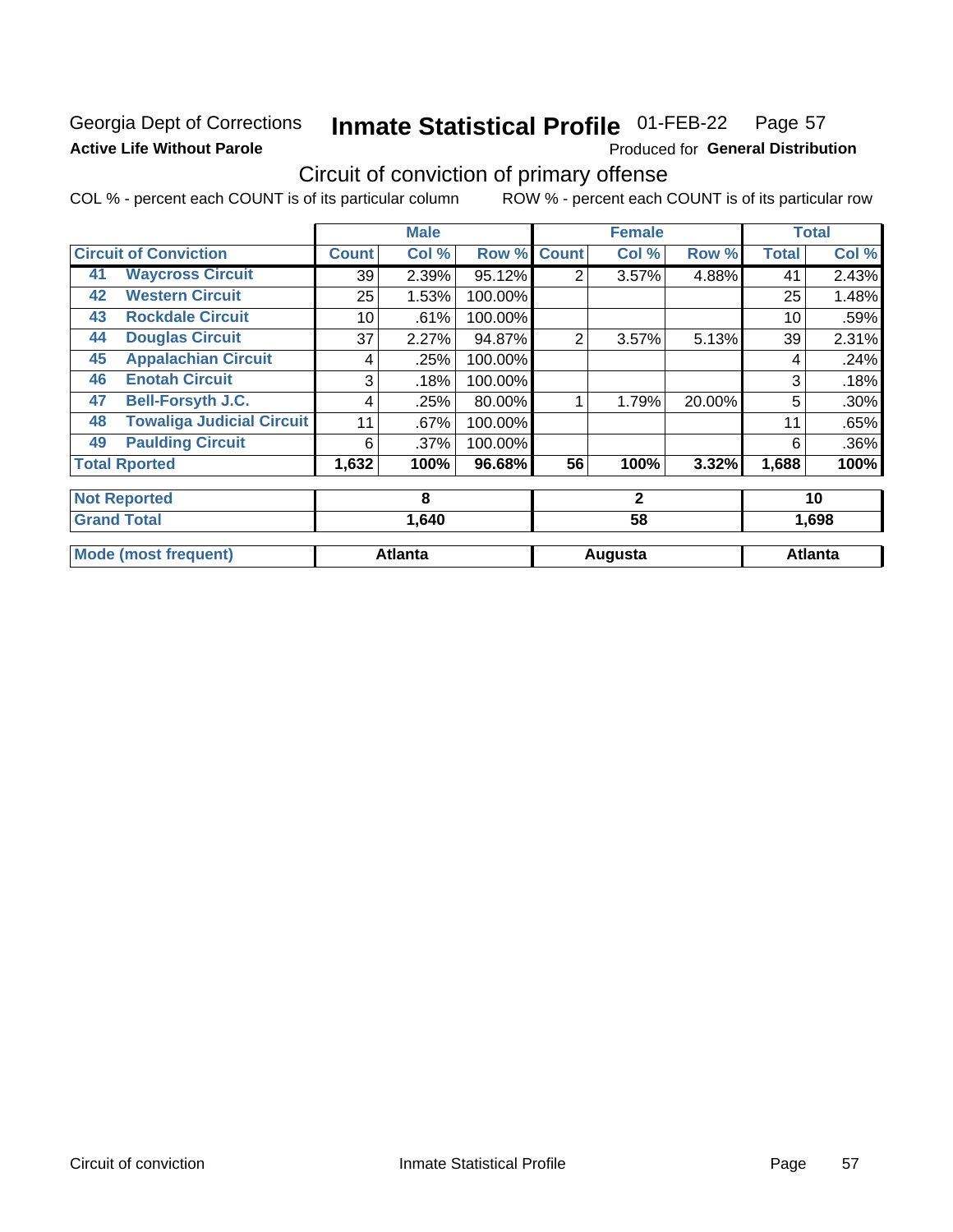Georgia Dept of Corrections
**Active Life Without Parole**

# Inmate Statistical Profile 01-FEB-22 Page 57

Produced for **General Distribution**

## Circuit of conviction of primary offense

COL % - percent each COUNT is of its particular column ROW % - percent each COUNT is of its particular row

| Circuit of Conviction | | Male | | | Female | | | Total | |
|---|---|---|---|---|---|---|---|---|---|
| | | Count | Col % | Row % | Count | Col % | Row % | Total | Col % |
| 41 | Waycross Circuit | 39 | 2.39% | 95.12% | 2 | 3.57% | 4.88% | 41 | 2.43% |
| 42 | Western Circuit | 25 | 1.53% | 100.00% | | | | 25 | 1.48% |
| 43 | Rockdale Circuit | 10 | .61% | 100.00% | | | | 10 | .59% |
| 44 | Douglas Circuit | 37 | 2.27% | 94.87% | 2 | 3.57% | 5.13% | 39 | 2.31% |
| 45 | Appalachian Circuit | 4 | .25% | 100.00% | | | | 4 | .24% |
| 46 | Enotah Circuit | 3 | .18% | 100.00% | | | | 3 | .18% |
| 47 | Bell-Forsyth J.C. | 4 | .25% | 80.00% | 1 | 1.79% | 20.00% | 5 | .30% |
| 48 | Towaliga Judicial Circuit | 11 | .67% | 100.00% | | | | 11 | .65% |
| 49 | Paulding Circuit | 6 | .37% | 100.00% | | | | 6 | .36% |
| Total Rported | | 1,632 | 100% | 96.68% | 56 | 100% | 3.32% | 1,688 | 100% |
| Not Reported | | 8 | | | 2 | | | 10 | |
| Grand Total | | 1,640 | | | 58 | | | 1,698 | |
| Mode (most frequent) | | Atlanta | | | Augusta | | | Atlanta | |

Circuit of conviction Inmate Statistical Profile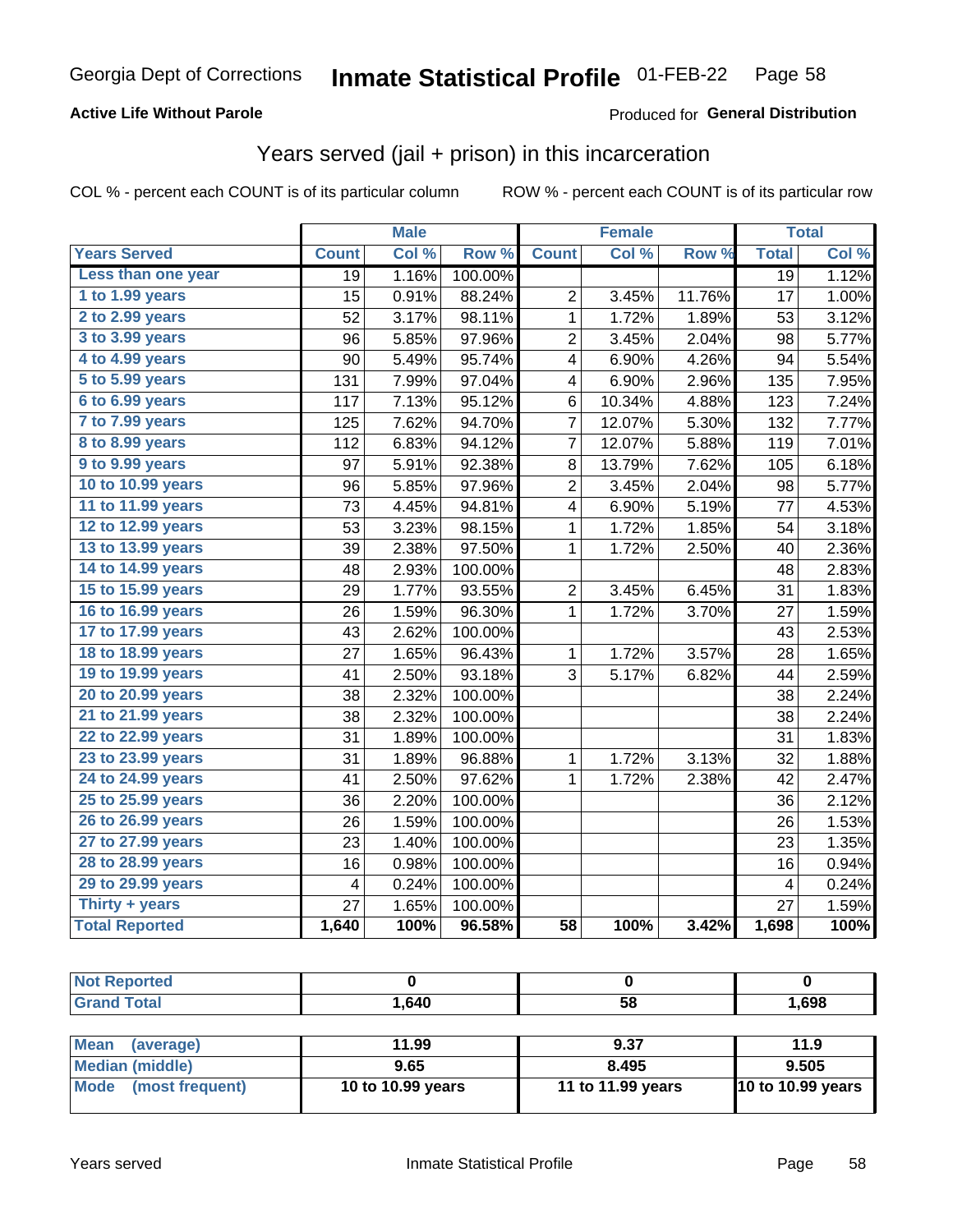Georgia Dept of Corrections **Inmate Statistical Profile** 01-FEB-22

**Active Life Without Parole**

Produced for **General Distribution**

## Years served (jail + prison) in this incarceration

COL % - percent each COUNT is of its particular column    ROW % - percent each COUNT is of its particular row

| | Male | | | Female | | | Total | |
|---|---|---|---|---|---|---|---|---|
| **Years Served** | **Count** | **Col %** | **Row %** | **Count** | **Col %** | **Row %** | **Total** | **Col %** |
| Less than one year | 19 | 1.16% | 100.00% | | | | 19 | 1.12% |
| 1 to 1.99 years | 15 | 0.91% | 88.24% | 2 | 3.45% | 11.76% | 17 | 1.00% |
| 2 to 2.99 years | 52 | 3.17% | 98.11% | 1 | 1.72% | 1.89% | 53 | 3.12% |
| 3 to 3.99 years | 96 | 5.85% | 97.96% | 2 | 3.45% | 2.04% | 98 | 5.77% |
| 4 to 4.99 years | 90 | 5.49% | 95.74% | 4 | 6.90% | 4.26% | 94 | 5.54% |
| 5 to 5.99 years | 131 | 7.99% | 97.04% | 4 | 6.90% | 2.96% | 135 | 7.95% |
| 6 to 6.99 years | 117 | 7.13% | 95.12% | 6 | 10.34% | 4.88% | 123 | 7.24% |
| 7 to 7.99 years | 125 | 7.62% | 94.70% | 7 | 12.07% | 5.30% | 132 | 7.77% |
| 8 to 8.99 years | 112 | 6.83% | 94.12% | 7 | 12.07% | 5.88% | 119 | 7.01% |
| 9 to 9.99 years | 97 | 5.91% | 92.38% | 8 | 13.79% | 7.62% | 105 | 6.18% |
| 10 to 10.99 years | 96 | 5.85% | 97.96% | 2 | 3.45% | 2.04% | 98 | 5.77% |
| 11 to 11.99 years | 73 | 4.45% | 94.81% | 4 | 6.90% | 5.19% | 77 | 4.53% |
| 12 to 12.99 years | 53 | 3.23% | 98.15% | 1 | 1.72% | 1.85% | 54 | 3.18% |
| 13 to 13.99 years | 39 | 2.38% | 97.50% | 1 | 1.72% | 2.50% | 40 | 2.36% |
| 14 to 14.99 years | 48 | 2.93% | 100.00% | | | | 48 | 2.83% |
| 15 to 15.99 years | 29 | 1.77% | 93.55% | 2 | 3.45% | 6.45% | 31 | 1.83% |
| 16 to 16.99 years | 26 | 1.59% | 96.30% | 1 | 1.72% | 3.70% | 27 | 1.59% |
| 17 to 17.99 years | 43 | 2.62% | 100.00% | | | | 43 | 2.53% |
| 18 to 18.99 years | 27 | 1.65% | 96.43% | 1 | 1.72% | 3.57% | 28 | 1.65% |
| 19 to 19.99 years | 41 | 2.50% | 93.18% | 3 | 5.17% | 6.82% | 44 | 2.59% |
| 20 to 20.99 years | 38 | 2.32% | 100.00% | | | | 38 | 2.24% |
| 21 to 21.99 years | 38 | 2.32% | 100.00% | | | | 38 | 2.24% |
| 22 to 22.99 years | 31 | 1.89% | 100.00% | | | | 31 | 1.83% |
| 23 to 23.99 years | 31 | 1.89% | 96.88% | 1 | 1.72% | 3.13% | 32 | 1.88% |
| 24 to 24.99 years | 41 | 2.50% | 97.62% | 1 | 1.72% | 2.38% | 42 | 2.47% |
| 25 to 25.99 years | 36 | 2.20% | 100.00% | | | | 36 | 2.12% |
| 26 to 26.99 years | 26 | 1.59% | 100.00% | | | | 26 | 1.53% |
| 27 to 27.99 years | 23 | 1.40% | 100.00% | | | | 23 | 1.35% |
| 28 to 28.99 years | 16 | 0.98% | 100.00% | | | | 16 | 0.94% |
| 29 to 29.99 years | 4 | 0.24% | 100.00% | | | | 4 | 0.24% |
| Thirty + years | 27 | 1.65% | 100.00% | | | | 27 | 1.59% |
| **Total Reported** | **1,640** | **100%** | **96.58%** | **58** | **100%** | **3.42%** | **1,698** | **100%** |

| | Male | Female | Total |
|---|---|---|---|
| Not Reported | 0 | 0 | 0 |
| Grand Total | 1,640 | 58 | 1,698 |

| | Male | Female | Total |
|---|---|---|---|
| Mean (average) | 11.99 | 9.37 | 11.9 |
| Median (middle) | 9.65 | 8.495 | 9.505 |
| Mode (most frequent) | 10 to 10.99 years | 11 to 11.99 years | 10 to 10.99 years |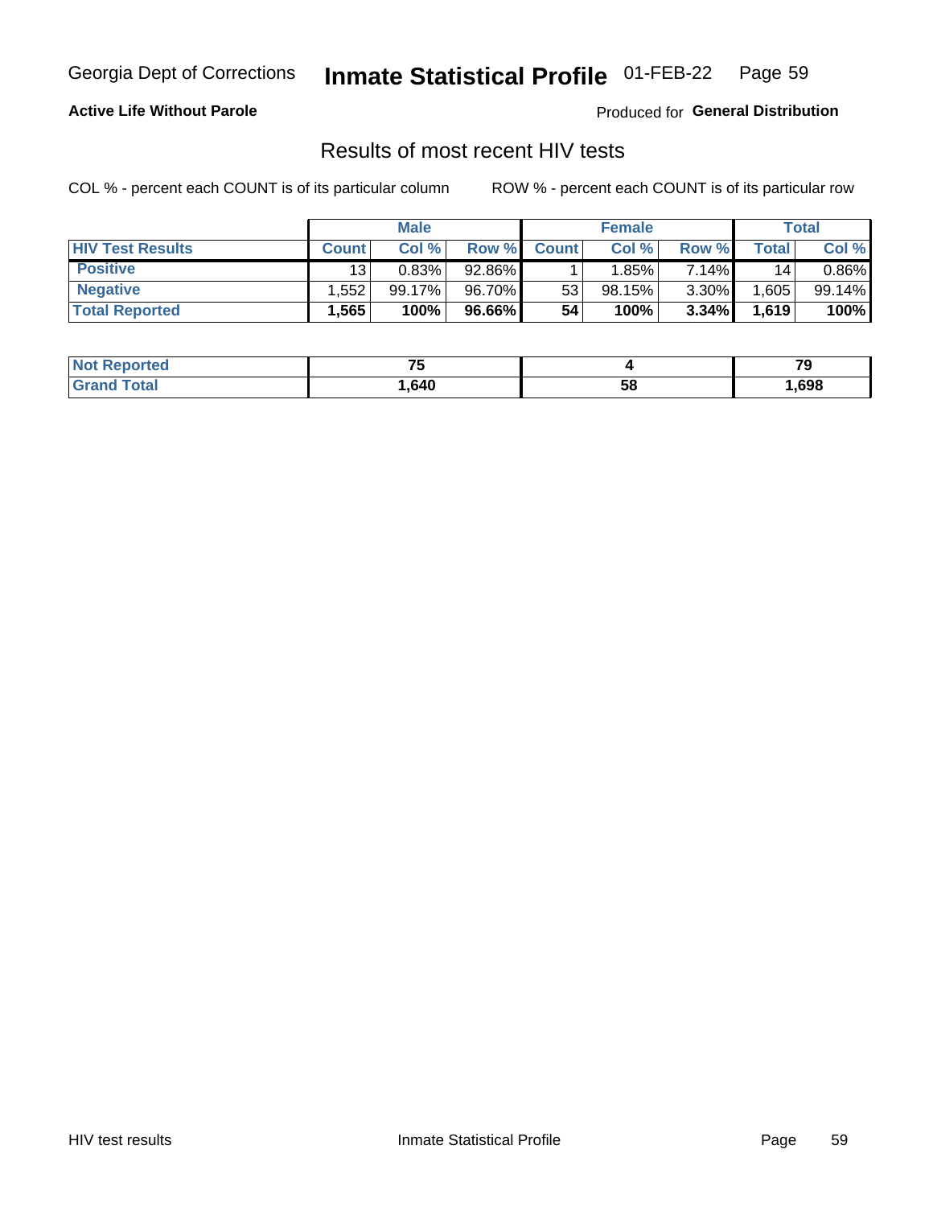Georgia Dept of Corrections **Inmate Statistical Profile** 01-FEB-22

**Active Life Without Parole**

Produced for **General Distribution**

## Results of most recent HIV tests

COL % - percent each COUNT is of its particular column    ROW % - percent each COUNT is of its particular row

| | Male | | | Female | | | Total | |
|---|---|---|---|---|---|---|---|---|
| **HIV Test Results** | **Count** | **Col %** | **Row %** | **Count** | **Col %** | **Row %** | **Total** | **Col %** |
| **Positive** | 13 | 0.83% | 92.86% | 1 | 1.85% | 7.14% | 14 | 0.86% |
| **Negative** | 1,552 | 99.17% | 96.70% | 53 | 98.15% | 3.30% | 1,605 | 99.14% |
| **Total Reported** | **1,565** | **100%** | **96.66%** | **54** | **100%** | **3.34%** | **1,619** | **100%** |

| | Male | Female | Total |
|---|---|---|---|
| **Not Reported** | **75** | **4** | **79** |
| **Grand Total** | **1,640** | **58** | **1,698** |

HIV test results    Inmate Statistical Profile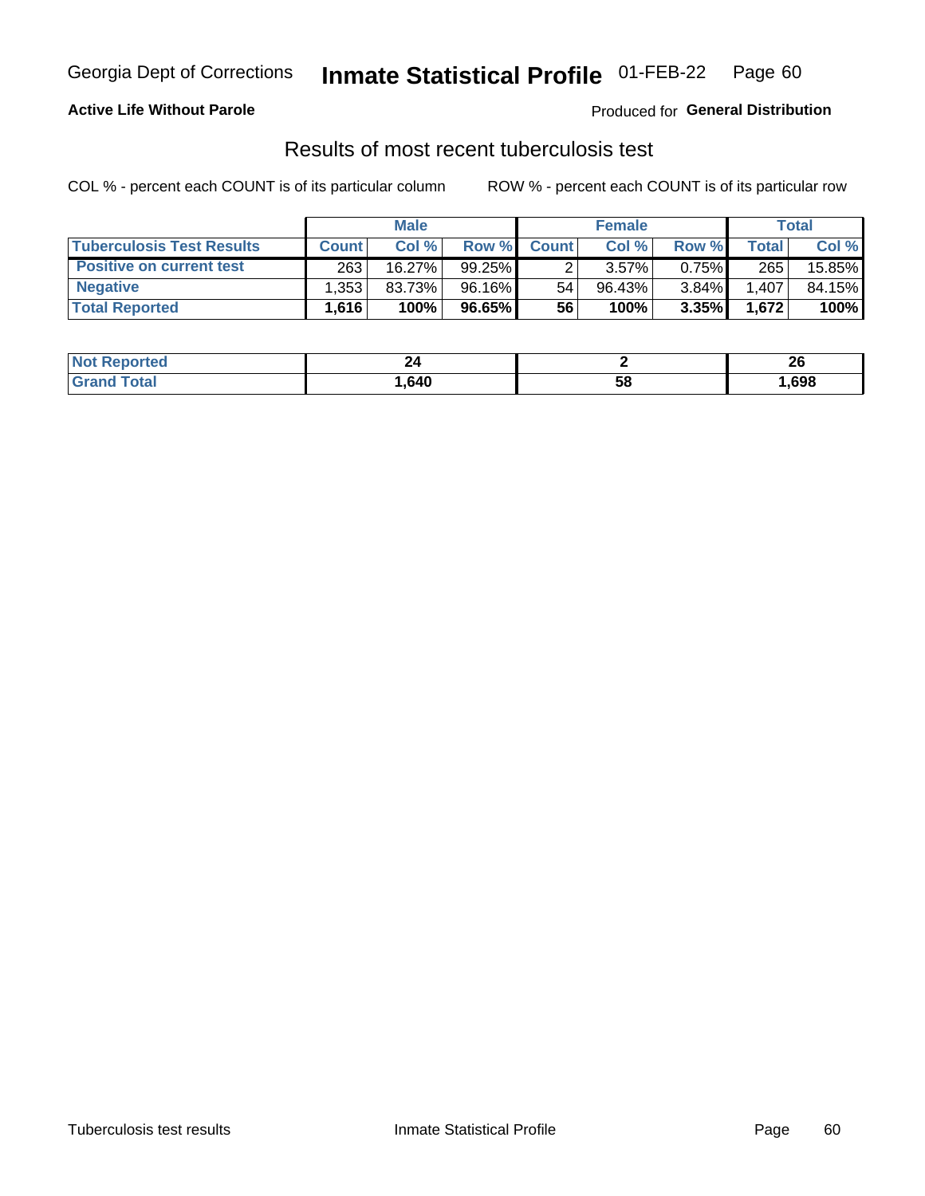Georgia Dept of Corrections **Inmate Statistical Profile** 01-FEB-22

**Active Life Without Parole**

Produced for **General Distribution**

## Results of most recent tuberculosis test

COL % - percent each COUNT is of its particular column

ROW % - percent each COUNT is of its particular row

| | Male | | | Female | | | Total | |
|---|---|---|---|---|---|---|---|---|
| **Tuberculosis Test Results** | **Count** | **Col %** | **Row %** | **Count** | **Col %** | **Row %** | **Total** | **Col %** |
| **Positive on current test** | 263 | 16.27% | 99.25% | 2 | 3.57% | 0.75% | 265 | 15.85% |
| **Negative** | 1,353 | 83.73% | 96.16% | 54 | 96.43% | 3.84% | 1,407 | 84.15% |
| **Total Reported** | **1,616** | **100%** | **96.65%** | **56** | **100%** | **3.35%** | **1,672** | **100%** |

| | Male | Female | Total |
|---|---|---|---|
| **Not Reported** | **24** | **2** | **26** |
| **Grand Total** | **1,640** | **58** | **1,698** |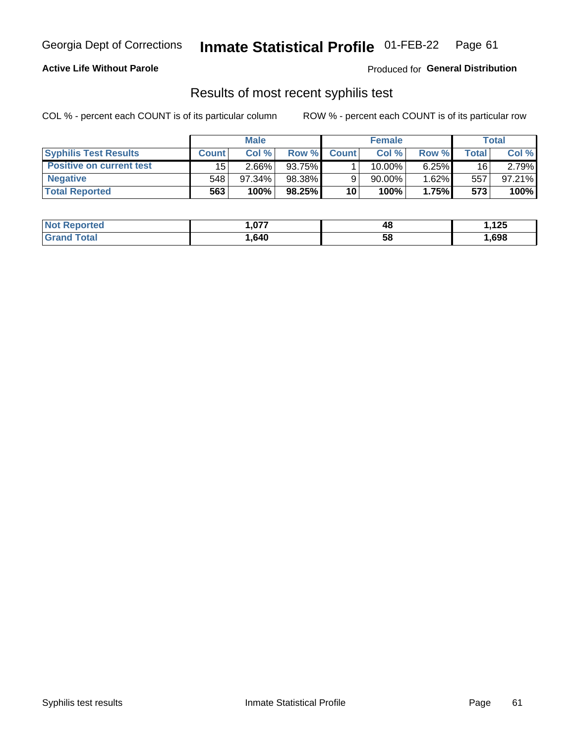Georgia Dept of Corrections **Inmate Statistical Profile** 01-FEB-22

**Active Life Without Parole**

Produced for **General Distribution**

## Results of most recent syphilis test

COL % - percent each COUNT is of its particular column ROW % - percent each COUNT is of its particular row

| | Male | | | Female | | | Total | |
|---|---|---|---|---|---|---|---|---|
| **Syphilis Test Results** | **Count** | **Col %** | **Row %** | **Count** | **Col %** | **Row %** | **Total** | **Col %** |
| **Positive on current test** | 15 | 2.66% | 93.75% | 1 | 10.00% | 6.25% | 16 | 2.79% |
| **Negative** | 548 | 97.34% | 98.38% | 9 | 90.00% | 1.62% | 557 | 97.21% |
| **Total Reported** | **563** | **100%** | **98.25%** | **10** | **100%** | **1.75%** | **573** | **100%** |

| | Male | Female | Total |
|---|---|---|---|
| **Not Reported** | **1,077** | **48** | **1,125** |
| **Grand Total** | **1,640** | **58** | **1,698** |

Syphilis test results Inmate Statistical Profile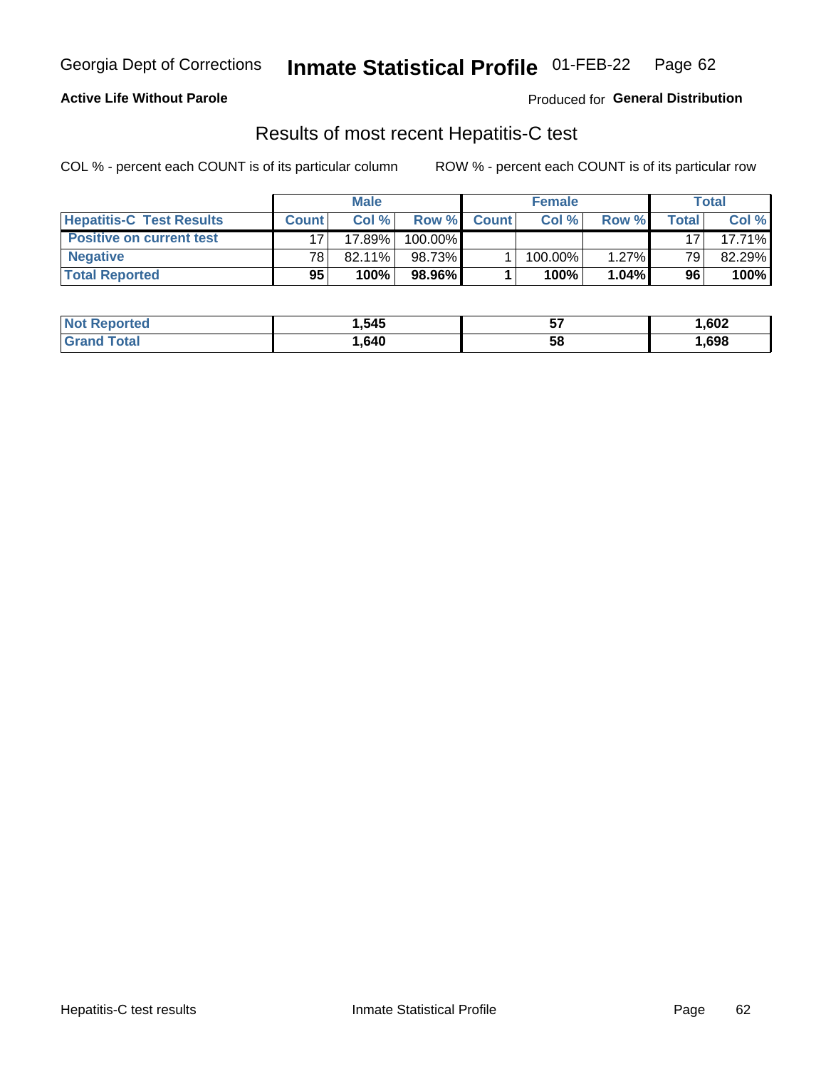Georgia Dept of Corrections **Inmate Statistical Profile** 01-FEB-22

**Active Life Without Parole**

Produced for **General Distribution**

## Results of most recent Hepatitis-C test

COL % - percent each COUNT is of its particular column

ROW % - percent each COUNT is of its particular row

| | Male | | | Female | | | Total | |
|---|---|---|---|---|---|---|---|---|
| **Hepatitis-C Test Results** | **Count** | **Col %** | **Row %** | **Count** | **Col %** | **Row %** | **Total** | **Col %** |
| **Positive on current test** | 17 | 17.89% | 100.00% | | | | 17 | 17.71% |
| **Negative** | 78 | 82.11% | 98.73% | 1 | 100.00% | 1.27% | 79 | 82.29% |
| **Total Reported** | **95** | **100%** | **98.96%** | **1** | **100%** | **1.04%** | **96** | **100%** |

| | Male | Female | Total |
|---|---|---|---|
| **Not Reported** | **1,545** | **57** | **1,602** |
| **Grand Total** | **1,640** | **58** | **1,698** |

Hepatitis-C test results